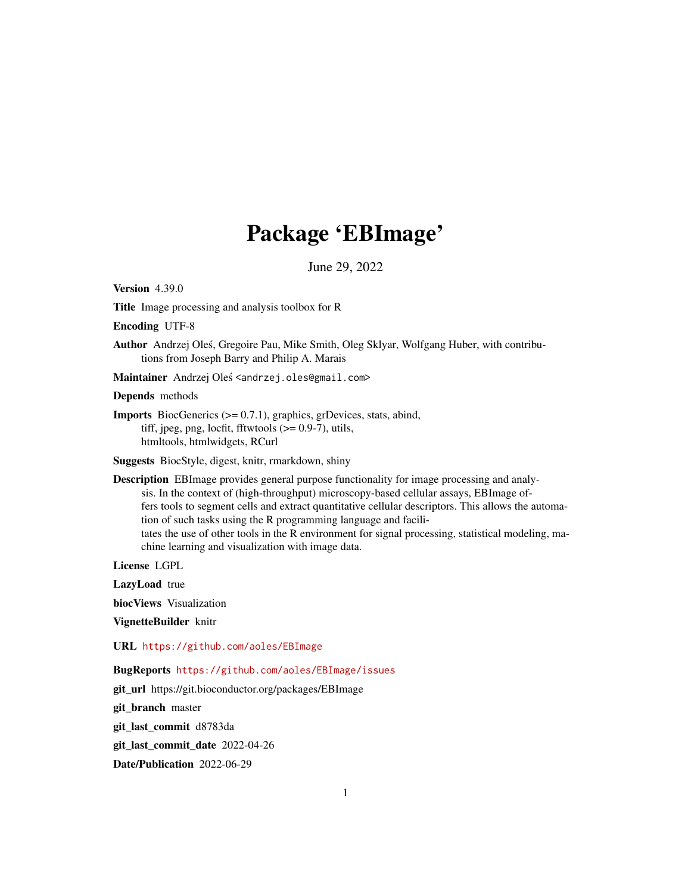# Package 'EBImage'

June 29, 2022

**Version** 4.39.0

**Title** Image processing and analysis toolbox for R

**Encoding** UTF-8

**Author** Andrzej Oleś, Gregoire Pau, Mike Smith, Oleg Sklyar, Wolfgang Huber, with contributions from Joseph Barry and Philip A. Marais

**Maintainer** Andrzej Oleś <andrzej.oles@gmail.com>

**Depends** methods

**Imports** BiocGenerics (>= 0.7.1), graphics, grDevices, stats, abind, tiff, jpeg, png, locfit, fftwtools (>= 0.9-7), utils, htmltools, htmlwidgets, RCurl

**Suggests** BiocStyle, digest, knitr, rmarkdown, shiny

**Description** EBImage provides general purpose functionality for image processing and analysis. In the context of (high-throughput) microscopy-based cellular assays, EBImage offers tools to segment cells and extract quantitative cellular descriptors. This allows the automation of such tasks using the R programming language and facilitates the use of other tools in the R environment for signal processing, statistical modeling, machine learning and visualization with image data.

**License** LGPL

**LazyLoad** true

**biocViews** Visualization

**VignetteBuilder** knitr

**URL** https://github.com/aoles/EBImage

**BugReports** https://github.com/aoles/EBImage/issues

**git_url** https://git.bioconductor.org/packages/EBImage

**git_branch** master

**git_last_commit** d8783da

**git_last_commit_date** 2022-04-26

**Date/Publication** 2022-06-29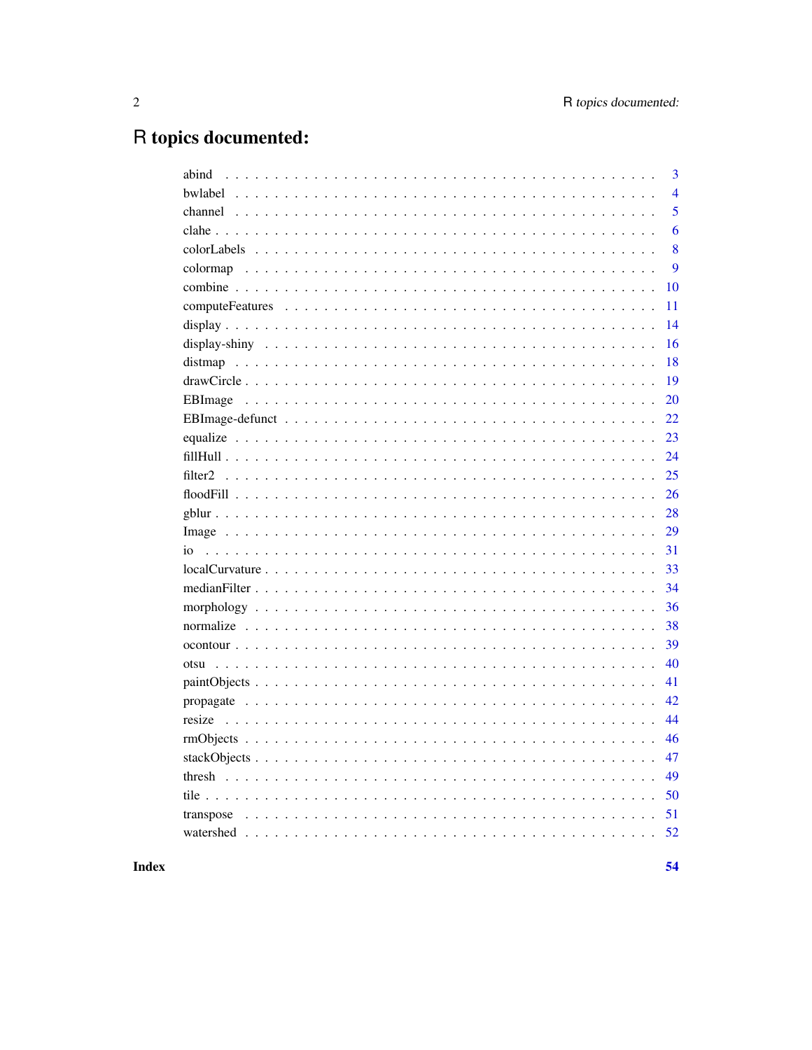# R topics documented:

| | |
|---|---|
| abind | 3 |
| bwlabel | 4 |
| channel | 5 |
| clahe | 6 |
| colorLabels | 8 |
| colormap | 9 |
| combine | 10 |
| computeFeatures | 11 |
| display | 14 |
| display-shiny | 16 |
| distmap | 18 |
| drawCircle | 19 |
| EBImage | 20 |
| EBImage-defunct | 22 |
| equalize | 23 |
| fillHull | 24 |
| filter2 | 25 |
| floodFill | 26 |
| gblur | 28 |
| Image | 29 |
| io | 31 |
| localCurvature | 33 |
| medianFilter | 34 |
| morphology | 36 |
| normalize | 38 |
| ocontour | 39 |
| otsu | 40 |
| paintObjects | 41 |
| propagate | 42 |
| resize | 44 |
| rmObjects | 46 |
| stackObjects | 47 |
| thresh | 49 |
| tile | 50 |
| transpose | 51 |
| watershed | 52 |

**Index** **54**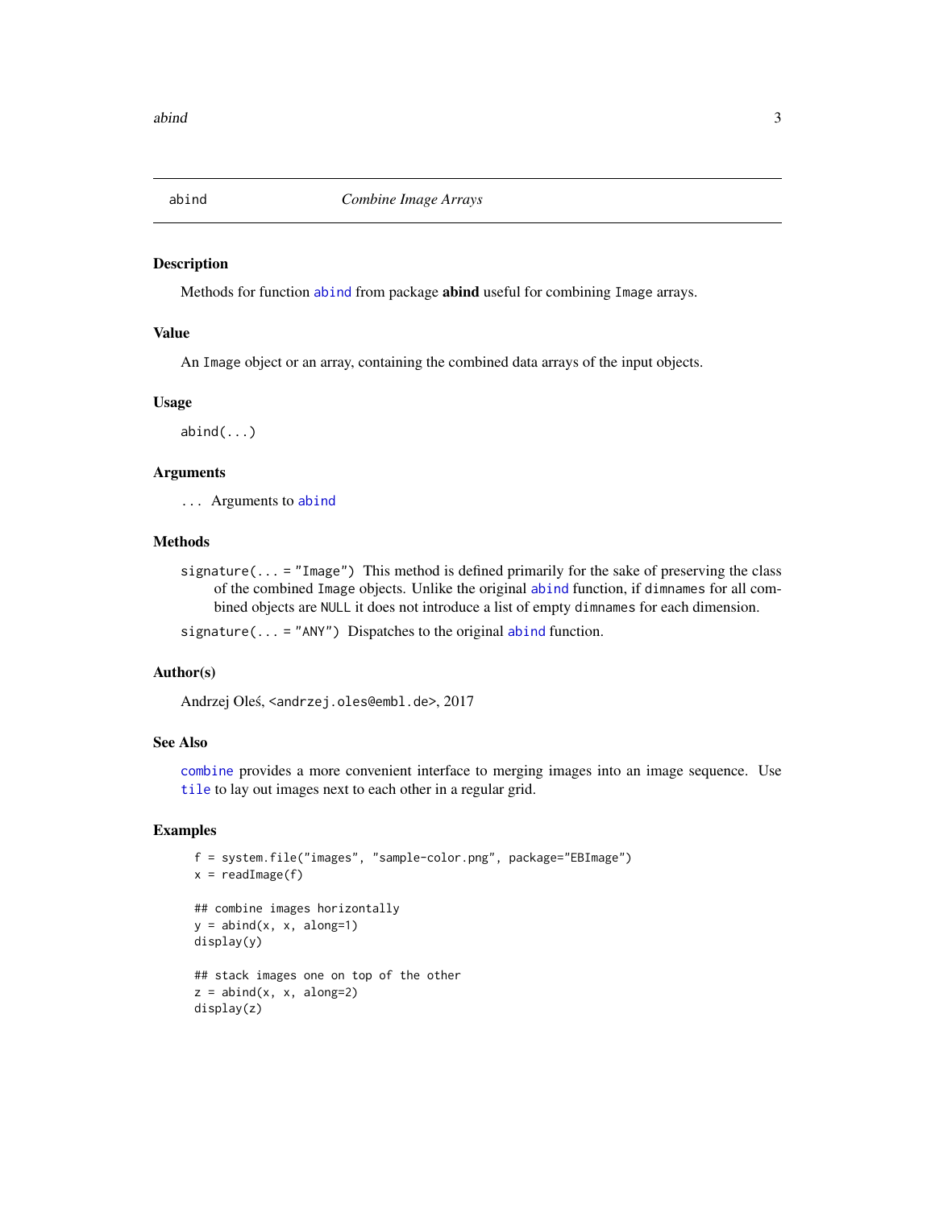# abind — *Combine Image Arrays*

## Description

Methods for function `abind` from package **abind** useful for combining `Image` arrays.

## Value

An `Image` object or an array, containing the combined data arrays of the input objects.

## Usage

```
abind(...)
```

## Arguments

`...` Arguments to `abind`

## Methods

`signature(... = "Image")` This method is defined primarily for the sake of preserving the class of the combined `Image` objects. Unlike the original `abind` function, if `dimnames` for all combined objects are `NULL` it does not introduce a list of empty `dimnames` for each dimension.

`signature(... = "ANY")` Dispatches to the original `abind` function.

## Author(s)

Andrzej Oleś, <andrzej.oles@embl.de>, 2017

## See Also

`combine` provides a more convenient interface to merging images into an image sequence. Use `tile` to lay out images next to each other in a regular grid.

## Examples

```
f = system.file("images", "sample-color.png", package="EBImage")
x = readImage(f)

## combine images horizontally
y = abind(x, x, along=1)
display(y)

## stack images one on top of the other
z = abind(x, x, along=2)
display(z)
```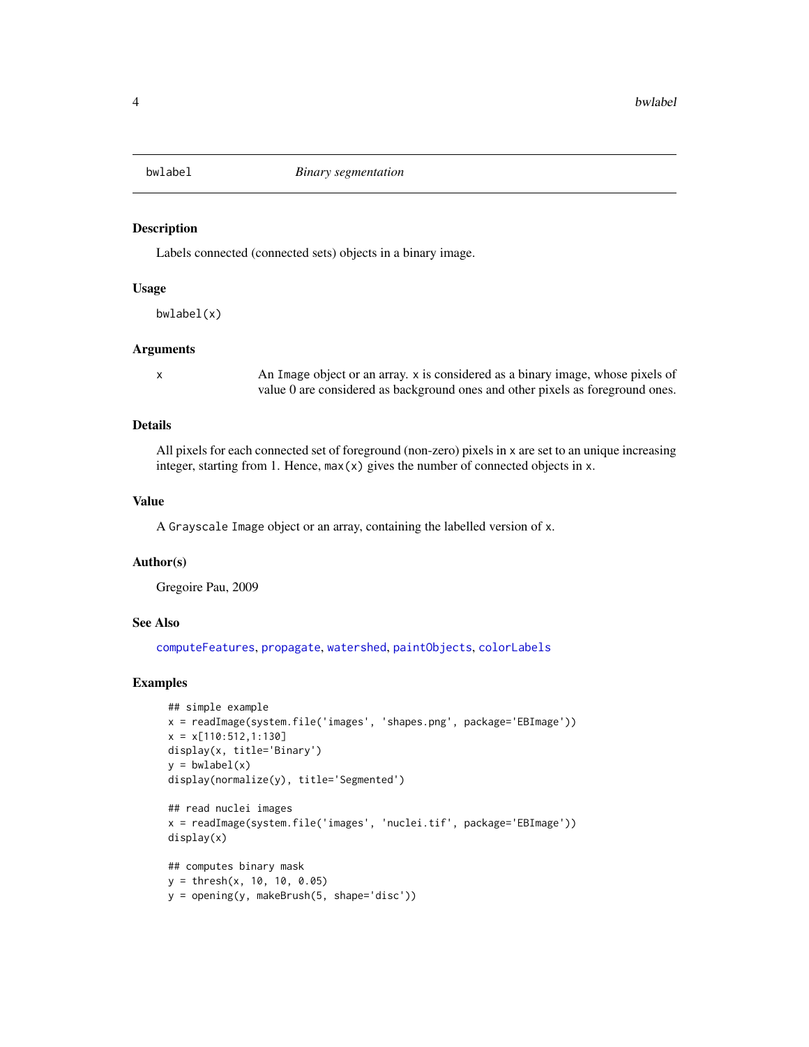# bwlabel — *Binary segmentation*

## Description

Labels connected (connected sets) objects in a binary image.

## Usage

```
bwlabel(x)
```

## Arguments

| | |
|---|---|
| x | An `Image` object or an array. `x` is considered as a binary image, whose pixels of value 0 are considered as background ones and other pixels as foreground ones. |

## Details

All pixels for each connected set of foreground (non-zero) pixels in `x` are set to an unique increasing integer, starting from 1. Hence, `max(x)` gives the number of connected objects in `x`.

## Value

A `Grayscale Image` object or an array, containing the labelled version of `x`.

## Author(s)

Gregoire Pau, 2009

## See Also

`computeFeatures`, `propagate`, `watershed`, `paintObjects`, `colorLabels`

## Examples

```
## simple example
x = readImage(system.file('images', 'shapes.png', package='EBImage'))
x = x[110:512,1:130]
display(x, title='Binary')
y = bwlabel(x)
display(normalize(y), title='Segmented')

## read nuclei images
x = readImage(system.file('images', 'nuclei.tif', package='EBImage'))
display(x)

## computes binary mask
y = thresh(x, 10, 10, 0.05)
y = opening(y, makeBrush(5, shape='disc'))
```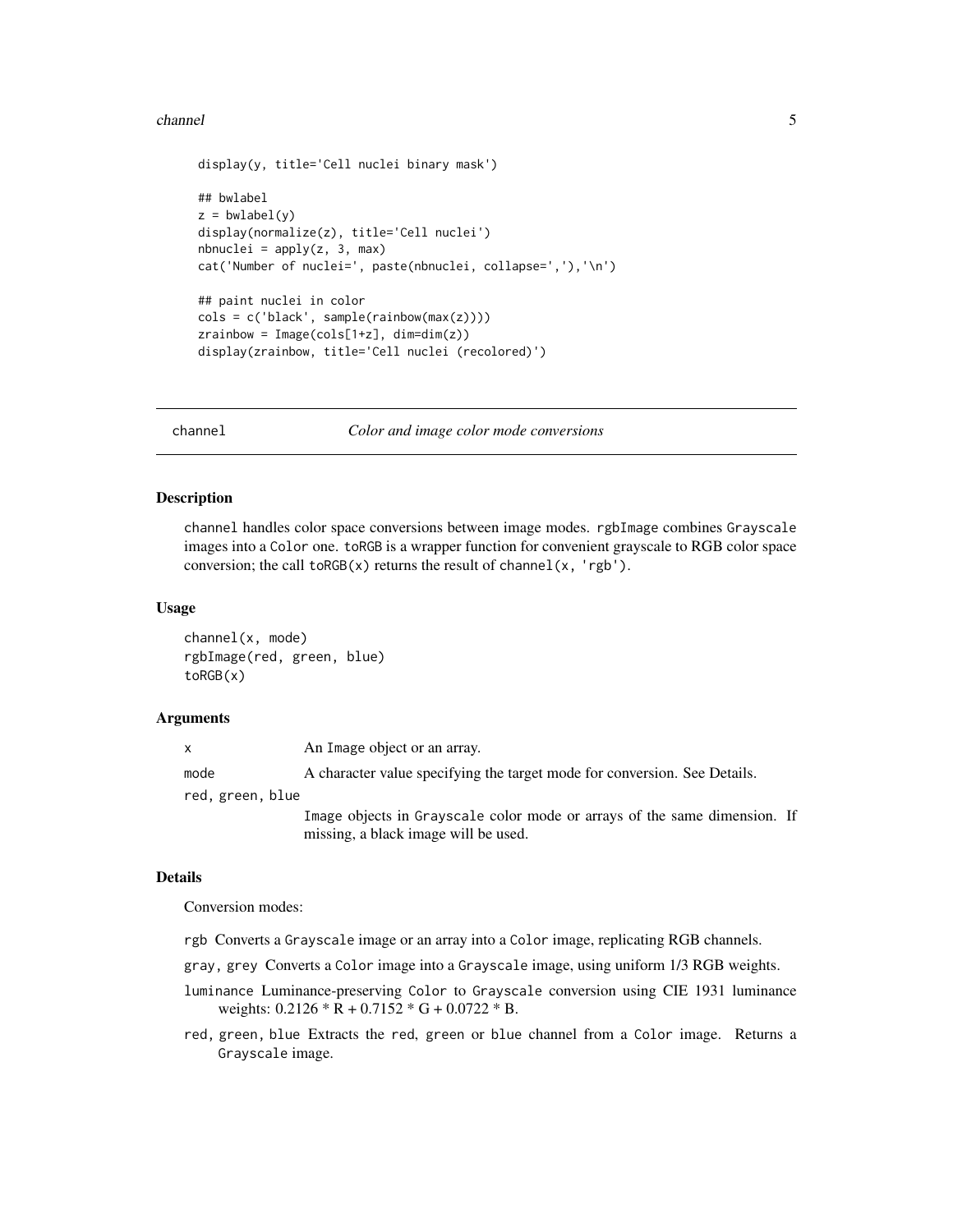```
display(y, title='Cell nuclei binary mask')

## bwlabel
z = bwlabel(y)
display(normalize(z), title='Cell nuclei')
nbnuclei = apply(z, 3, max)
cat('Number of nuclei=', paste(nbnuclei, collapse=','),'\n')

## paint nuclei in color
cols = c('black', sample(rainbow(max(z))))
zrainbow = Image(cols[1+z], dim=dim(z))
display(zrainbow, title='Cell nuclei (recolored)')
```

---

## channel *Color and image color mode conversions*

### Description

`channel` handles color space conversions between image modes. `rgbImage` combines `Grayscale` images into a `Color` one. `toRGB` is a wrapper function for convenient grayscale to RGB color space conversion; the call `toRGB(x)` returns the result of `channel(x, 'rgb')`.

### Usage

```
channel(x, mode)
rgbImage(red, green, blue)
toRGB(x)
```

### Arguments

| | |
|---|---|
| `x` | An `Image` object or an array. |
| `mode` | A character value specifying the target mode for conversion. See Details. |
| `red, green, blue` | `Image` objects in `Grayscale` color mode or arrays of the same dimension. If missing, a black image will be used. |

### Details

Conversion modes:

- `rgb` Converts a `Grayscale` image or an array into a `Color` image, replicating RGB channels.
- `gray, grey` Converts a `Color` image into a `Grayscale` image, using uniform 1/3 RGB weights.
- `luminance` Luminance-preserving `Color` to `Grayscale` conversion using CIE 1931 luminance weights: 0.2126 * R + 0.7152 * G + 0.0722 * B.
- `red, green, blue` Extracts the `red`, `green` or `blue` channel from a `Color` image. Returns a `Grayscale` image.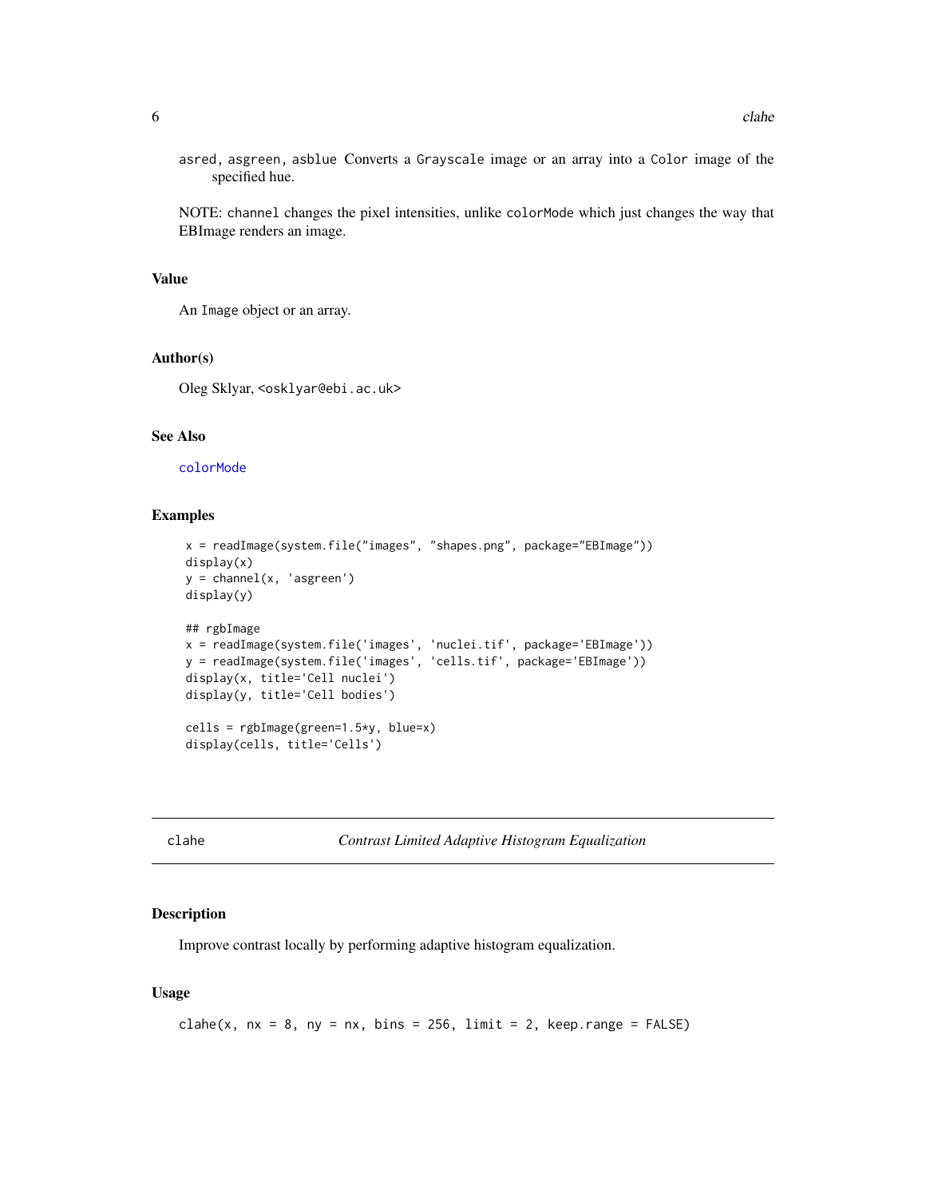asred, asgreen, asblue Converts a Grayscale image or an array into a Color image of the specified hue.

NOTE: channel changes the pixel intensities, unlike colorMode which just changes the way that EBImage renders an image.

### Value

An Image object or an array.

### Author(s)

Oleg Sklyar, <osklyar@ebi.ac.uk>

### See Also

colorMode

### Examples

```
x = readImage(system.file("images", "shapes.png", package="EBImage"))
display(x)
y = channel(x, 'asgreen')
display(y)

## rgbImage
x = readImage(system.file('images', 'nuclei.tif', package='EBImage'))
y = readImage(system.file('images', 'cells.tif', package='EBImage'))
display(x, title='Cell nuclei')
display(y, title='Cell bodies')

cells = rgbImage(green=1.5*y, blue=x)
display(cells, title='Cells')
```

---

## clahe *Contrast Limited Adaptive Histogram Equalization*

### Description

Improve contrast locally by performing adaptive histogram equalization.

### Usage

```
clahe(x, nx = 8, ny = nx, bins = 256, limit = 2, keep.range = FALSE)
```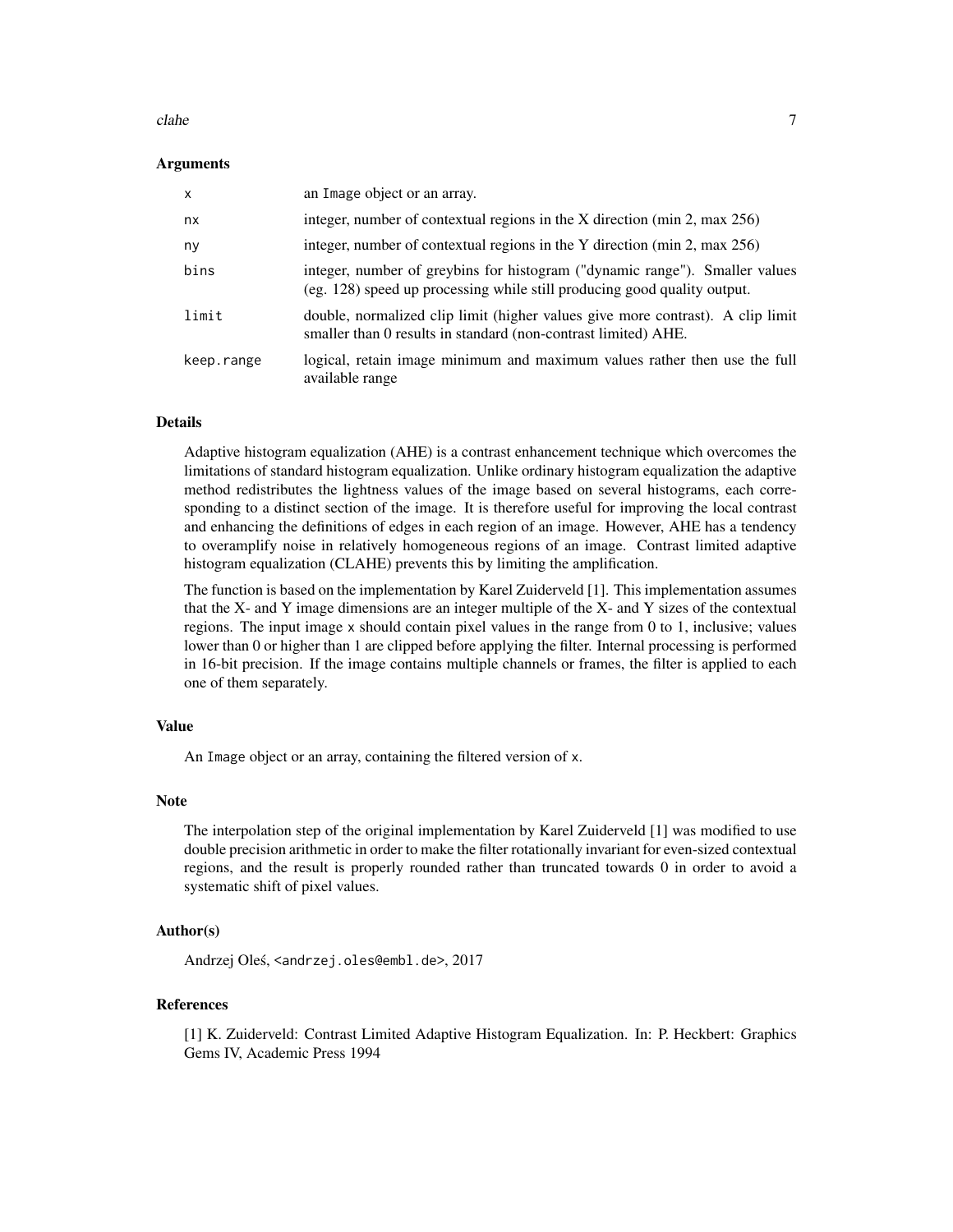## Arguments

| | |
|---|---|
| `x` | an `Image` object or an array. |
| `nx` | integer, number of contextual regions in the X direction (min 2, max 256) |
| `ny` | integer, number of contextual regions in the Y direction (min 2, max 256) |
| `bins` | integer, number of greybins for histogram ("dynamic range"). Smaller values (eg. 128) speed up processing while still producing good quality output. |
| `limit` | double, normalized clip limit (higher values give more contrast). A clip limit smaller than 0 results in standard (non-contrast limited) AHE. |
| `keep.range` | logical, retain image minimum and maximum values rather then use the full available range |

## Details

Adaptive histogram equalization (AHE) is a contrast enhancement technique which overcomes the limitations of standard histogram equalization. Unlike ordinary histogram equalization the adaptive method redistributes the lightness values of the image based on several histograms, each corresponding to a distinct section of the image. It is therefore useful for improving the local contrast and enhancing the definitions of edges in each region of an image. However, AHE has a tendency to overamplify noise in relatively homogeneous regions of an image. Contrast limited adaptive histogram equalization (CLAHE) prevents this by limiting the amplification.

The function is based on the implementation by Karel Zuiderveld [1]. This implementation assumes that the X- and Y image dimensions are an integer multiple of the X- and Y sizes of the contextual regions. The input image `x` should contain pixel values in the range from 0 to 1, inclusive; values lower than 0 or higher than 1 are clipped before applying the filter. Internal processing is performed in 16-bit precision. If the image contains multiple channels or frames, the filter is applied to each one of them separately.

## Value

An `Image` object or an array, containing the filtered version of `x`.

## Note

The interpolation step of the original implementation by Karel Zuiderveld [1] was modified to use double precision arithmetic in order to make the filter rotationally invariant for even-sized contextual regions, and the result is properly rounded rather than truncated towards 0 in order to avoid a systematic shift of pixel values.

## Author(s)

Andrzej Oleś, <andrzej.oles@embl.de>, 2017

## References

[1] K. Zuiderveld: Contrast Limited Adaptive Histogram Equalization. In: P. Heckbert: Graphics Gems IV, Academic Press 1994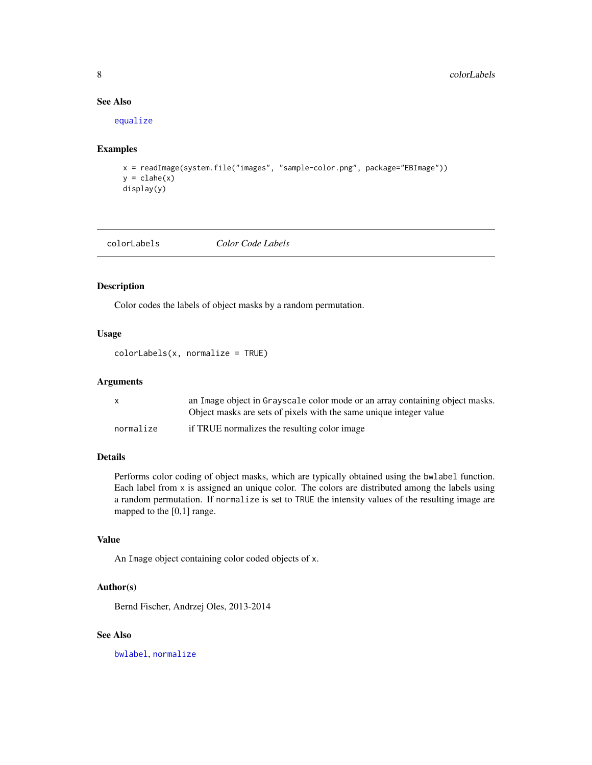### See Also

equalize

### Examples

```
x = readImage(system.file("images", "sample-color.png", package="EBImage"))
y = clahe(x)
display(y)
```

---

## colorLabels *Color Code Labels*

---

### Description

Color codes the labels of object masks by a random permutation.

### Usage

```
colorLabels(x, normalize = TRUE)
```

### Arguments

| | |
|---|---|
| `x` | an `Image` object in `Grayscale` color mode or an array containing object masks. Object masks are sets of pixels with the same unique integer value |
| `normalize` | if TRUE normalizes the resulting color image |

### Details

Performs color coding of object masks, which are typically obtained using the `bwlabel` function. Each label from `x` is assigned an unique color. The colors are distributed among the labels using a random permutation. If `normalize` is set to `TRUE` the intensity values of the resulting image are mapped to the [0,1] range.

### Value

An `Image` object containing color coded objects of `x`.

### Author(s)

Bernd Fischer, Andrzej Oles, 2013-2014

### See Also

bwlabel, normalize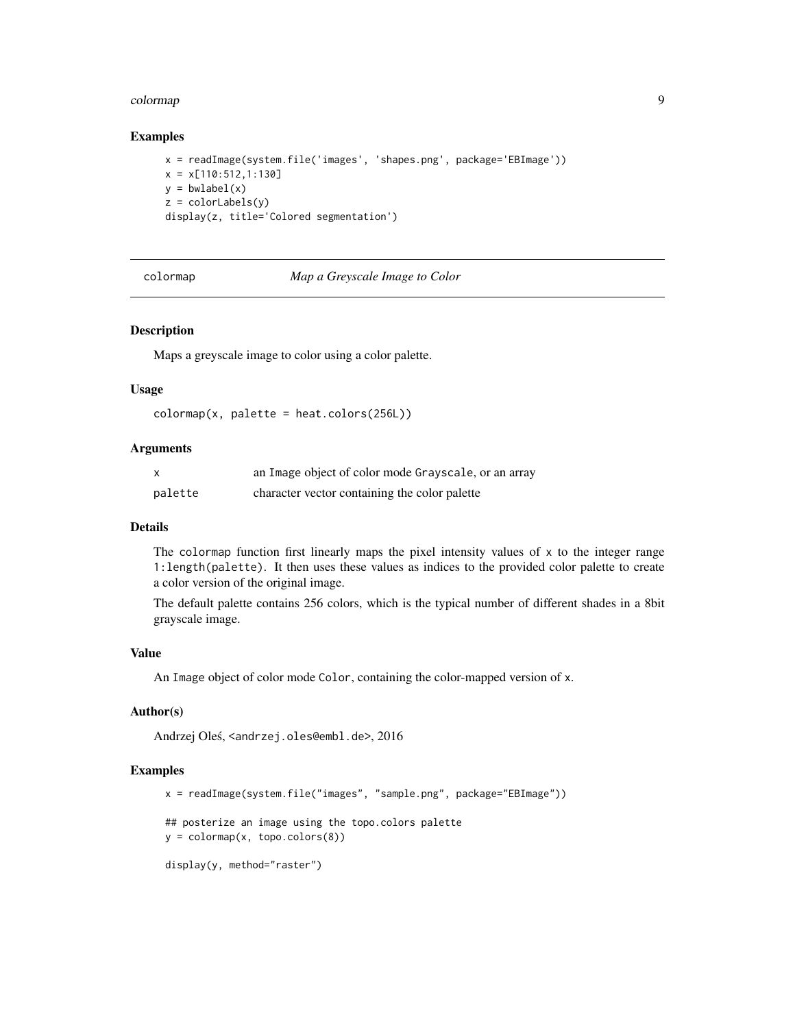### Examples

```
x = readImage(system.file('images', 'shapes.png', package='EBImage'))
x = x[110:512,1:130]
y = bwlabel(x)
z = colorLabels(y)
display(z, title='Colored segmentation')
```

---

## colormap — *Map a Greyscale Image to Color*

---

### Description

Maps a greyscale image to color using a color palette.

### Usage

```
colormap(x, palette = heat.colors(256L))
```

### Arguments

| | |
|---|---|
| `x` | an `Image` object of color mode `Grayscale`, or an array |
| `palette` | character vector containing the color palette |

### Details

The `colormap` function first linearly maps the pixel intensity values of `x` to the integer range `1:length(palette)`. It then uses these values as indices to the provided color palette to create a color version of the original image.

The default palette contains 256 colors, which is the typical number of different shades in a 8bit grayscale image.

### Value

An `Image` object of color mode `Color`, containing the color-mapped version of `x`.

### Author(s)

Andrzej Oleś, <andrzej.oles@embl.de>, 2016

### Examples

```
x = readImage(system.file("images", "sample.png", package="EBImage"))

## posterize an image using the topo.colors palette
y = colormap(x, topo.colors(8))

display(y, method="raster")
```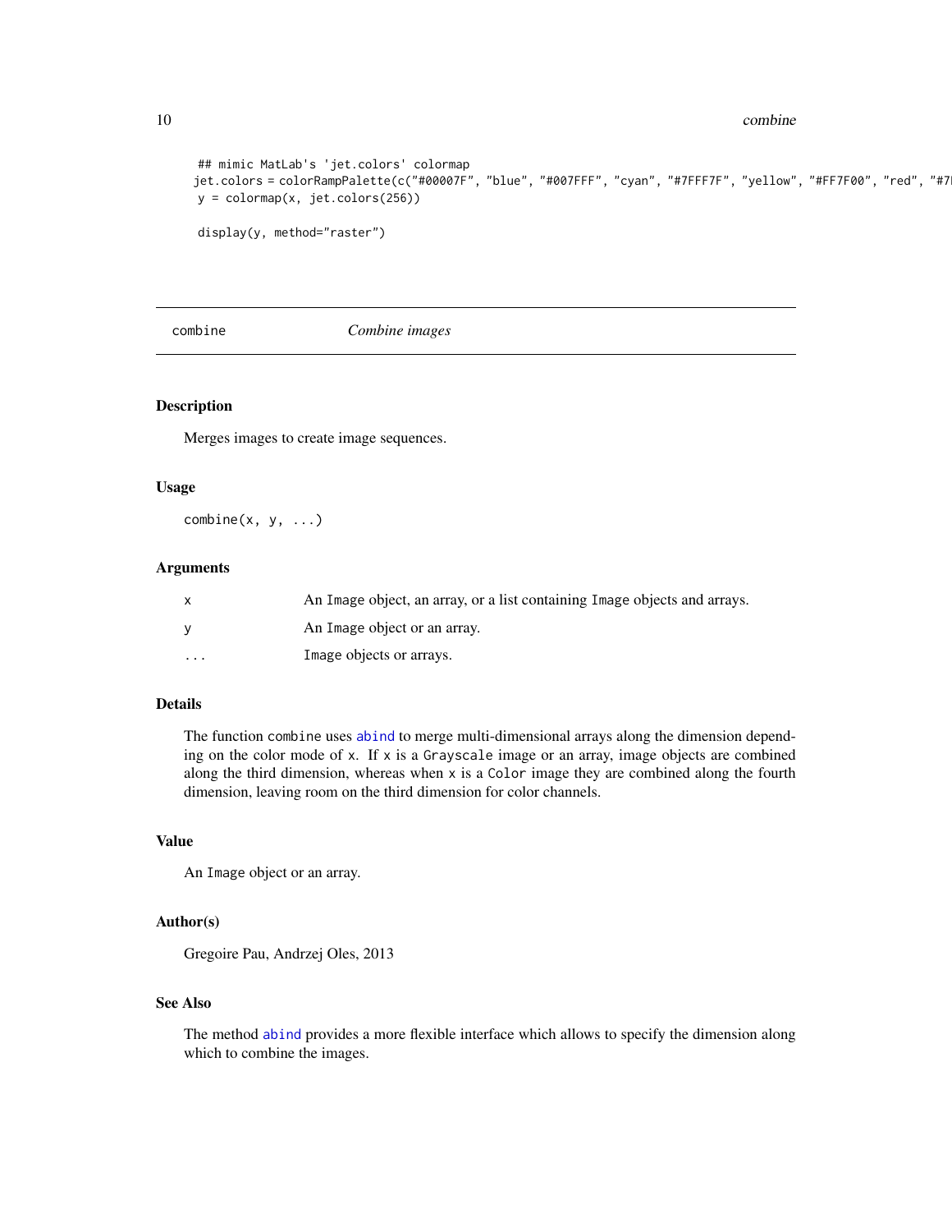```
## mimic MatLab's 'jet.colors' colormap
jet.colors = colorRampPalette(c("#00007F", "blue", "#007FFF", "cyan", "#7FFF7F", "yellow", "#FF7F00", "red", "#7F
y = colormap(x, jet.colors(256))

display(y, method="raster")
```

---

combine *Combine images*

---

## Description

Merges images to create image sequences.

## Usage

```
combine(x, y, ...)
```

## Arguments

| | |
|---|---|
| x | An Image object, an array, or a list containing Image objects and arrays. |
| y | An Image object or an array. |
| ... | Image objects or arrays. |

## Details

The function combine uses abind to merge multi-dimensional arrays along the dimension depending on the color mode of x. If x is a Grayscale image or an array, image objects are combined along the third dimension, whereas when x is a Color image they are combined along the fourth dimension, leaving room on the third dimension for color channels.

## Value

An Image object or an array.

## Author(s)

Gregoire Pau, Andrzej Oles, 2013

## See Also

The method abind provides a more flexible interface which allows to specify the dimension along which to combine the images.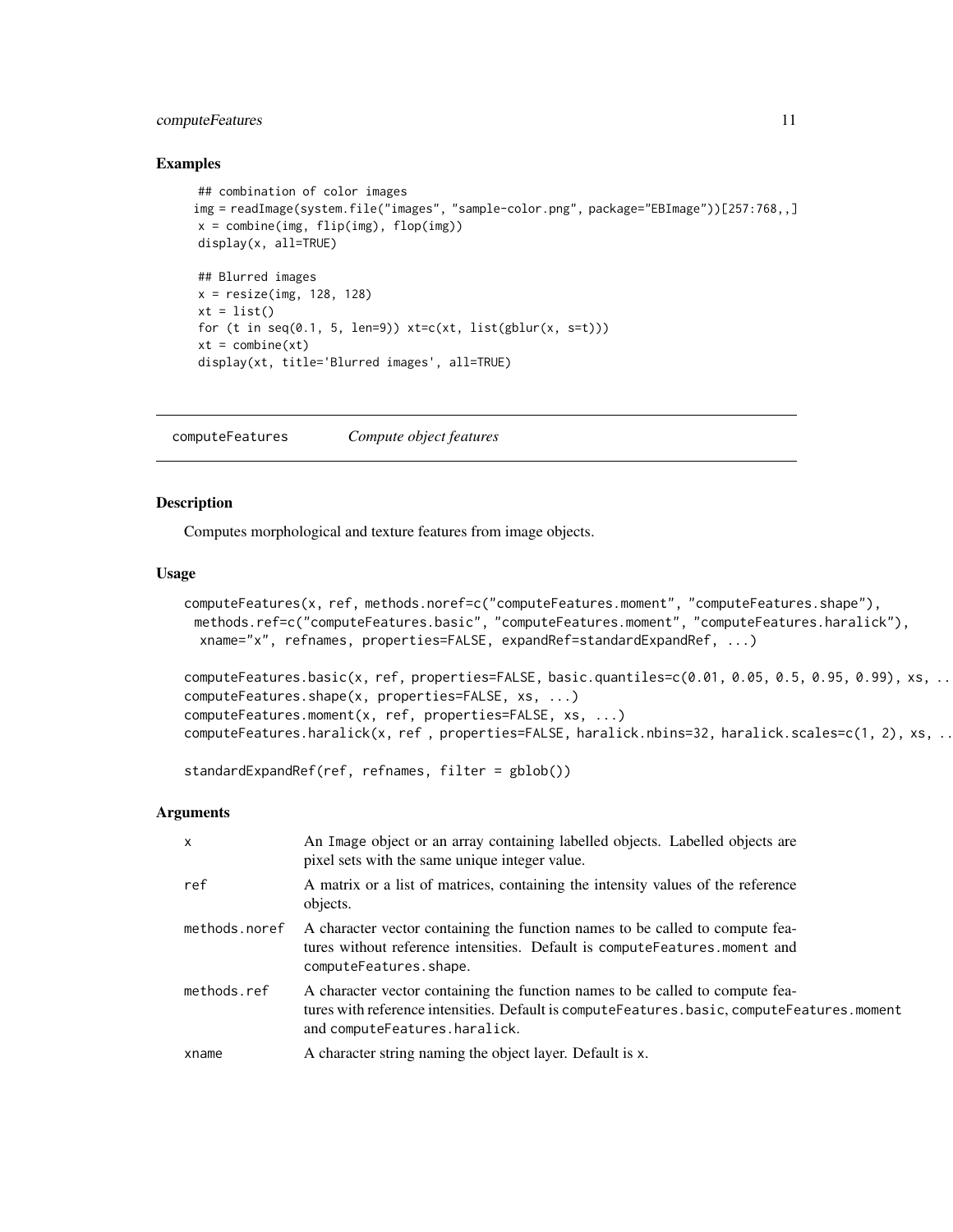## Examples

```
## combination of color images
img = readImage(system.file("images", "sample-color.png", package="EBImage"))[257:768,,]
x = combine(img, flip(img), flop(img))
display(x, all=TRUE)

## Blurred images
x = resize(img, 128, 128)
xt = list()
for (t in seq(0.1, 5, len=9)) xt=c(xt, list(gblur(x, s=t)))
xt = combine(xt)
display(xt, title='Blurred images', all=TRUE)
```

---

# computeFeatures — *Compute object features*

---

## Description

Computes morphological and texture features from image objects.

## Usage

```
computeFeatures(x, ref, methods.noref=c("computeFeatures.moment", "computeFeatures.shape"),
  methods.ref=c("computeFeatures.basic", "computeFeatures.moment", "computeFeatures.haralick"),
   xname="x", refnames, properties=FALSE, expandRef=standardExpandRef, ...)

computeFeatures.basic(x, ref, properties=FALSE, basic.quantiles=c(0.01, 0.05, 0.5, 0.95, 0.99), xs, ..
computeFeatures.shape(x, properties=FALSE, xs, ...)
computeFeatures.moment(x, ref, properties=FALSE, xs, ...)
computeFeatures.haralick(x, ref , properties=FALSE, haralick.nbins=32, haralick.scales=c(1, 2), xs, ..

standardExpandRef(ref, refnames, filter = gblob())
```

## Arguments

| | |
|---|---|
| x | An Image object or an array containing labelled objects. Labelled objects are pixel sets with the same unique integer value. |
| ref | A matrix or a list of matrices, containing the intensity values of the reference objects. |
| methods.noref | A character vector containing the function names to be called to compute features without reference intensities. Default is computeFeatures.moment and computeFeatures.shape. |
| methods.ref | A character vector containing the function names to be called to compute features with reference intensities. Default is computeFeatures.basic, computeFeatures.moment and computeFeatures.haralick. |
| xname | A character string naming the object layer. Default is x. |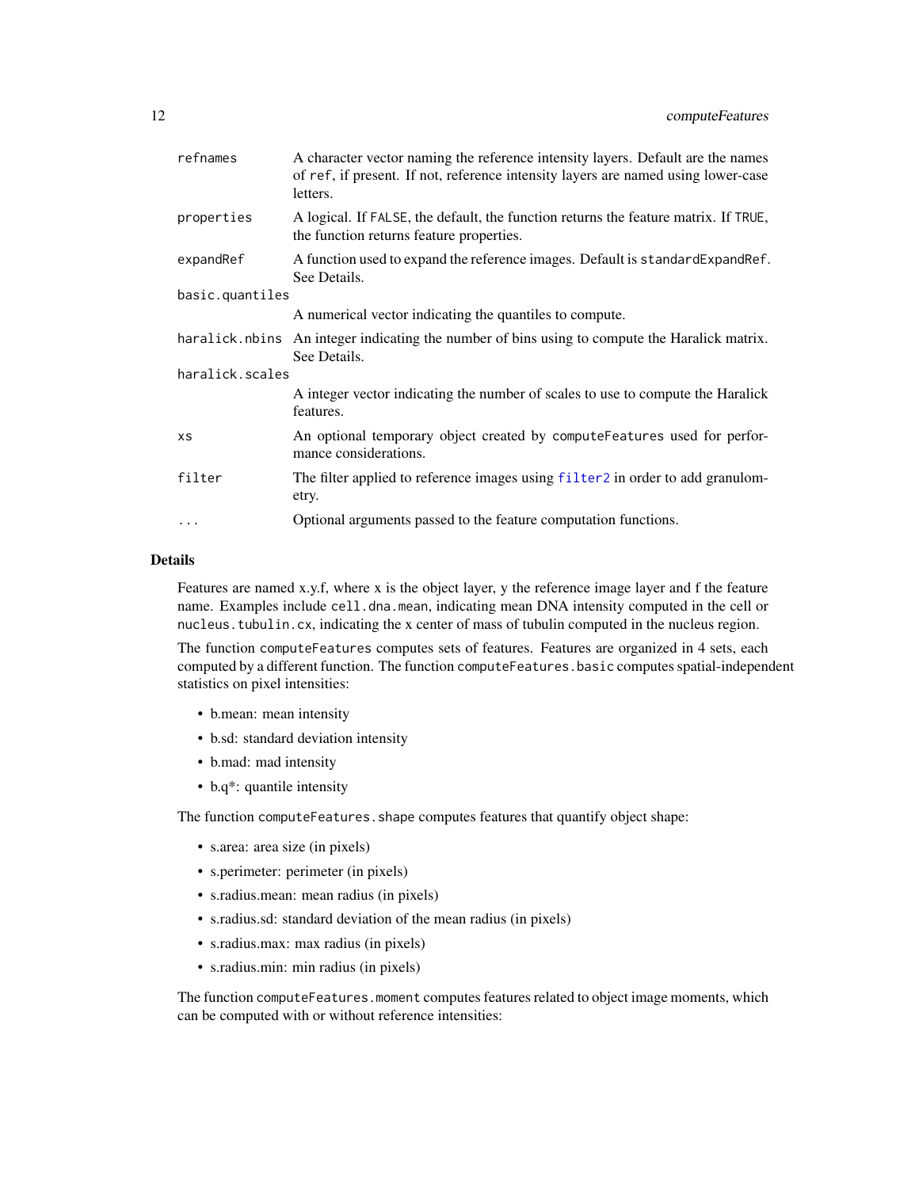| | |
|---|---|
| `refnames` | A character vector naming the reference intensity layers. Default are the names of `ref`, if present. If not, reference intensity layers are named using lower-case letters. |
| `properties` | A logical. If `FALSE`, the default, the function returns the feature matrix. If `TRUE`, the function returns feature properties. |
| `expandRef` | A function used to expand the reference images. Default is `standardExpandRef`. See Details. |
| `basic.quantiles` | A numerical vector indicating the quantiles to compute. |
| `haralick.nbins` | An integer indicating the number of bins using to compute the Haralick matrix. See Details. |
| `haralick.scales` | A integer vector indicating the number of scales to use to compute the Haralick features. |
| `xs` | An optional temporary object created by `computeFeatures` used for performance considerations. |
| `filter` | The filter applied to reference images using `filter2` in order to add granulometry. |
| `...` | Optional arguments passed to the feature computation functions. |

## Details

Features are named x.y.f, where x is the object layer, y the reference image layer and f the feature name. Examples include `cell.dna.mean`, indicating mean DNA intensity computed in the cell or `nucleus.tubulin.cx`, indicating the x center of mass of tubulin computed in the nucleus region.

The function `computeFeatures` computes sets of features. Features are organized in 4 sets, each computed by a different function. The function `computeFeatures.basic` computes spatial-independent statistics on pixel intensities:

- b.mean: mean intensity
- b.sd: standard deviation intensity
- b.mad: mad intensity
- b.q*: quantile intensity

The function `computeFeatures.shape` computes features that quantify object shape:

- s.area: area size (in pixels)
- s.perimeter: perimeter (in pixels)
- s.radius.mean: mean radius (in pixels)
- s.radius.sd: standard deviation of the mean radius (in pixels)
- s.radius.max: max radius (in pixels)
- s.radius.min: min radius (in pixels)

The function `computeFeatures.moment` computes features related to object image moments, which can be computed with or without reference intensities: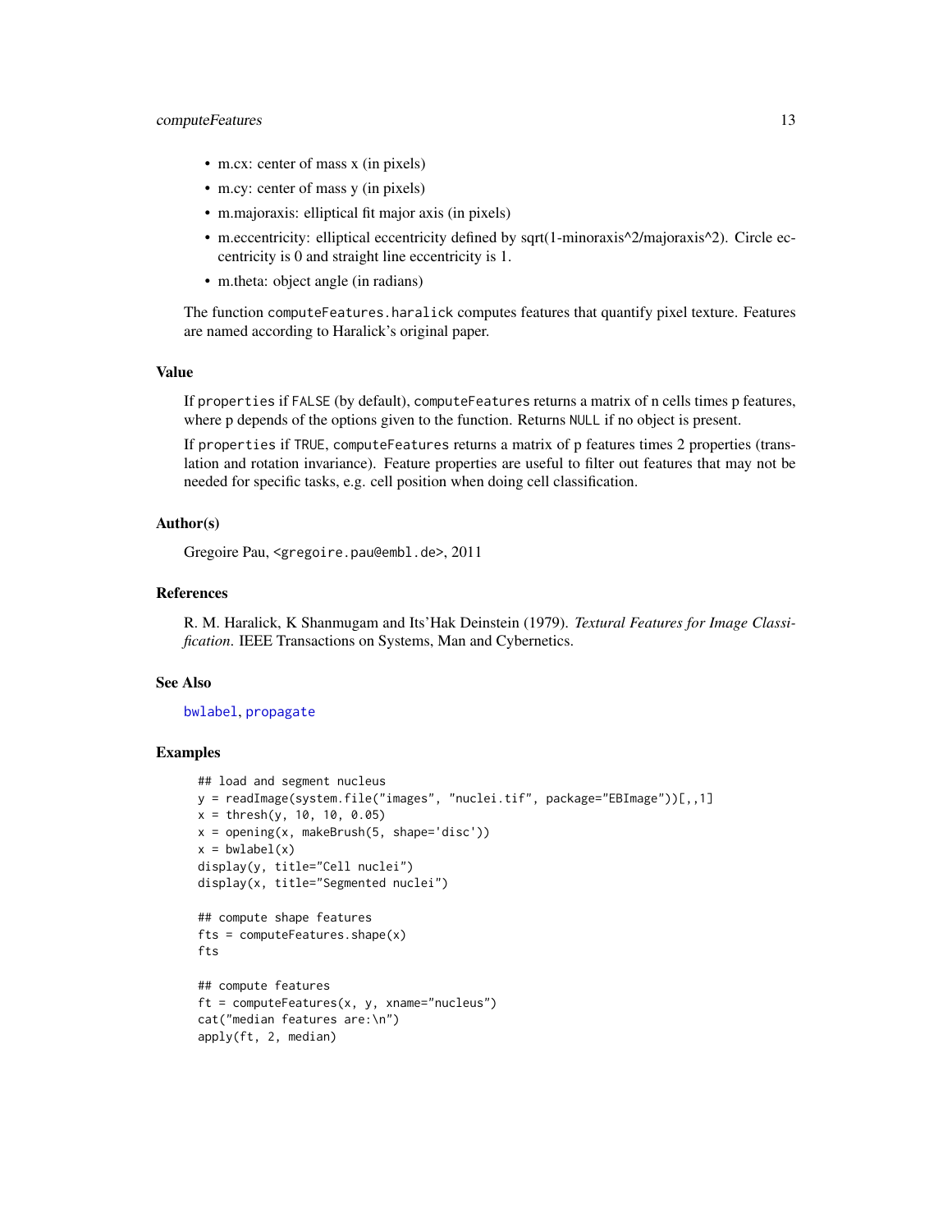- m.cx: center of mass x (in pixels)
- m.cy: center of mass y (in pixels)
- m.majoraxis: elliptical fit major axis (in pixels)
- m.eccentricity: elliptical eccentricity defined by sqrt(1-minoraxis^2/majoraxis^2). Circle eccentricity is 0 and straight line eccentricity is 1.
- m.theta: object angle (in radians)

The function `computeFeatures.haralick` computes features that quantify pixel texture. Features are named according to Haralick's original paper.

### Value

If `properties` if `FALSE` (by default), `computeFeatures` returns a matrix of n cells times p features, where p depends of the options given to the function. Returns `NULL` if no object is present.

If `properties` if `TRUE`, `computeFeatures` returns a matrix of p features times 2 properties (translation and rotation invariance). Feature properties are useful to filter out features that may not be needed for specific tasks, e.g. cell position when doing cell classification.

### Author(s)

Gregoire Pau, <gregoire.pau@embl.de>, 2011

### References

R. M. Haralick, K Shanmugam and Its'Hak Deinstein (1979). *Textural Features for Image Classification*. IEEE Transactions on Systems, Man and Cybernetics.

### See Also

`bwlabel`, `propagate`

### Examples

```
## load and segment nucleus
y = readImage(system.file("images", "nuclei.tif", package="EBImage"))[,,1]
x = thresh(y, 10, 10, 0.05)
x = opening(x, makeBrush(5, shape='disc'))
x = bwlabel(x)
display(y, title="Cell nuclei")
display(x, title="Segmented nuclei")

## compute shape features
fts = computeFeatures.shape(x)
fts

## compute features
ft = computeFeatures(x, y, xname="nucleus")
cat("median features are:\n")
apply(ft, 2, median)
```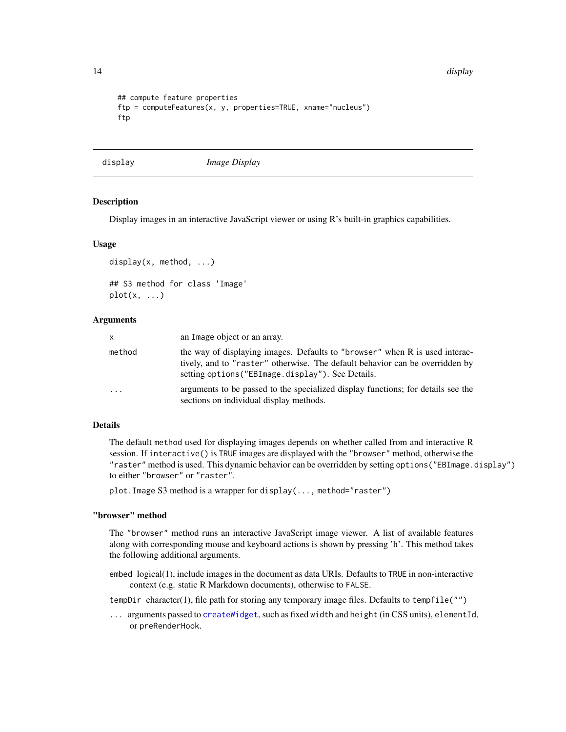```
## compute feature properties
ftp = computeFeatures(x, y, properties=TRUE, xname="nucleus")
ftp
```

---

## display *Image Display*

---

### Description

Display images in an interactive JavaScript viewer or using R's built-in graphics capabilities.

### Usage

```
display(x, method, ...)

## S3 method for class 'Image'
plot(x, ...)
```

### Arguments

| | |
|---|---|
| `x` | an `Image` object or an array. |
| `method` | the way of displaying images. Defaults to `"browser"` when R is used interactively, and to `"raster"` otherwise. The default behavior can be overridden by setting `options("EBImage.display")`. See Details. |
| `...` | arguments to be passed to the specialized display functions; for details see the sections on individual display methods. |

### Details

The default `method` used for displaying images depends on whether called from and interactive R session. If `interactive()` is `TRUE` images are displayed with the `"browser"` method, otherwise the `"raster"` method is used. This dynamic behavior can be overridden by setting `options("EBImage.display")` to either `"browser"` or `"raster"`.

`plot.Image` S3 method is a wrapper for `display(..., method="raster")`

### "browser" method

The `"browser"` method runs an interactive JavaScript image viewer. A list of available features along with corresponding mouse and keyboard actions is shown by pressing 'h'. This method takes the following additional arguments.

`embed` logical(1), include images in the document as data URIs. Defaults to `TRUE` in non-interactive context (e.g. static R Markdown documents), otherwise to `FALSE`.

`tempDir` character(1), file path for storing any temporary image files. Defaults to `tempfile("")`

`...` arguments passed to `createWidget`, such as fixed `width` and `height` (in CSS units), `elementId`, or `preRenderHook`.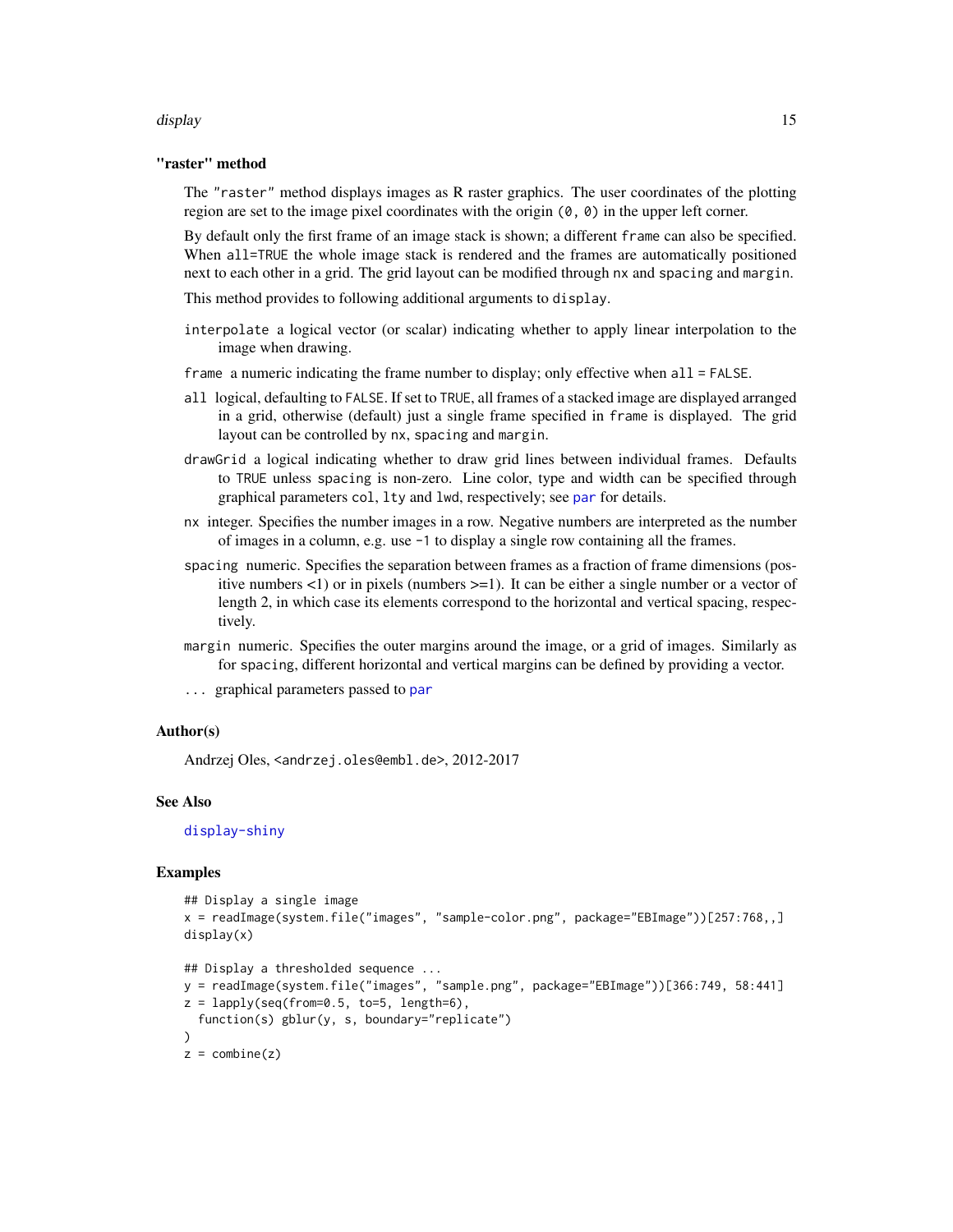### "raster" method

The "raster" method displays images as R raster graphics. The user coordinates of the plotting region are set to the image pixel coordinates with the origin `(0, 0)` in the upper left corner.

By default only the first frame of an image stack is shown; a different `frame` can also be specified. When `all=TRUE` the whole image stack is rendered and the frames are automatically positioned next to each other in a grid. The grid layout can be modified through `nx` and `spacing` and `margin`.

This method provides to following additional arguments to `display`.

- `interpolate` a logical vector (or scalar) indicating whether to apply linear interpolation to the image when drawing.
- `frame` a numeric indicating the frame number to display; only effective when `all = FALSE`.
- `all` logical, defaulting to `FALSE`. If set to `TRUE`, all frames of a stacked image are displayed arranged in a grid, otherwise (default) just a single frame specified in `frame` is displayed. The grid layout can be controlled by `nx`, `spacing` and `margin`.
- `drawGrid` a logical indicating whether to draw grid lines between individual frames. Defaults to `TRUE` unless `spacing` is non-zero. Line color, type and width can be specified through graphical parameters `col`, `lty` and `lwd`, respectively; see `par` for details.
- `nx` integer. Specifies the number images in a row. Negative numbers are interpreted as the number of images in a column, e.g. use `-1` to display a single row containing all the frames.
- `spacing` numeric. Specifies the separation between frames as a fraction of frame dimensions (positive numbers <1) or in pixels (numbers >=1). It can be either a single number or a vector of length 2, in which case its elements correspond to the horizontal and vertical spacing, respectively.
- `margin` numeric. Specifies the outer margins around the image, or a grid of images. Similarly as for `spacing`, different horizontal and vertical margins can be defined by providing a vector.
- `...` graphical parameters passed to `par`

### Author(s)

Andrzej Oles, <andrzej.oles@embl.de>, 2012-2017

### See Also

`display-shiny`

### Examples

```
## Display a single image
x = readImage(system.file("images", "sample-color.png", package="EBImage"))[257:768,,]
display(x)

## Display a thresholded sequence ...
y = readImage(system.file("images", "sample.png", package="EBImage"))[366:749, 58:441]
z = lapply(seq(from=0.5, to=5, length=6),
  function(s) gblur(y, s, boundary="replicate")
)
z = combine(z)
```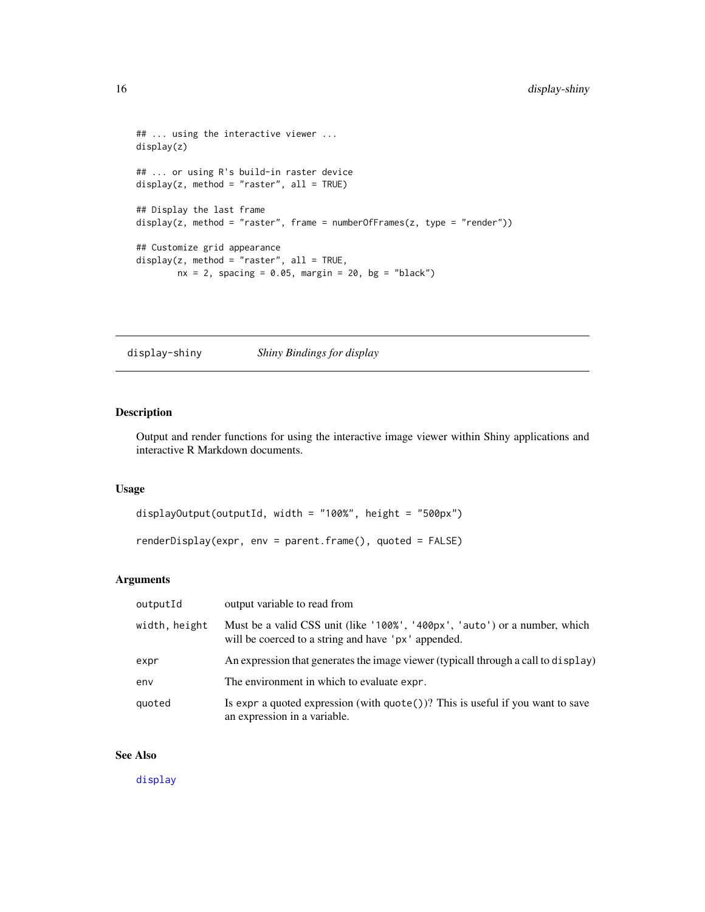```
## ... using the interactive viewer ...
display(z)

## ... or using R's build-in raster device
display(z, method = "raster", all = TRUE)

## Display the last frame
display(z, method = "raster", frame = numberOfFrames(z, type = "render"))

## Customize grid appearance
display(z, method = "raster", all = TRUE,
        nx = 2, spacing = 0.05, margin = 20, bg = "black")
```

---

## display-shiny    *Shiny Bindings for display*

---

### Description

Output and render functions for using the interactive image viewer within Shiny applications and interactive R Markdown documents.

### Usage

```
displayOutput(outputId, width = "100%", height = "500px")

renderDisplay(expr, env = parent.frame(), quoted = FALSE)
```

### Arguments

| | |
|---|---|
| `outputId` | output variable to read from |
| `width, height` | Must be a valid CSS unit (like `'100%'`, `'400px'`, `'auto'`) or a number, which will be coerced to a string and have `'px'` appended. |
| `expr` | An expression that generates the image viewer (typicall through a call to `display`) |
| `env` | The environment in which to evaluate `expr`. |
| `quoted` | Is `expr` a quoted expression (with `quote()`)? This is useful if you want to save an expression in a variable. |

### See Also

`display`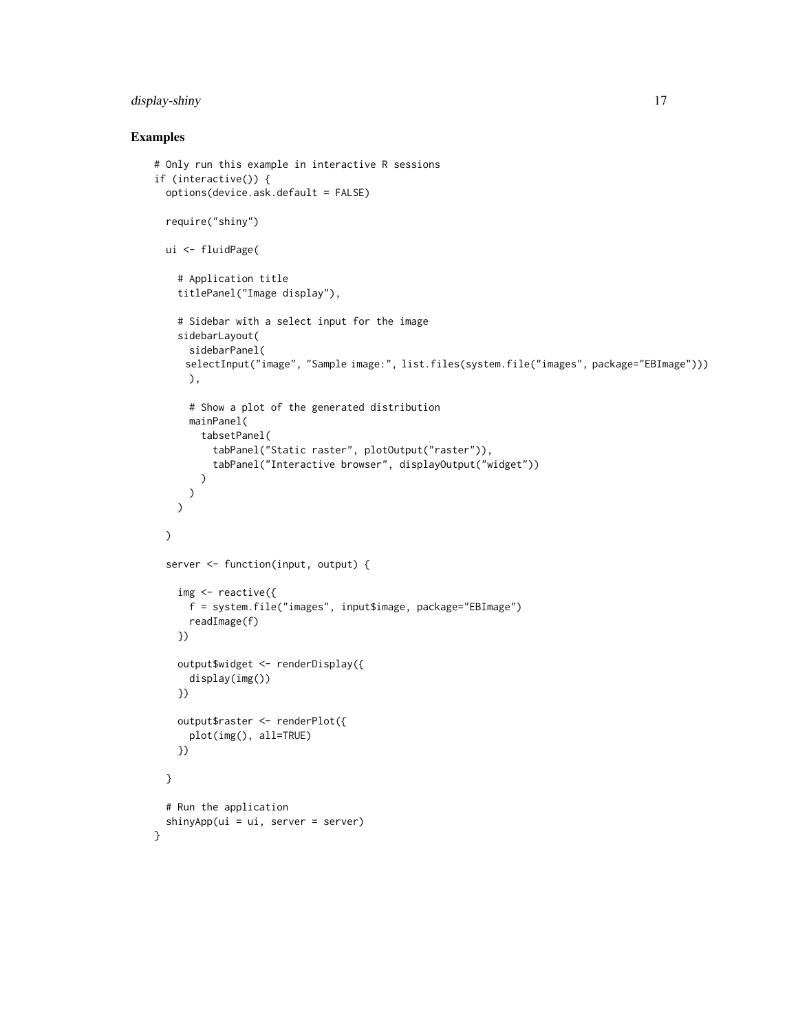## Examples

```
# Only run this example in interactive R sessions
if (interactive()) {
  options(device.ask.default = FALSE)

  require("shiny")

  ui <- fluidPage(

    # Application title
    titlePanel("Image display"),

    # Sidebar with a select input for the image
    sidebarLayout(
      sidebarPanel(
       selectInput("image", "Sample image:", list.files(system.file("images", package="EBImage")))
      ),

      # Show a plot of the generated distribution
      mainPanel(
        tabsetPanel(
          tabPanel("Static raster", plotOutput("raster")),
          tabPanel("Interactive browser", displayOutput("widget"))
        )
      )
    )

  )

  server <- function(input, output) {

    img <- reactive({
      f = system.file("images", input$image, package="EBImage")
      readImage(f)
    })

    output$widget <- renderDisplay({
      display(img())
    })

    output$raster <- renderPlot({
      plot(img(), all=TRUE)
    })

  }

  # Run the application
  shinyApp(ui = ui, server = server)
}
```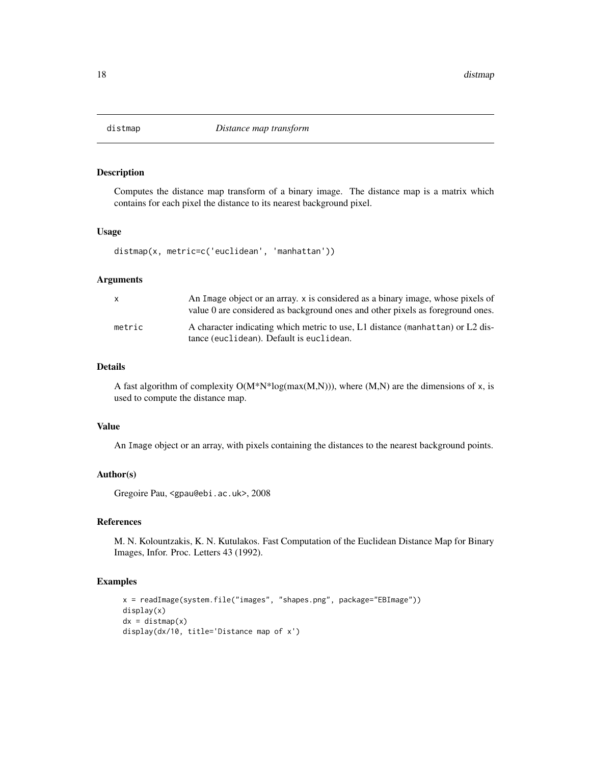# distmap — *Distance map transform*

## Description

Computes the distance map transform of a binary image. The distance map is a matrix which contains for each pixel the distance to its nearest background pixel.

## Usage

```
distmap(x, metric=c('euclidean', 'manhattan'))
```

## Arguments

| | |
|---|---|
| `x` | An `Image` object or an array. `x` is considered as a binary image, whose pixels of value 0 are considered as background ones and other pixels as foreground ones. |
| `metric` | A character indicating which metric to use, L1 distance (`manhattan`) or L2 distance (`euclidean`). Default is `euclidean`. |

## Details

A fast algorithm of complexity O(M*N*log(max(M,N))), where (M,N) are the dimensions of `x`, is used to compute the distance map.

## Value

An `Image` object or an array, with pixels containing the distances to the nearest background points.

## Author(s)

Gregoire Pau, <gpau@ebi.ac.uk>, 2008

## References

M. N. Kolountzakis, K. N. Kutulakos. Fast Computation of the Euclidean Distance Map for Binary Images, Infor. Proc. Letters 43 (1992).

## Examples

```
x = readImage(system.file("images", "shapes.png", package="EBImage"))
display(x)
dx = distmap(x)
display(dx/10, title='Distance map of x')
```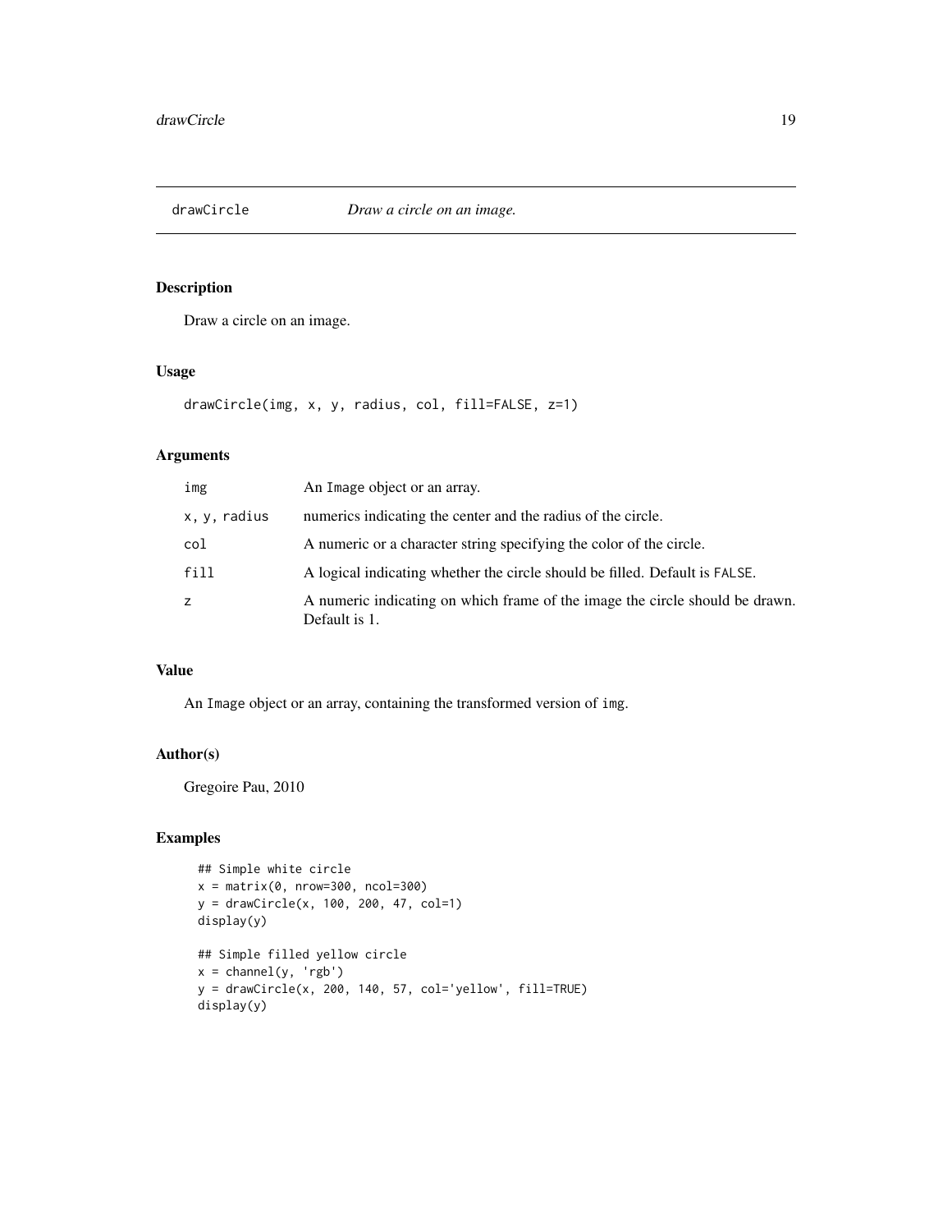# drawCircle — *Draw a circle on an image.*

## Description

Draw a circle on an image.

## Usage

```
drawCircle(img, x, y, radius, col, fill=FALSE, z=1)
```

## Arguments

| | |
|---|---|
| img | An Image object or an array. |
| x, y, radius | numerics indicating the center and the radius of the circle. |
| col | A numeric or a character string specifying the color of the circle. |
| fill | A logical indicating whether the circle should be filled. Default is FALSE. |
| z | A numeric indicating on which frame of the image the circle should be drawn. Default is 1. |

## Value

An Image object or an array, containing the transformed version of img.

## Author(s)

Gregoire Pau, 2010

## Examples

```
## Simple white circle
x = matrix(0, nrow=300, ncol=300)
y = drawCircle(x, 100, 200, 47, col=1)
display(y)

## Simple filled yellow circle
x = channel(y, 'rgb')
y = drawCircle(x, 200, 140, 57, col='yellow', fill=TRUE)
display(y)
```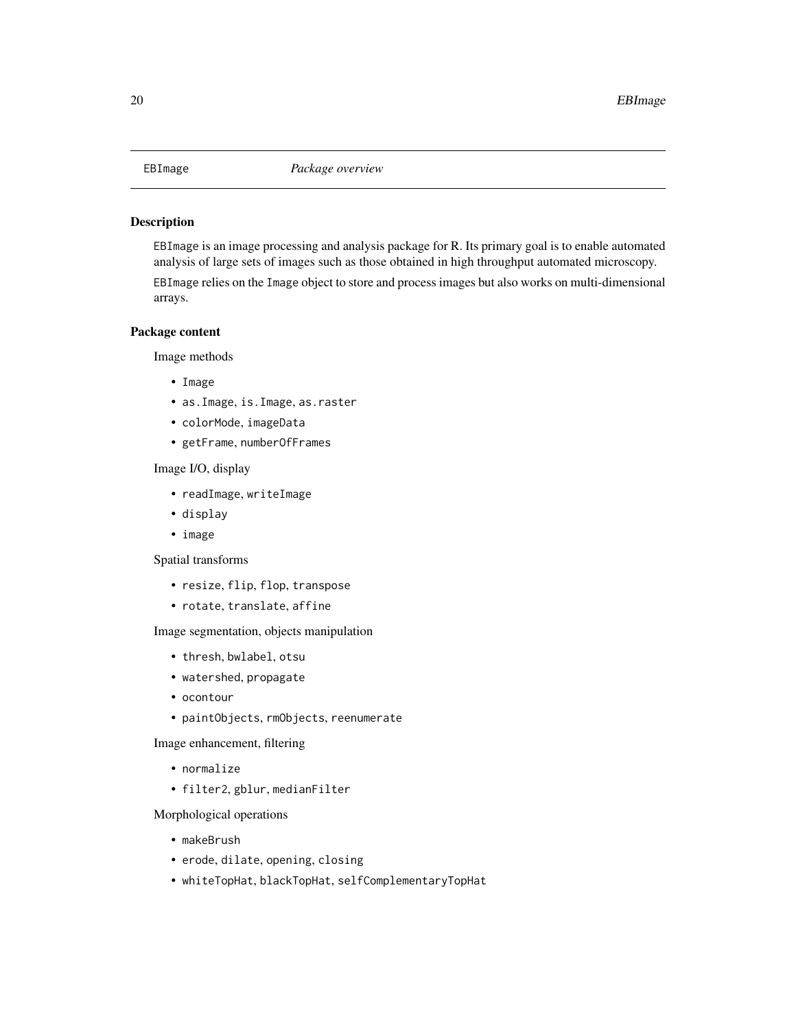EBImage *Package overview*

## Description

EBImage is an image processing and analysis package for R. Its primary goal is to enable automated analysis of large sets of images such as those obtained in high throughput automated microscopy.

EBImage relies on the Image object to store and process images but also works on multi-dimensional arrays.

## Package content

Image methods

- Image
- as.Image, is.Image, as.raster
- colorMode, imageData
- getFrame, numberOfFrames

Image I/O, display

- readImage, writeImage
- display
- image

Spatial transforms

- resize, flip, flop, transpose
- rotate, translate, affine

Image segmentation, objects manipulation

- thresh, bwlabel, otsu
- watershed, propagate
- ocontour
- paintObjects, rmObjects, reenumerate

Image enhancement, filtering

- normalize
- filter2, gblur, medianFilter

Morphological operations

- makeBrush
- erode, dilate, opening, closing
- whiteTopHat, blackTopHat, selfComplementaryTopHat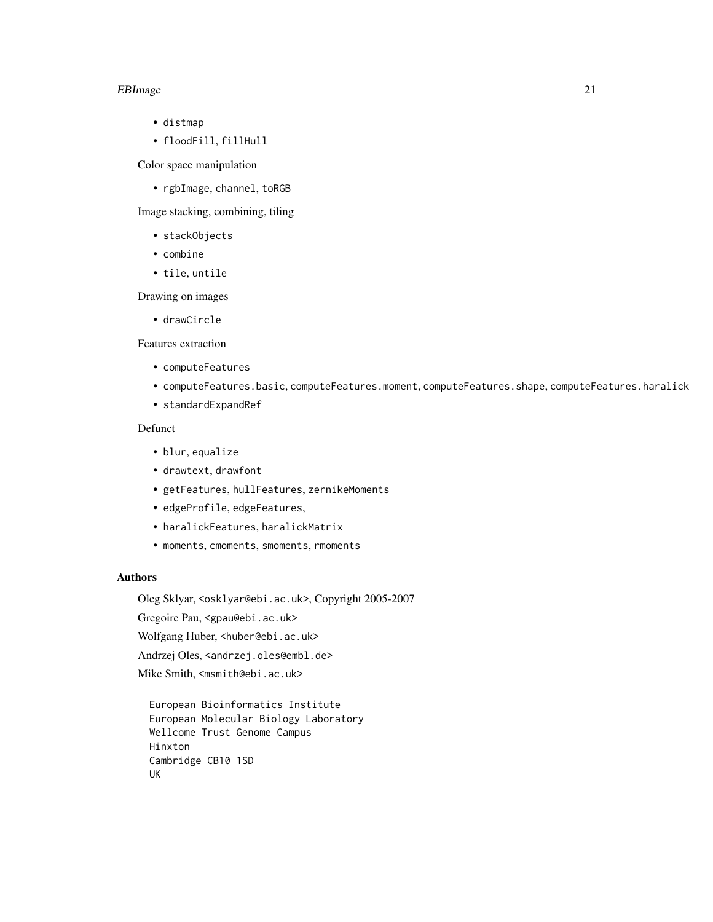- `distmap`
- `floodFill`, `fillHull`

Color space manipulation

- `rgbImage`, `channel`, `toRGB`

Image stacking, combining, tiling

- `stackObjects`
- `combine`
- `tile`, `untile`

Drawing on images

- `drawCircle`

Features extraction

- `computeFeatures`
- `computeFeatures.basic`, `computeFeatures.moment`, `computeFeatures.shape`, `computeFeatures.haralick`
- `standardExpandRef`

Defunct

- `blur`, `equalize`
- `drawtext`, `drawfont`
- `getFeatures`, `hullFeatures`, `zernikeMoments`
- `edgeProfile`, `edgeFeatures`,
- `haralickFeatures`, `haralickMatrix`
- `moments`, `cmoments`, `smoments`, `rmoments`

## Authors

Oleg Sklyar, <osklyar@ebi.ac.uk>, Copyright 2005-2007

Gregoire Pau, <gpau@ebi.ac.uk>

Wolfgang Huber, <huber@ebi.ac.uk>

Andrzej Oles, <andrzej.oles@embl.de>

Mike Smith, <msmith@ebi.ac.uk>

```
European Bioinformatics Institute
European Molecular Biology Laboratory
Wellcome Trust Genome Campus
Hinxton
Cambridge CB10 1SD
UK
```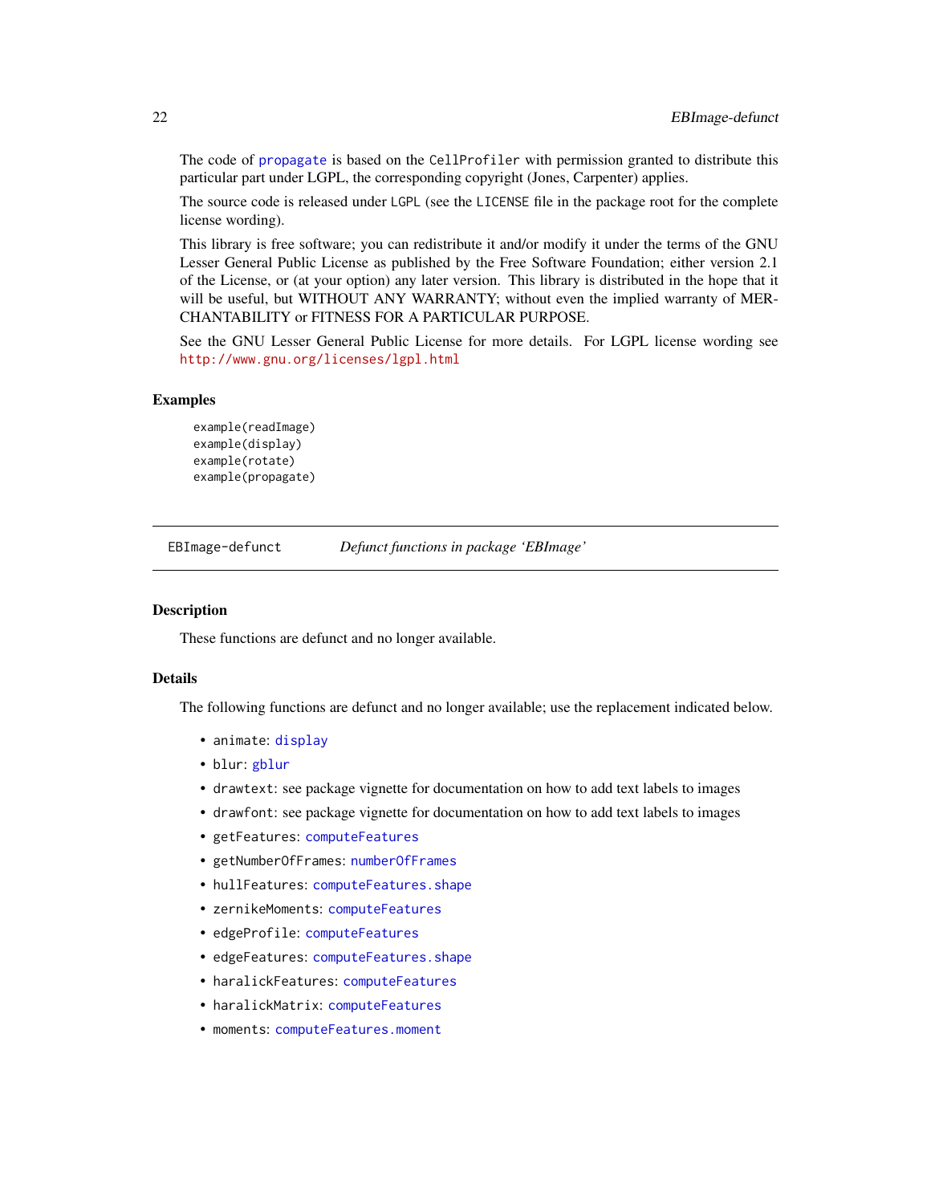The code of `propagate` is based on the `CellProfiler` with permission granted to distribute this particular part under LGPL, the corresponding copyright (Jones, Carpenter) applies.

The source code is released under LGPL (see the LICENSE file in the package root for the complete license wording).

This library is free software; you can redistribute it and/or modify it under the terms of the GNU Lesser General Public License as published by the Free Software Foundation; either version 2.1 of the License, or (at your option) any later version. This library is distributed in the hope that it will be useful, but WITHOUT ANY WARRANTY; without even the implied warranty of MERCHANTABILITY or FITNESS FOR A PARTICULAR PURPOSE.

See the GNU Lesser General Public License for more details. For LGPL license wording see http://www.gnu.org/licenses/lgpl.html

### Examples

```
example(readImage)
example(display)
example(rotate)
example(propagate)
```

---

## EBImage-defunct — *Defunct functions in package 'EBImage'*

---

### Description

These functions are defunct and no longer available.

### Details

The following functions are defunct and no longer available; use the replacement indicated below.

- `animate`: `display`
- `blur`: `gblur`
- `drawtext`: see package vignette for documentation on how to add text labels to images
- `drawfont`: see package vignette for documentation on how to add text labels to images
- `getFeatures`: `computeFeatures`
- `getNumberOfFrames`: `numberOfFrames`
- `hullFeatures`: `computeFeatures.shape`
- `zernikeMoments`: `computeFeatures`
- `edgeProfile`: `computeFeatures`
- `edgeFeatures`: `computeFeatures.shape`
- `haralickFeatures`: `computeFeatures`
- `haralickMatrix`: `computeFeatures`
- `moments`: `computeFeatures.moment`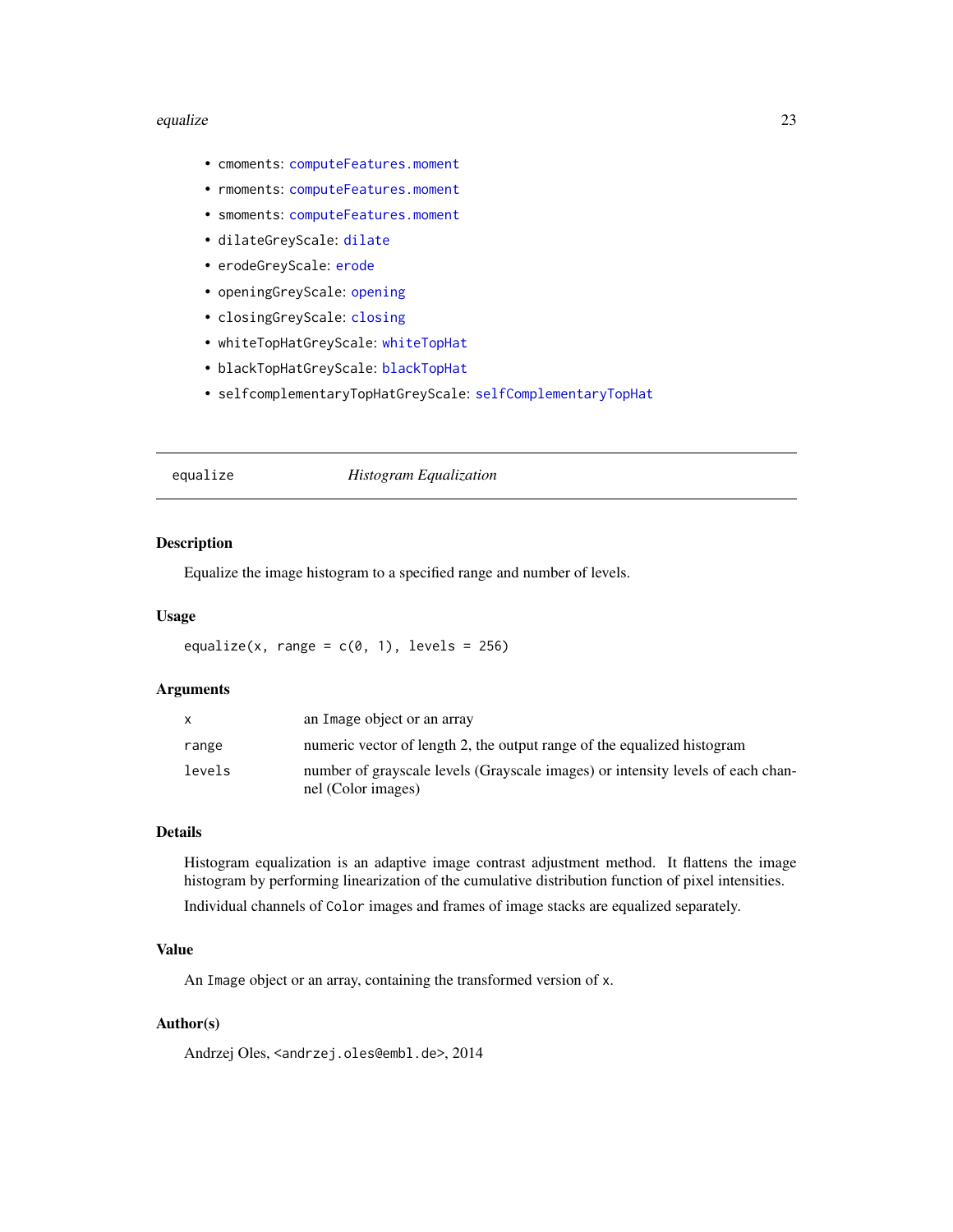- `cmoments`: `computeFeatures.moment`
- `rmoments`: `computeFeatures.moment`
- `smoments`: `computeFeatures.moment`
- `dilateGreyScale`: `dilate`
- `erodeGreyScale`: `erode`
- `openingGreyScale`: `opening`
- `closingGreyScale`: `closing`
- `whiteTopHatGreyScale`: `whiteTopHat`
- `blackTopHatGreyScale`: `blackTopHat`
- `selfcomplementaryTopHatGreyScale`: `selfComplementaryTopHat`

---

## equalize — *Histogram Equalization*

### Description

Equalize the image histogram to a specified range and number of levels.

### Usage

```
equalize(x, range = c(0, 1), levels = 256)
```

### Arguments

| | |
|---|---|
| `x` | an `Image` object or an array |
| `range` | numeric vector of length 2, the output range of the equalized histogram |
| `levels` | number of grayscale levels (Grayscale images) or intensity levels of each channel (Color images) |

### Details

Histogram equalization is an adaptive image contrast adjustment method. It flattens the image histogram by performing linearization of the cumulative distribution function of pixel intensities.

Individual channels of `Color` images and frames of image stacks are equalized separately.

### Value

An `Image` object or an array, containing the transformed version of `x`.

### Author(s)

Andrzej Oles, <andrzej.oles@embl.de>, 2014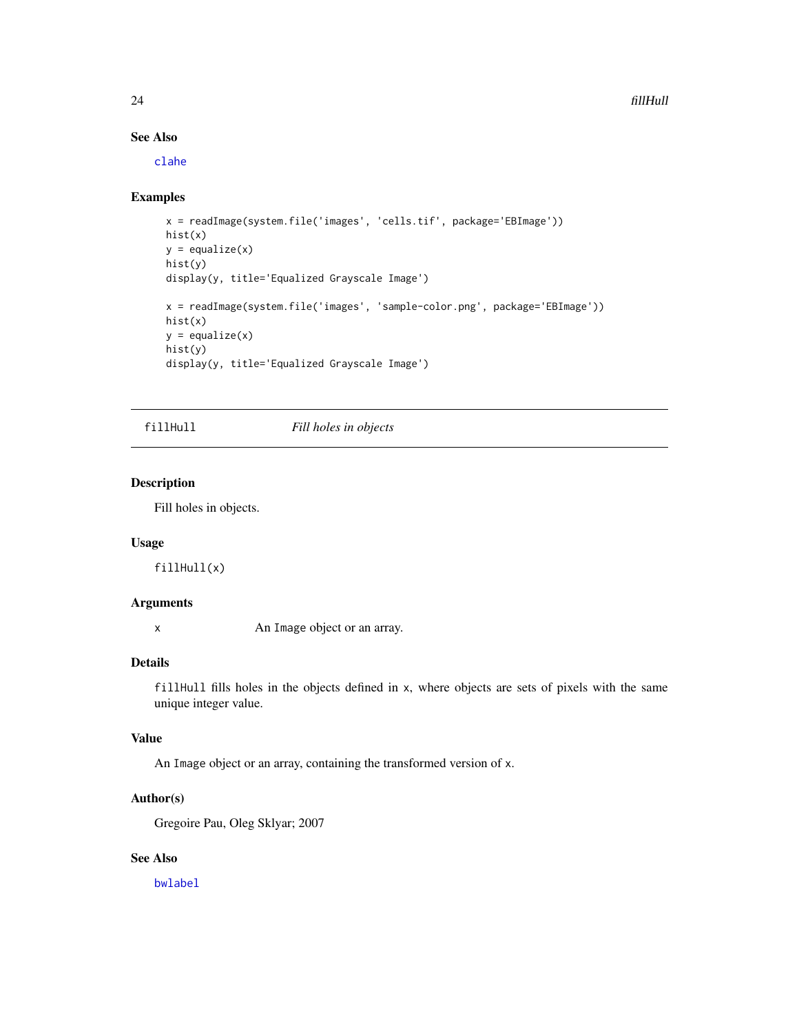## See Also

clahe

## Examples

```
x = readImage(system.file('images', 'cells.tif', package='EBImage'))
hist(x)
y = equalize(x)
hist(y)
display(y, title='Equalized Grayscale Image')

x = readImage(system.file('images', 'sample-color.png', package='EBImage'))
hist(x)
y = equalize(x)
hist(y)
display(y, title='Equalized Grayscale Image')
```

---

# fillHull *Fill holes in objects*

---

## Description

Fill holes in objects.

## Usage

```
fillHull(x)
```

## Arguments

| | |
|---|---|
| x | An Image object or an array. |

## Details

fillHull fills holes in the objects defined in x, where objects are sets of pixels with the same unique integer value.

## Value

An Image object or an array, containing the transformed version of x.

## Author(s)

Gregoire Pau, Oleg Sklyar; 2007

## See Also

bwlabel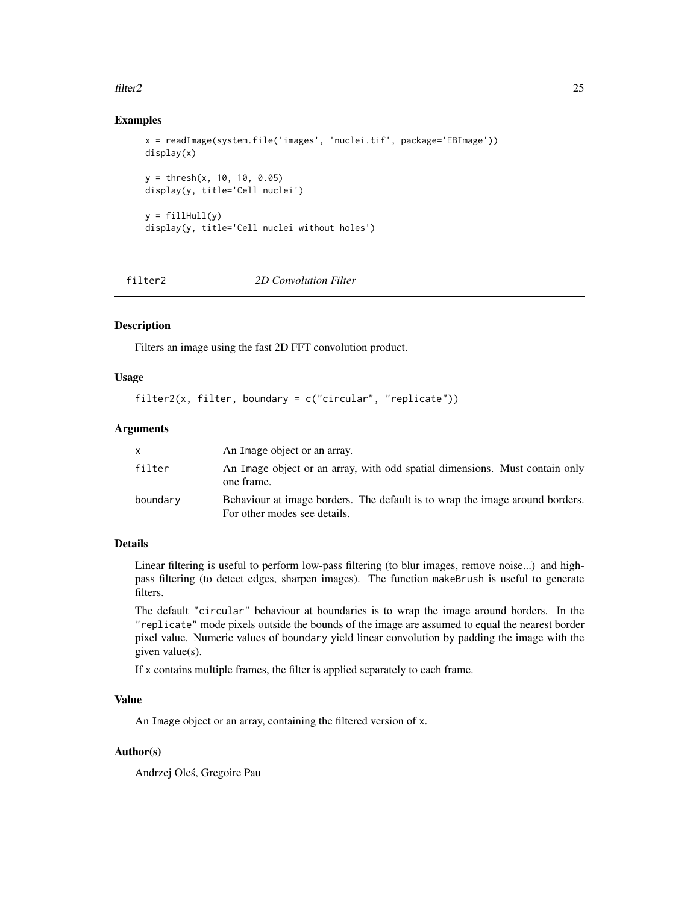### Examples

```
x = readImage(system.file('images', 'nuclei.tif', package='EBImage'))
display(x)

y = thresh(x, 10, 10, 0.05)
display(y, title='Cell nuclei')

y = fillHull(y)
display(y, title='Cell nuclei without holes')
```

---

## filter2 — *2D Convolution Filter*

### Description

Filters an image using the fast 2D FFT convolution product.

### Usage

```
filter2(x, filter, boundary = c("circular", "replicate"))
```

### Arguments

| | |
|---|---|
| `x` | An `Image` object or an array. |
| `filter` | An `Image` object or an array, with odd spatial dimensions. Must contain only one frame. |
| `boundary` | Behaviour at image borders. The default is to wrap the image around borders. For other modes see details. |

### Details

Linear filtering is useful to perform low-pass filtering (to blur images, remove noise...) and high-pass filtering (to detect edges, sharpen images). The function `makeBrush` is useful to generate filters.

The default `"circular"` behaviour at boundaries is to wrap the image around borders. In the `"replicate"` mode pixels outside the bounds of the image are assumed to equal the nearest border pixel value. Numeric values of `boundary` yield linear convolution by padding the image with the given value(s).

If `x` contains multiple frames, the filter is applied separately to each frame.

### Value

An `Image` object or an array, containing the filtered version of `x`.

### Author(s)

Andrzej Oleś, Gregoire Pau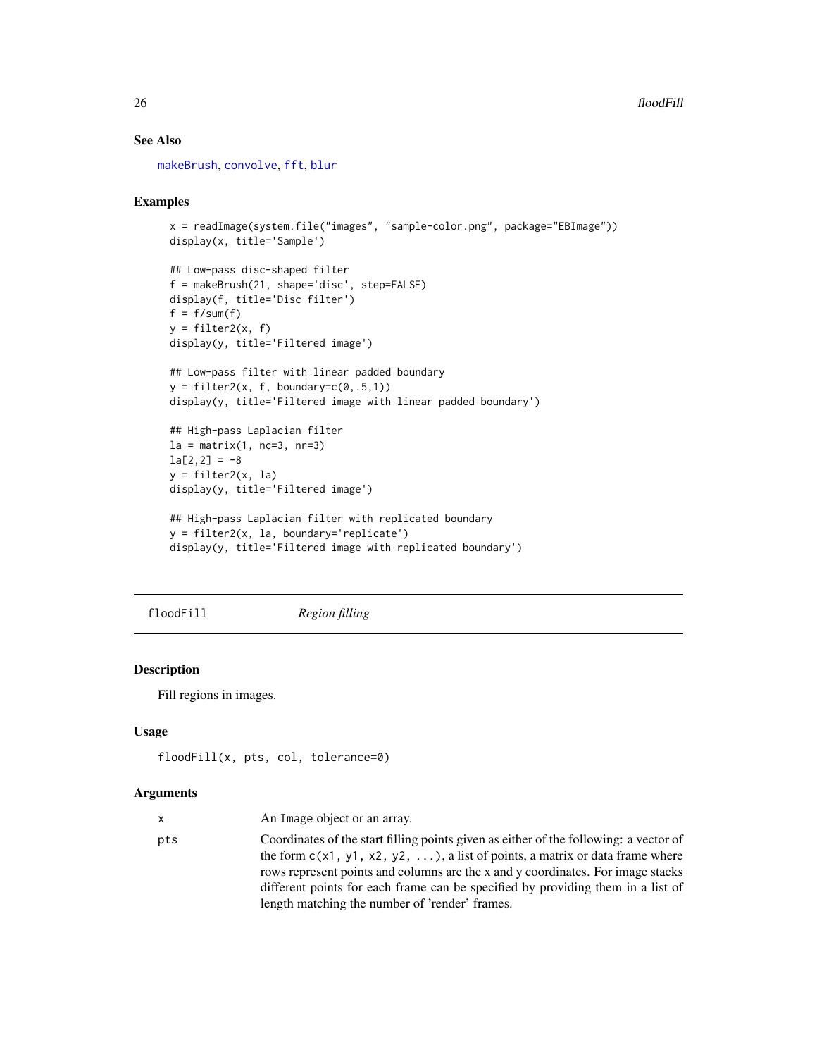## See Also

makeBrush, convolve, fft, blur

## Examples

```
x = readImage(system.file("images", "sample-color.png", package="EBImage"))
display(x, title='Sample')

## Low-pass disc-shaped filter
f = makeBrush(21, shape='disc', step=FALSE)
display(f, title='Disc filter')
f = f/sum(f)
y = filter2(x, f)
display(y, title='Filtered image')

## Low-pass filter with linear padded boundary
y = filter2(x, f, boundary=c(0,.5,1))
display(y, title='Filtered image with linear padded boundary')

## High-pass Laplacian filter
la = matrix(1, nc=3, nr=3)
la[2,2] = -8
y = filter2(x, la)
display(y, title='Filtered image')

## High-pass Laplacian filter with replicated boundary
y = filter2(x, la, boundary='replicate')
display(y, title='Filtered image with replicated boundary')
```

---

# floodFill *Region filling*

---

## Description

Fill regions in images.

## Usage

```
floodFill(x, pts, col, tolerance=0)
```

## Arguments

| | |
|---|---|
| x | An Image object or an array. |
| pts | Coordinates of the start filling points given as either of the following: a vector of the form c(x1, y1, x2, y2, ...), a list of points, a matrix or data frame where rows represent points and columns are the x and y coordinates. For image stacks different points for each frame can be specified by providing them in a list of length matching the number of 'render' frames. |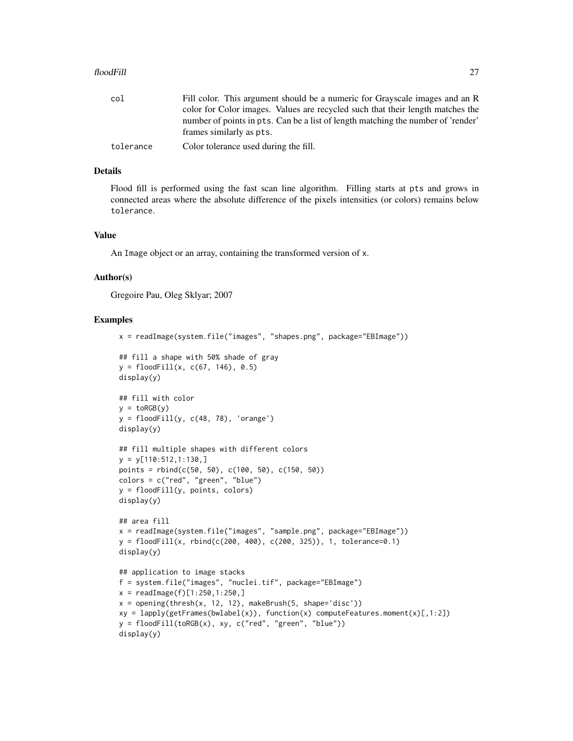| | |
|---|---|
| `col` | Fill color. This argument should be a numeric for Grayscale images and an R color for Color images. Values are recycled such that their length matches the number of points in `pts`. Can be a list of length matching the number of 'render' frames similarly as `pts`. |
| `tolerance` | Color tolerance used during the fill. |

## Details

Flood fill is performed using the fast scan line algorithm. Filling starts at `pts` and grows in connected areas where the absolute difference of the pixels intensities (or colors) remains below `tolerance`.

## Value

An `Image` object or an array, containing the transformed version of `x`.

## Author(s)

Gregoire Pau, Oleg Sklyar; 2007

## Examples

```
x = readImage(system.file("images", "shapes.png", package="EBImage"))

## fill a shape with 50% shade of gray
y = floodFill(x, c(67, 146), 0.5)
display(y)

## fill with color
y = toRGB(y)
y = floodFill(y, c(48, 78), 'orange')
display(y)

## fill multiple shapes with different colors
y = y[110:512,1:130,]
points = rbind(c(50, 50), c(100, 50), c(150, 50))
colors = c("red", "green", "blue")
y = floodFill(y, points, colors)
display(y)

## area fill
x = readImage(system.file("images", "sample.png", package="EBImage"))
y = floodFill(x, rbind(c(200, 400), c(200, 325)), 1, tolerance=0.1)
display(y)

## application to image stacks
f = system.file("images", "nuclei.tif", package="EBImage")
x = readImage(f)[1:250,1:250,]
x = opening(thresh(x, 12, 12), makeBrush(5, shape='disc'))
xy = lapply(getFrames(bwlabel(x)), function(x) computeFeatures.moment(x)[,1:2])
y = floodFill(toRGB(x), xy, c("red", "green", "blue"))
display(y)
```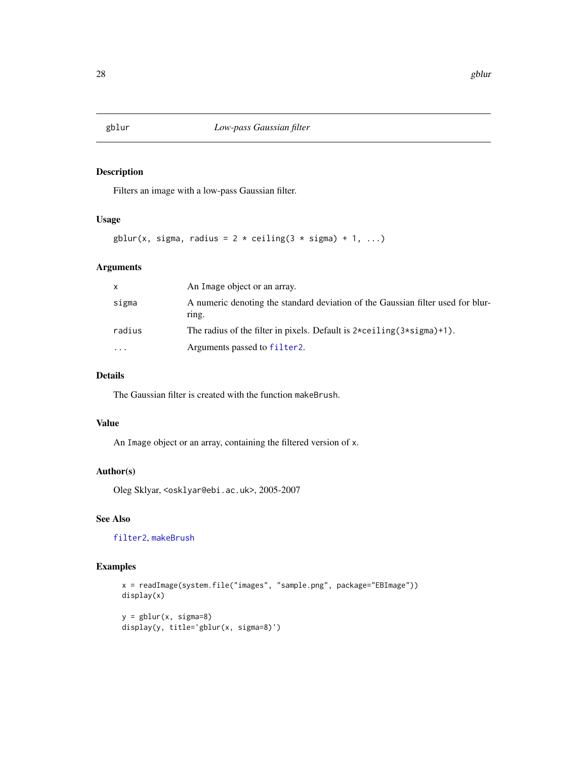# gblur — *Low-pass Gaussian filter*

## Description

Filters an image with a low-pass Gaussian filter.

## Usage

```
gblur(x, sigma, radius = 2 * ceiling(3 * sigma) + 1, ...)
```

## Arguments

| | |
|---|---|
| `x` | An `Image` object or an array. |
| `sigma` | A numeric denoting the standard deviation of the Gaussian filter used for blurring. |
| `radius` | The radius of the filter in pixels. Default is `2*ceiling(3*sigma)+1)`. |
| `...` | Arguments passed to `filter2`. |

## Details

The Gaussian filter is created with the function `makeBrush`.

## Value

An `Image` object or an array, containing the filtered version of `x`.

## Author(s)

Oleg Sklyar, `<osklyar@ebi.ac.uk>`, 2005-2007

## See Also

`filter2`, `makeBrush`

## Examples

```
x = readImage(system.file("images", "sample.png", package="EBImage"))
display(x)

y = gblur(x, sigma=8)
display(y, title='gblur(x, sigma=8)')
```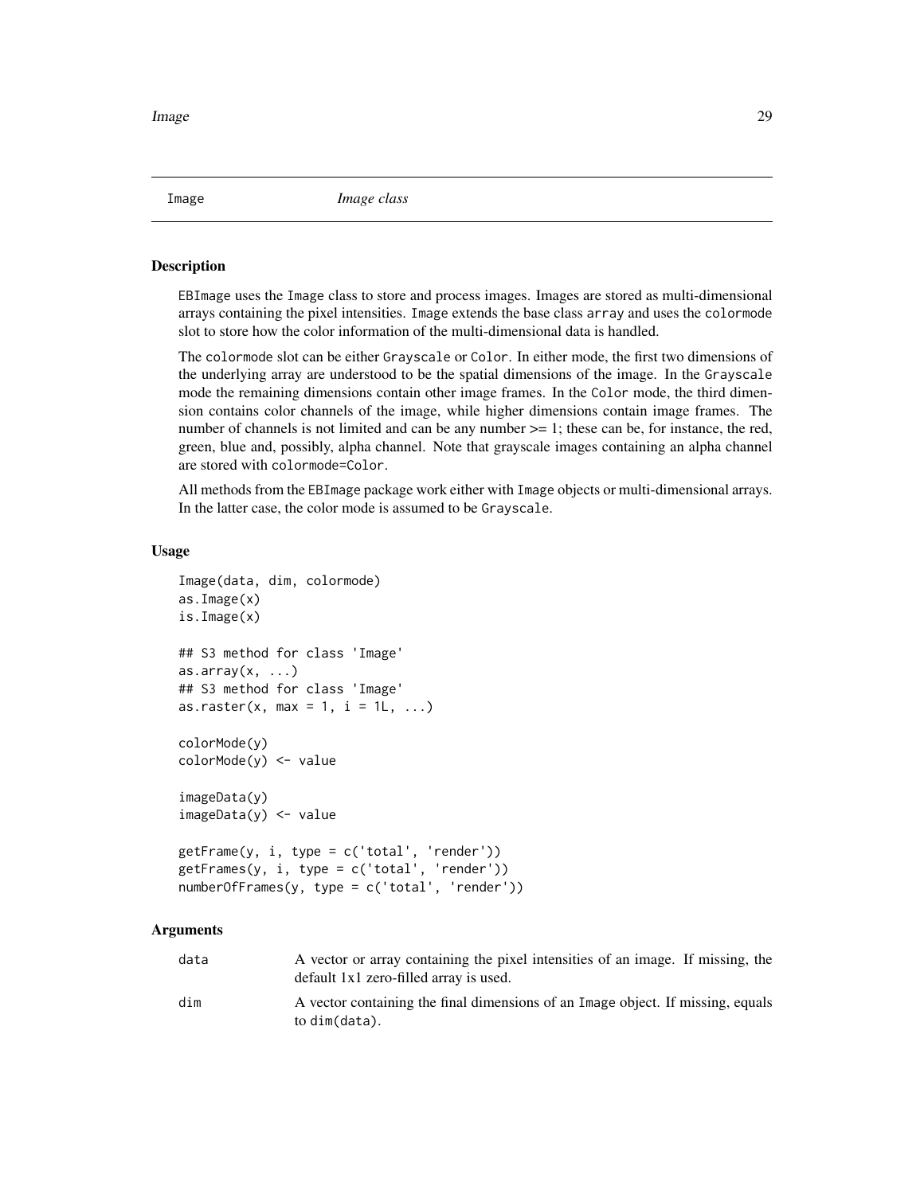## Image — *Image class*

### Description

EBImage uses the Image class to store and process images. Images are stored as multi-dimensional arrays containing the pixel intensities. Image extends the base class array and uses the colormode slot to store how the color information of the multi-dimensional data is handled.

The colormode slot can be either Grayscale or Color. In either mode, the first two dimensions of the underlying array are understood to be the spatial dimensions of the image. In the Grayscale mode the remaining dimensions contain other image frames. In the Color mode, the third dimension contains color channels of the image, while higher dimensions contain image frames. The number of channels is not limited and can be any number >= 1; these can be, for instance, the red, green, blue and, possibly, alpha channel. Note that grayscale images containing an alpha channel are stored with colormode=Color.

All methods from the EBImage package work either with Image objects or multi-dimensional arrays. In the latter case, the color mode is assumed to be Grayscale.

### Usage

```
Image(data, dim, colormode)
as.Image(x)
is.Image(x)

## S3 method for class 'Image'
as.array(x, ...)
## S3 method for class 'Image'
as.raster(x, max = 1, i = 1L, ...)

colorMode(y)
colorMode(y) <- value

imageData(y)
imageData(y) <- value

getFrame(y, i, type = c('total', 'render'))
getFrames(y, i, type = c('total', 'render'))
numberOfFrames(y, type = c('total', 'render'))
```

### Arguments

| | |
|---|---|
| data | A vector or array containing the pixel intensities of an image. If missing, the default 1x1 zero-filled array is used. |
| dim | A vector containing the final dimensions of an Image object. If missing, equals to dim(data). |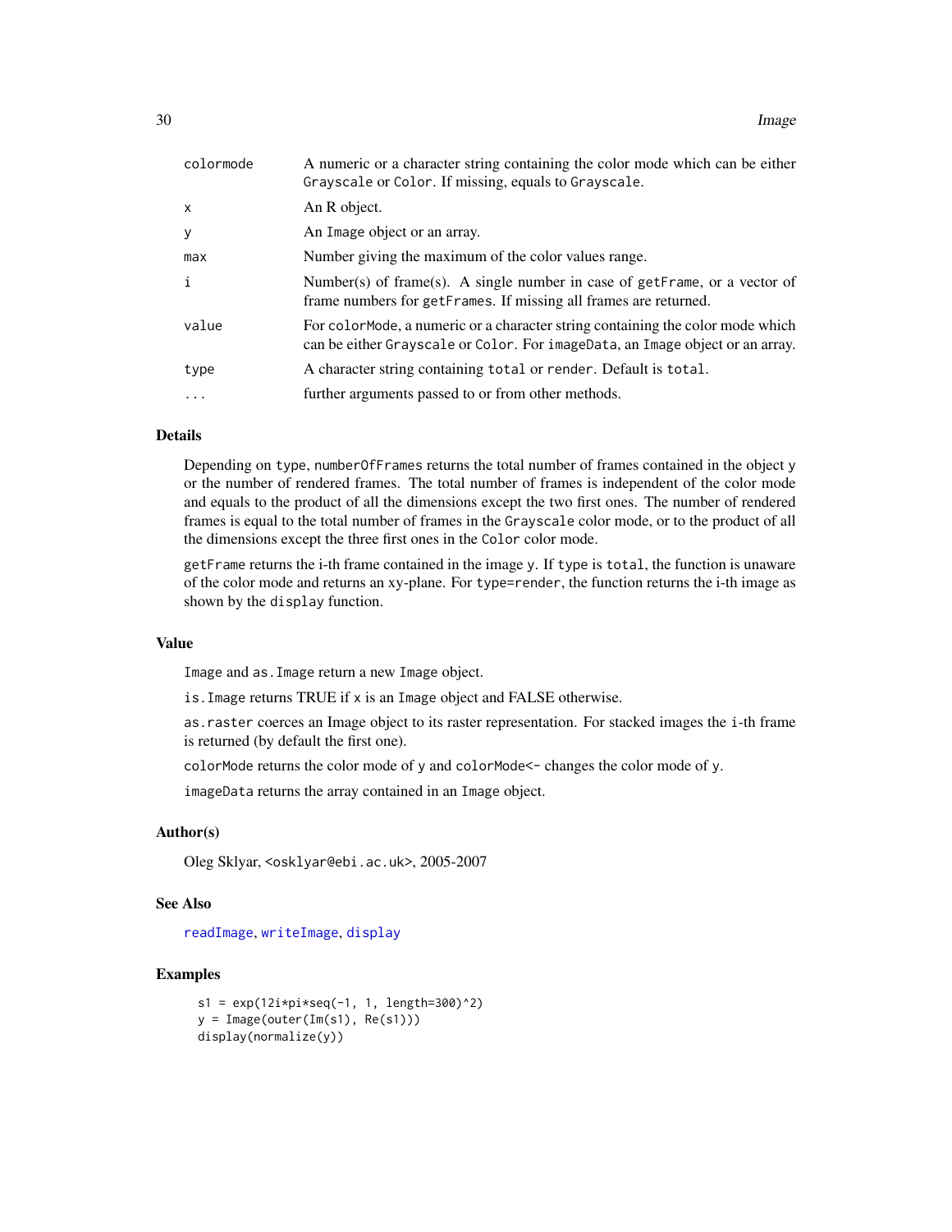| | |
|---|---|
| `colormode` | A numeric or a character string containing the color mode which can be either `Grayscale` or `Color`. If missing, equals to `Grayscale`. |
| `x` | An R object. |
| `y` | An `Image` object or an array. |
| `max` | Number giving the maximum of the color values range. |
| `i` | Number(s) of frame(s). A single number in case of `getFrame`, or a vector of frame numbers for `getFrames`. If missing all frames are returned. |
| `value` | For `colorMode`, a numeric or a character string containing the color mode which can be either `Grayscale` or `Color`. For `imageData`, an `Image` object or an array. |
| `type` | A character string containing `total` or `render`. Default is `total`. |
| `...` | further arguments passed to or from other methods. |

### Details

Depending on `type`, `numberOfFrames` returns the total number of frames contained in the object `y` or the number of rendered frames. The total number of frames is independent of the color mode and equals to the product of all the dimensions except the two first ones. The number of rendered frames is equal to the total number of frames in the `Grayscale` color mode, or to the product of all the dimensions except the three first ones in the `Color` color mode.

`getFrame` returns the i-th frame contained in the image `y`. If `type` is `total`, the function is unaware of the color mode and returns an xy-plane. For `type=render`, the function returns the i-th image as shown by the `display` function.

### Value

`Image` and `as.Image` return a new `Image` object.

`is.Image` returns TRUE if `x` is an `Image` object and FALSE otherwise.

`as.raster` coerces an Image object to its raster representation. For stacked images the `i`-th frame is returned (by default the first one).

`colorMode` returns the color mode of `y` and `colorMode<-` changes the color mode of `y`.

`imageData` returns the array contained in an `Image` object.

### Author(s)

Oleg Sklyar, <osklyar@ebi.ac.uk>, 2005-2007

### See Also

`readImage`, `writeImage`, `display`

### Examples

```
s1 = exp(12i*pi*seq(-1, 1, length=300)^2)
y = Image(outer(Im(s1), Re(s1)))
display(normalize(y))
```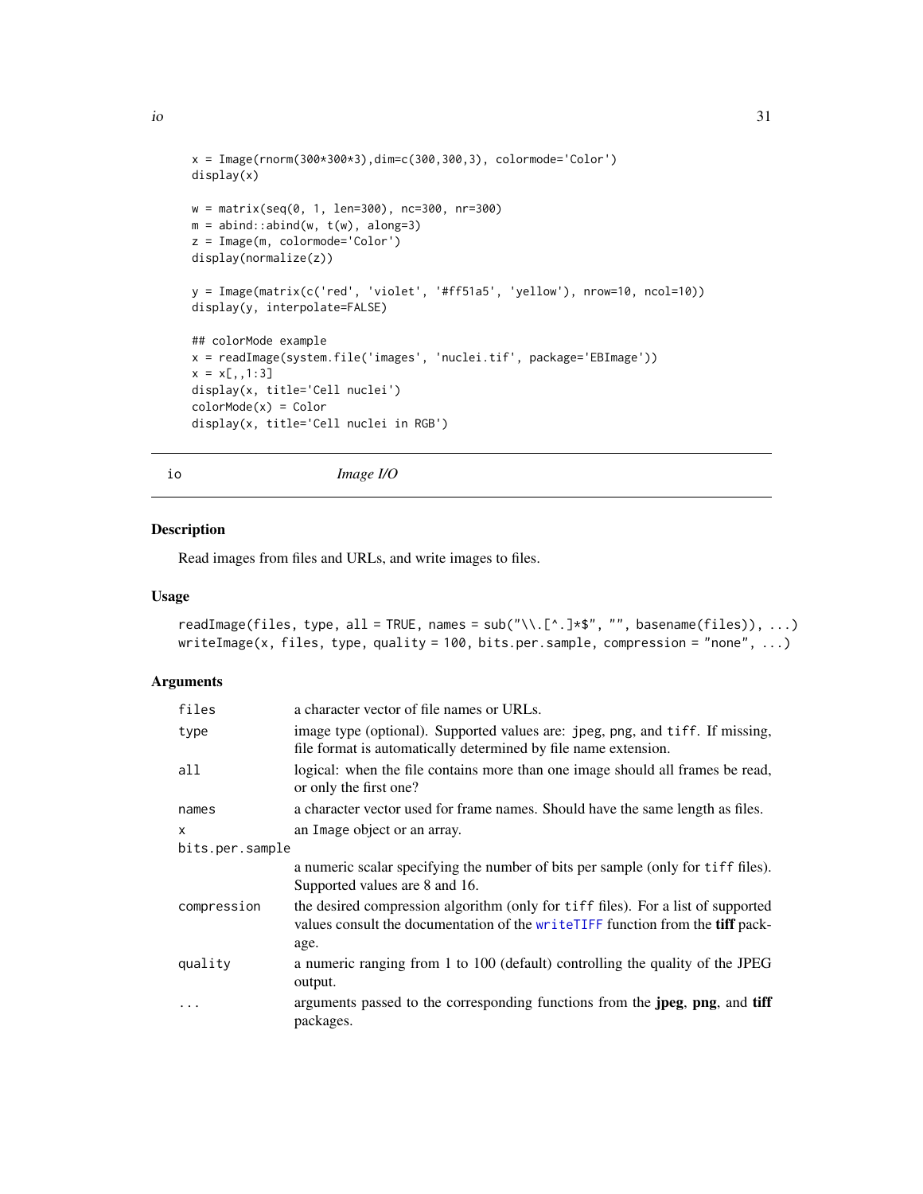```
x = Image(rnorm(300*300*3),dim=c(300,300,3), colormode='Color')
display(x)

w = matrix(seq(0, 1, len=300), nc=300, nr=300)
m = abind::abind(w, t(w), along=3)
z = Image(m, colormode='Color')
display(normalize(z))

y = Image(matrix(c('red', 'violet', '#ff51a5', 'yellow'), nrow=10, ncol=10))
display(y, interpolate=FALSE)

## colorMode example
x = readImage(system.file('images', 'nuclei.tif', package='EBImage'))
x = x[,,1:3]
display(x, title='Cell nuclei')
colorMode(x) = Color
display(x, title='Cell nuclei in RGB')
```

---

## io — *Image I/O*

### Description

Read images from files and URLs, and write images to files.

### Usage

```
readImage(files, type, all = TRUE, names = sub("\\.[^.]*$", "", basename(files)), ...)
writeImage(x, files, type, quality = 100, bits.per.sample, compression = "none", ...)
```

### Arguments

| Argument | Description |
|---|---|
| `files` | a character vector of file names or URLs. |
| `type` | image type (optional). Supported values are: `jpeg`, `png`, and `tiff`. If missing, file format is automatically determined by file name extension. |
| `all` | logical: when the file contains more than one image should all frames be read, or only the first one? |
| `names` | a character vector used for frame names. Should have the same length as files. |
| `x` | an `Image` object or an array. |
| `bits.per.sample` | a numeric scalar specifying the number of bits per sample (only for `tiff` files). Supported values are 8 and 16. |
| `compression` | the desired compression algorithm (only for `tiff` files). For a list of supported values consult the documentation of the `writeTIFF` function from the **tiff** package. |
| `quality` | a numeric ranging from 1 to 100 (default) controlling the quality of the JPEG output. |
| `...` | arguments passed to the corresponding functions from the **jpeg**, **png**, and **tiff** packages. |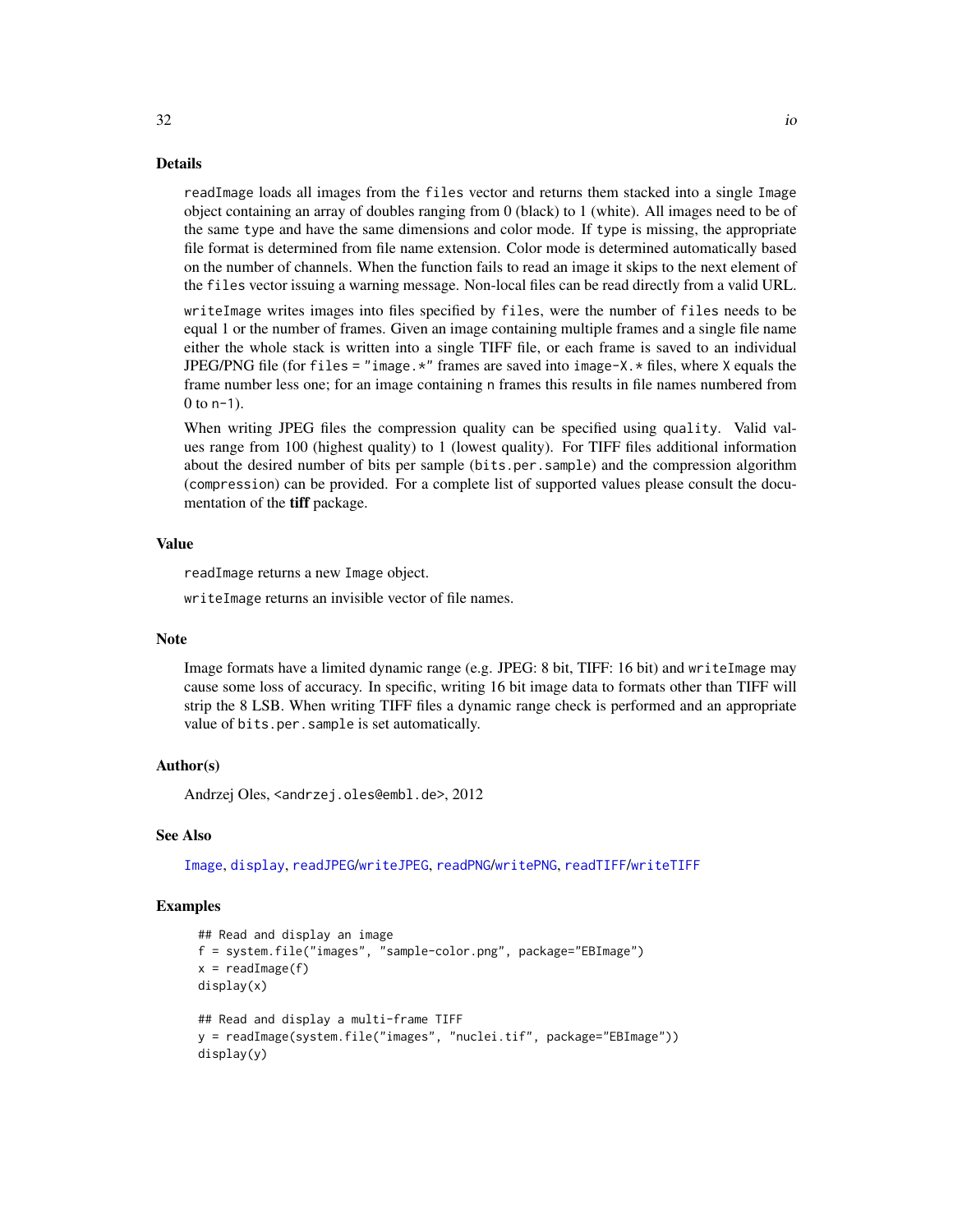## Details

`readImage` loads all images from the `files` vector and returns them stacked into a single `Image` object containing an array of doubles ranging from 0 (black) to 1 (white). All images need to be of the same `type` and have the same dimensions and color mode. If `type` is missing, the appropriate file format is determined from file name extension. Color mode is determined automatically based on the number of channels. When the function fails to read an image it skips to the next element of the `files` vector issuing a warning message. Non-local files can be read directly from a valid URL.

`writeImage` writes images into files specified by `files`, were the number of `files` needs to be equal 1 or the number of frames. Given an image containing multiple frames and a single file name either the whole stack is written into a single TIFF file, or each frame is saved to an individual JPEG/PNG file (for `files = "image.*"` frames are saved into `image-X.*` files, where `X` equals the frame number less one; for an image containing `n` frames this results in file names numbered from 0 to `n-1`).

When writing JPEG files the compression quality can be specified using `quality`. Valid values range from 100 (highest quality) to 1 (lowest quality). For TIFF files additional information about the desired number of bits per sample (`bits.per.sample`) and the compression algorithm (`compression`) can be provided. For a complete list of supported values please consult the documentation of the **tiff** package.

## Value

`readImage` returns a new `Image` object.

`writeImage` returns an invisible vector of file names.

## Note

Image formats have a limited dynamic range (e.g. JPEG: 8 bit, TIFF: 16 bit) and `writeImage` may cause some loss of accuracy. In specific, writing 16 bit image data to formats other than TIFF will strip the 8 LSB. When writing TIFF files a dynamic range check is performed and an appropriate value of `bits.per.sample` is set automatically.

## Author(s)

Andrzej Oles, <andrzej.oles@embl.de>, 2012

## See Also

`Image`, `display`, `readJPEG`/`writeJPEG`, `readPNG`/`writePNG`, `readTIFF`/`writeTIFF`

## Examples

```
## Read and display an image
f = system.file("images", "sample-color.png", package="EBImage")
x = readImage(f)
display(x)

## Read and display a multi-frame TIFF
y = readImage(system.file("images", "nuclei.tif", package="EBImage"))
display(y)
```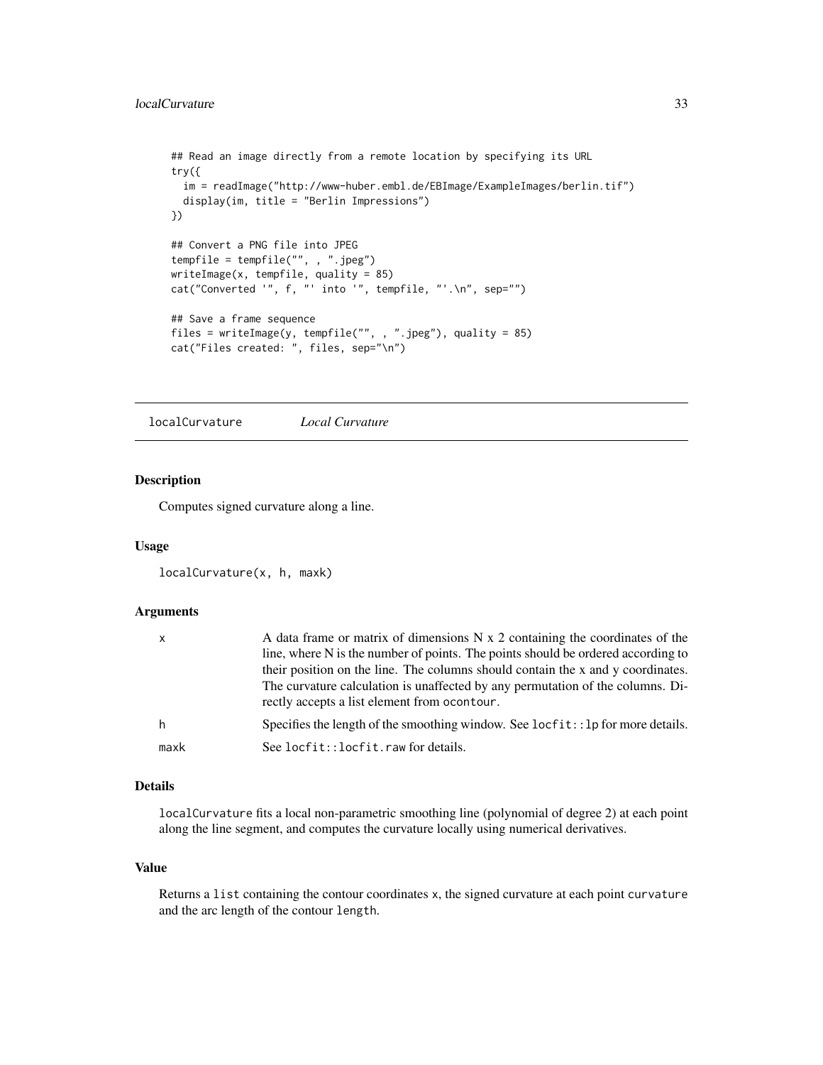```
## Read an image directly from a remote location by specifying its URL
try({
  im = readImage("http://www-huber.embl.de/EBImage/ExampleImages/berlin.tif")
  display(im, title = "Berlin Impressions")
})

## Convert a PNG file into JPEG
tempfile = tempfile("", , ".jpeg")
writeImage(x, tempfile, quality = 85)
cat("Converted '", f, "' into '", tempfile, "'.\n", sep="")

## Save a frame sequence
files = writeImage(y, tempfile("", , ".jpeg"), quality = 85)
cat("Files created: ", files, sep="\n")
```

## localCurvature *Local Curvature*

### Description

Computes signed curvature along a line.

### Usage

```
localCurvature(x, h, maxk)
```

### Arguments

| | |
|---|---|
| x | A data frame or matrix of dimensions N x 2 containing the coordinates of the line, where N is the number of points. The points should be ordered according to their position on the line. The columns should contain the x and y coordinates. The curvature calculation is unaffected by any permutation of the columns. Directly accepts a list element from `ocontour`. |
| h | Specifies the length of the smoothing window. See `locfit::lp` for more details. |
| maxk | See `locfit::locfit.raw` for details. |

### Details

`localCurvature` fits a local non-parametric smoothing line (polynomial of degree 2) at each point along the line segment, and computes the curvature locally using numerical derivatives.

### Value

Returns a `list` containing the contour coordinates `x`, the signed curvature at each point `curvature` and the arc length of the contour `length`.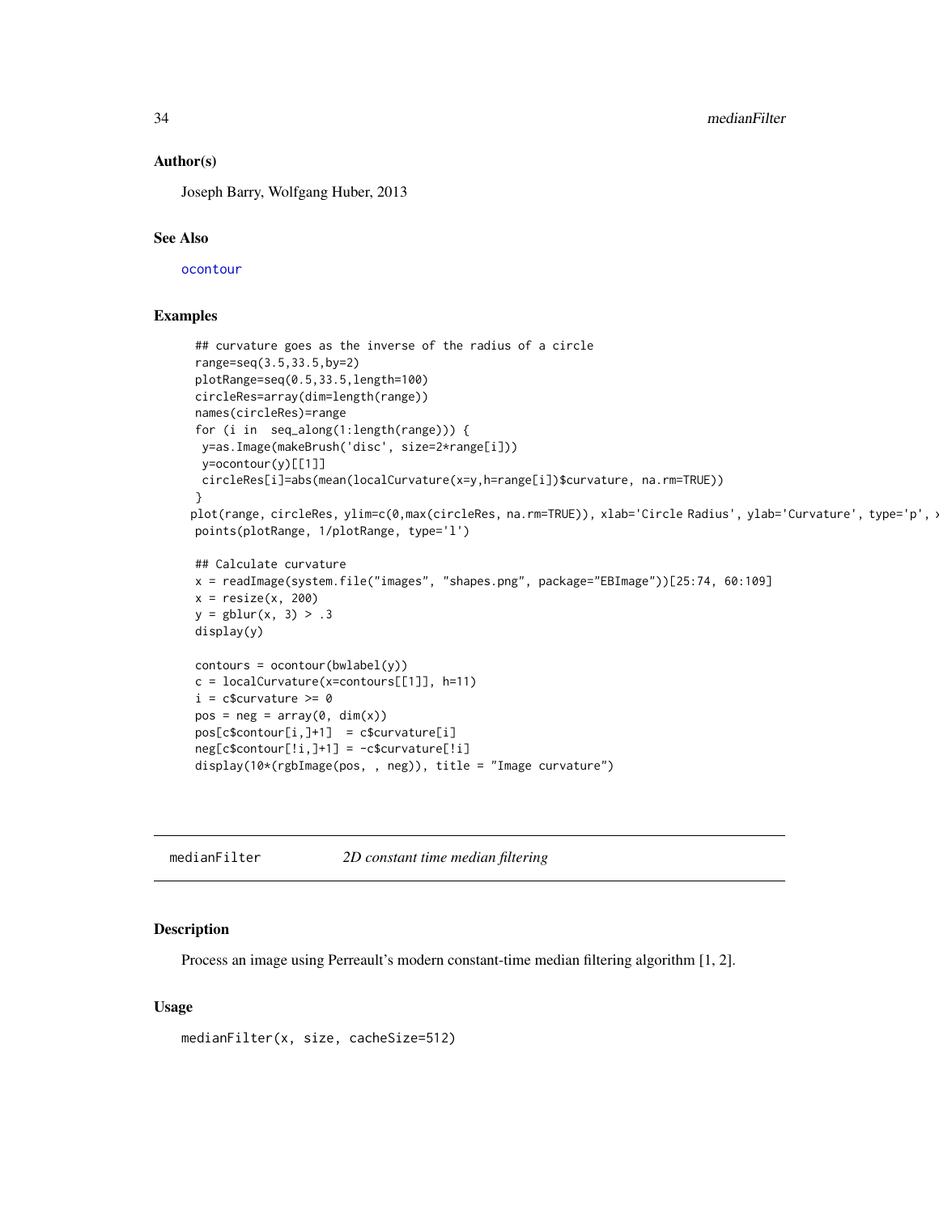### Author(s)

Joseph Barry, Wolfgang Huber, 2013

### See Also

ocontour

### Examples

```
## curvature goes as the inverse of the radius of a circle
range=seq(3.5,33.5,by=2)
plotRange=seq(0.5,33.5,length=100)
circleRes=array(dim=length(range))
names(circleRes)=range
for (i in  seq_along(1:length(range))) {
 y=as.Image(makeBrush('disc', size=2*range[i]))
 y=ocontour(y)[[1]]
 circleRes[i]=abs(mean(localCurvature(x=y,h=range[i])$curvature, na.rm=TRUE))
}
plot(range, circleRes, ylim=c(0,max(circleRes, na.rm=TRUE)), xlab='Circle Radius', ylab='Curvature', type='p', x
points(plotRange, 1/plotRange, type='l')

## Calculate curvature
x = readImage(system.file("images", "shapes.png", package="EBImage"))[25:74, 60:109]
x = resize(x, 200)
y = gblur(x, 3) > .3
display(y)

contours = ocontour(bwlabel(y))
c = localCurvature(x=contours[[1]], h=11)
i = c$curvature >= 0
pos = neg = array(0, dim(x))
pos[c$contour[i,]+1]  = c$curvature[i]
neg[c$contour[!i,]+1] = -c$curvature[!i]
display(10*(rgbImage(pos, , neg)), title = "Image curvature")
```

---

## medianFilter — *2D constant time median filtering*

---

### Description

Process an image using Perreault's modern constant-time median filtering algorithm [1, 2].

### Usage

```
medianFilter(x, size, cacheSize=512)
```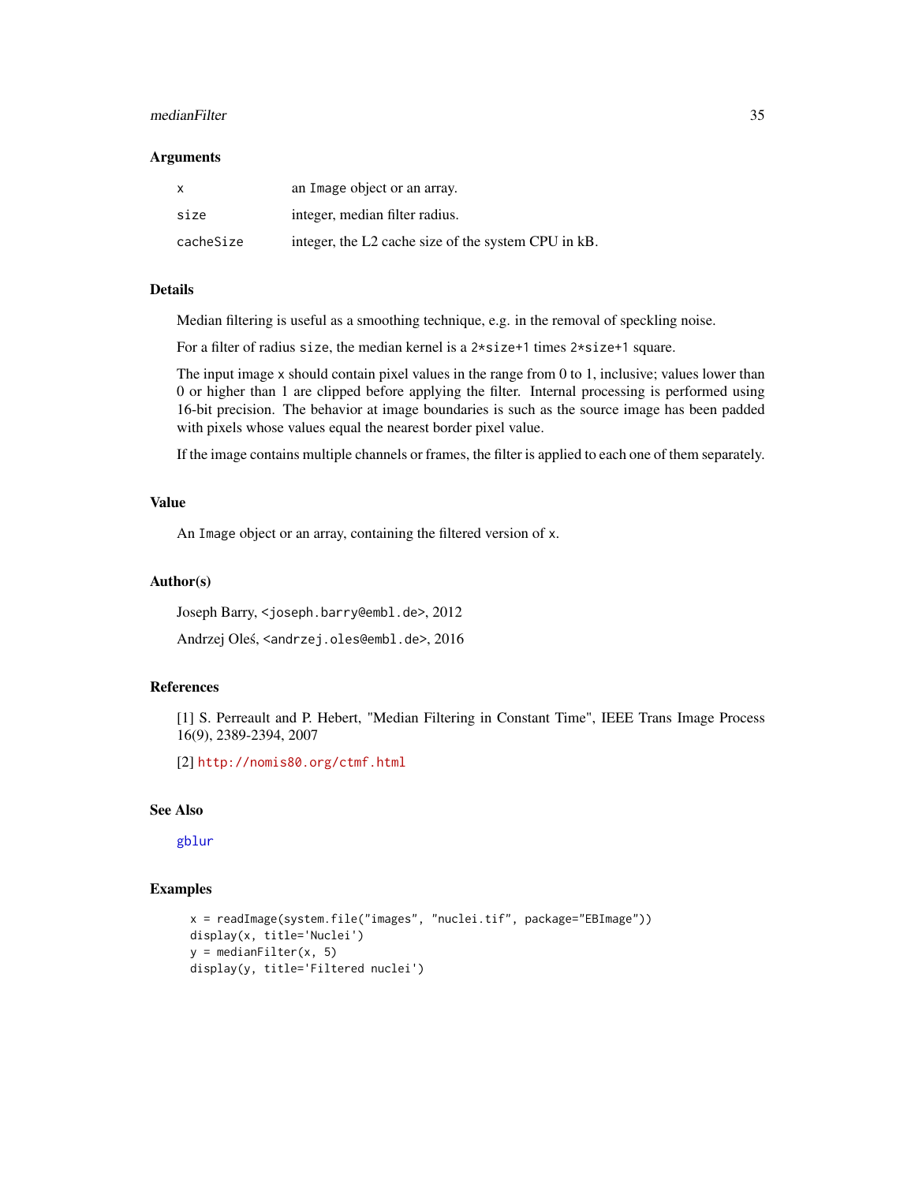## Arguments

| | |
|---|---|
| `x` | an `Image` object or an array. |
| `size` | integer, median filter radius. |
| `cacheSize` | integer, the L2 cache size of the system CPU in kB. |

## Details

Median filtering is useful as a smoothing technique, e.g. in the removal of speckling noise.

For a filter of radius `size`, the median kernel is a `2*size+1` times `2*size+1` square.

The input image `x` should contain pixel values in the range from 0 to 1, inclusive; values lower than 0 or higher than 1 are clipped before applying the filter. Internal processing is performed using 16-bit precision. The behavior at image boundaries is such as the source image has been padded with pixels whose values equal the nearest border pixel value.

If the image contains multiple channels or frames, the filter is applied to each one of them separately.

## Value

An `Image` object or an array, containing the filtered version of `x`.

## Author(s)

Joseph Barry, <joseph.barry@embl.de>, 2012

Andrzej Oleś, <andrzej.oles@embl.de>, 2016

## References

[1] S. Perreault and P. Hebert, "Median Filtering in Constant Time", IEEE Trans Image Process 16(9), 2389-2394, 2007

[2] http://nomis80.org/ctmf.html

## See Also

gblur

## Examples

```
x = readImage(system.file("images", "nuclei.tif", package="EBImage"))
display(x, title='Nuclei')
y = medianFilter(x, 5)
display(y, title='Filtered nuclei')
```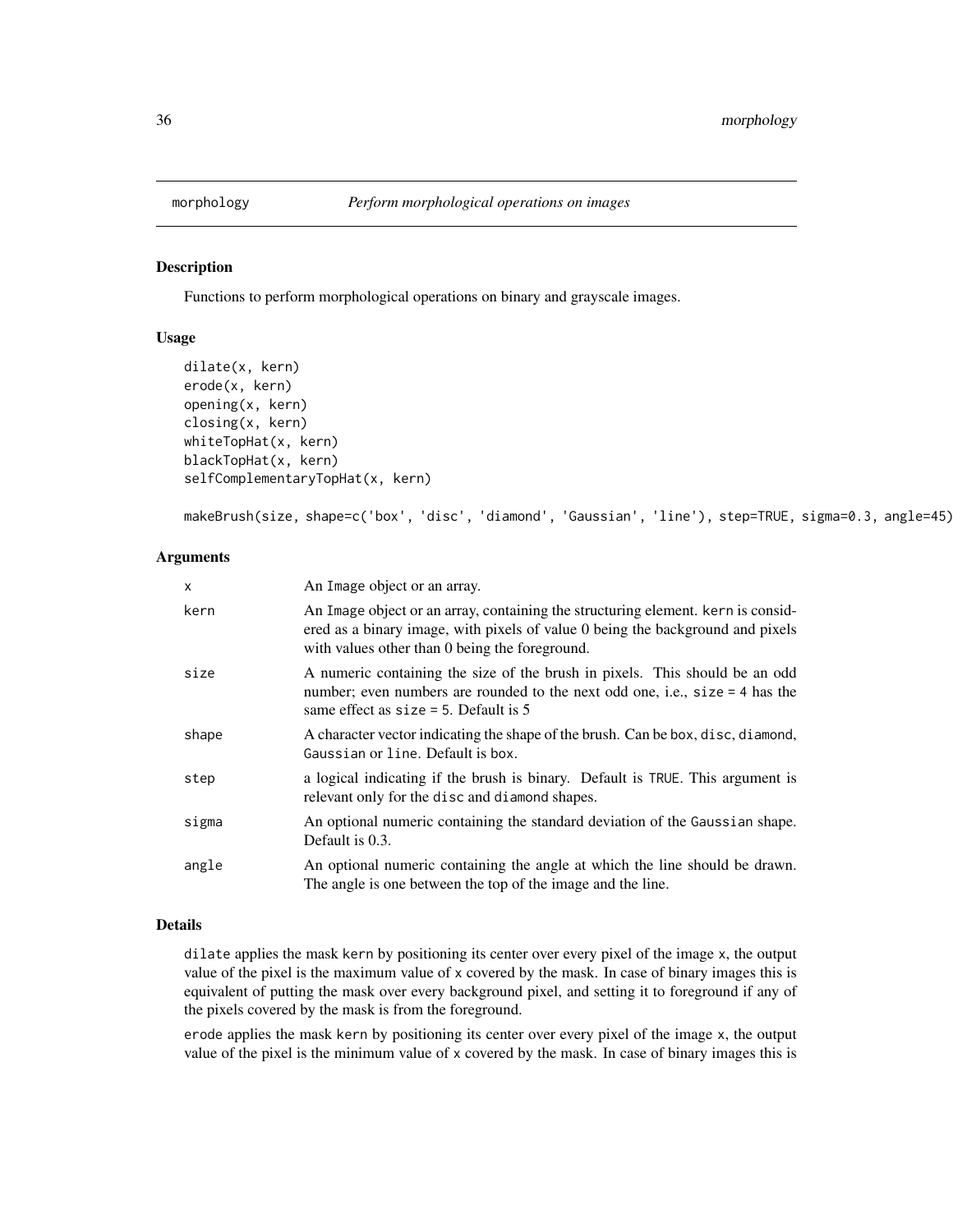# morphology *Perform morphological operations on images*

## Description

Functions to perform morphological operations on binary and grayscale images.

## Usage

```
dilate(x, kern)
erode(x, kern)
opening(x, kern)
closing(x, kern)
whiteTopHat(x, kern)
blackTopHat(x, kern)
selfComplementaryTopHat(x, kern)

makeBrush(size, shape=c('box', 'disc', 'diamond', 'Gaussian', 'line'), step=TRUE, sigma=0.3, angle=45)
```

## Arguments

| | |
|---|---|
| x | An Image object or an array. |
| kern | An Image object or an array, containing the structuring element. kern is considered as a binary image, with pixels of value 0 being the background and pixels with values other than 0 being the foreground. |
| size | A numeric containing the size of the brush in pixels. This should be an odd number; even numbers are rounded to the next odd one, i.e., size = 4 has the same effect as size = 5. Default is 5 |
| shape | A character vector indicating the shape of the brush. Can be box, disc, diamond, Gaussian or line. Default is box. |
| step | a logical indicating if the brush is binary. Default is TRUE. This argument is relevant only for the disc and diamond shapes. |
| sigma | An optional numeric containing the standard deviation of the Gaussian shape. Default is 0.3. |
| angle | An optional numeric containing the angle at which the line should be drawn. The angle is one between the top of the image and the line. |

## Details

dilate applies the mask kern by positioning its center over every pixel of the image x, the output value of the pixel is the maximum value of x covered by the mask. In case of binary images this is equivalent of putting the mask over every background pixel, and setting it to foreground if any of the pixels covered by the mask is from the foreground.

erode applies the mask kern by positioning its center over every pixel of the image x, the output value of the pixel is the minimum value of x covered by the mask. In case of binary images this is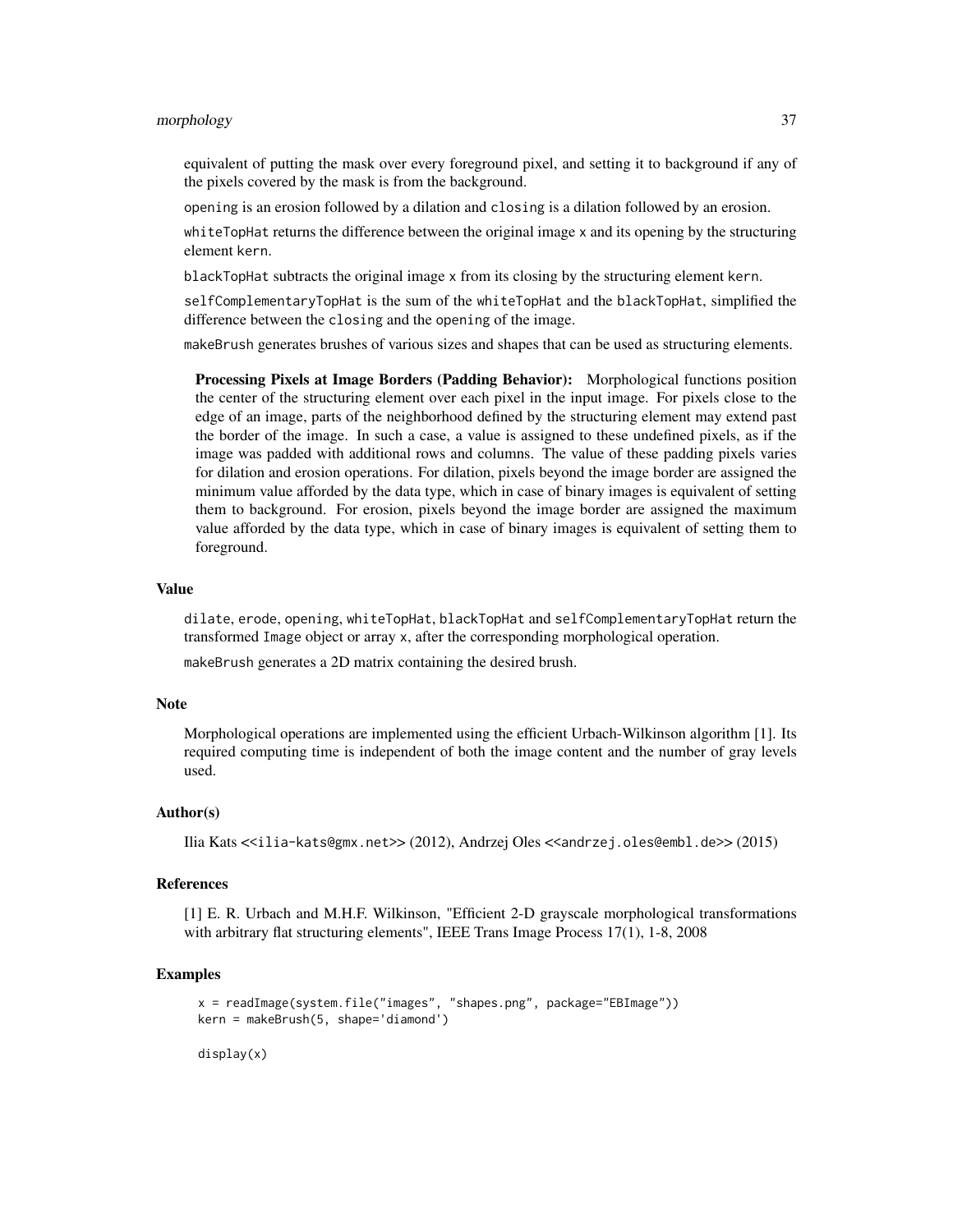equivalent of putting the mask over every foreground pixel, and setting it to background if any of the pixels covered by the mask is from the background.

`opening` is an erosion followed by a dilation and `closing` is a dilation followed by an erosion.

`whiteTopHat` returns the difference between the original image `x` and its opening by the structuring element `kern`.

`blackTopHat` subtracts the original image `x` from its closing by the structuring element `kern`.

`selfComplementaryTopHat` is the sum of the `whiteTopHat` and the `blackTopHat`, simplified the difference between the `closing` and the `opening` of the image.

`makeBrush` generates brushes of various sizes and shapes that can be used as structuring elements.

**Processing Pixels at Image Borders (Padding Behavior):** Morphological functions position the center of the structuring element over each pixel in the input image. For pixels close to the edge of an image, parts of the neighborhood defined by the structuring element may extend past the border of the image. In such a case, a value is assigned to these undefined pixels, as if the image was padded with additional rows and columns. The value of these padding pixels varies for dilation and erosion operations. For dilation, pixels beyond the image border are assigned the minimum value afforded by the data type, which in case of binary images is equivalent of setting them to background. For erosion, pixels beyond the image border are assigned the maximum value afforded by the data type, which in case of binary images is equivalent of setting them to foreground.

## Value

`dilate`, `erode`, `opening`, `whiteTopHat`, `blackTopHat` and `selfComplementaryTopHat` return the transformed `Image` object or array `x`, after the corresponding morphological operation.

`makeBrush` generates a 2D matrix containing the desired brush.

## Note

Morphological operations are implemented using the efficient Urbach-Wilkinson algorithm [1]. Its required computing time is independent of both the image content and the number of gray levels used.

## Author(s)

Ilia Kats <<ilia-kats@gmx.net>> (2012), Andrzej Oles <<andrzej.oles@embl.de>> (2015)

## References

[1] E. R. Urbach and M.H.F. Wilkinson, "Efficient 2-D grayscale morphological transformations with arbitrary flat structuring elements", IEEE Trans Image Process 17(1), 1-8, 2008

## Examples

```
x = readImage(system.file("images", "shapes.png", package="EBImage"))
kern = makeBrush(5, shape='diamond')

display(x)
```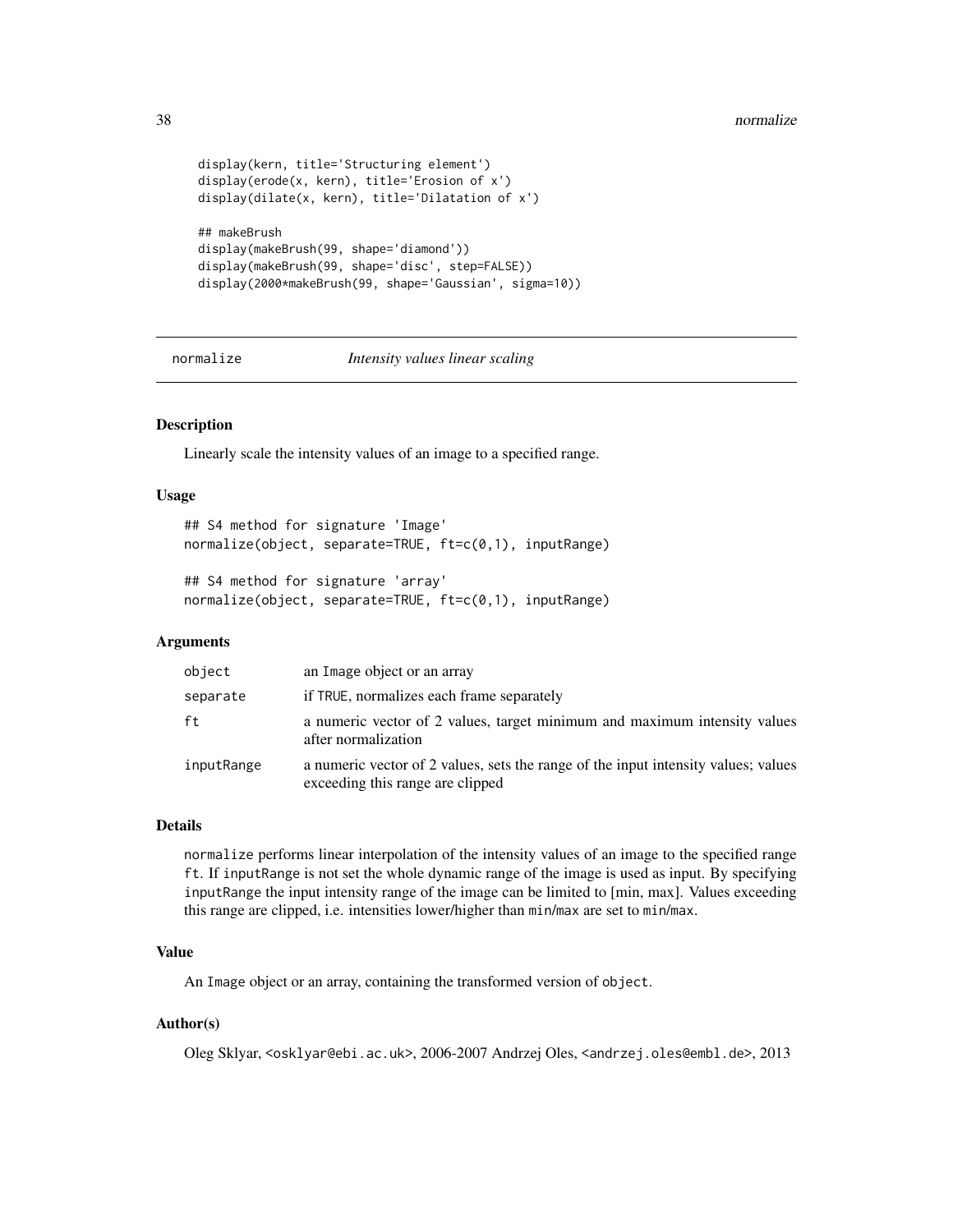```
display(kern, title='Structuring element')
display(erode(x, kern), title='Erosion of x')
display(dilate(x, kern), title='Dilatation of x')

## makeBrush
display(makeBrush(99, shape='diamond'))
display(makeBrush(99, shape='disc', step=FALSE))
display(2000*makeBrush(99, shape='Gaussian', sigma=10))
```

---

## normalize — *Intensity values linear scaling*

---

### Description

Linearly scale the intensity values of an image to a specified range.

### Usage

```
## S4 method for signature 'Image'
normalize(object, separate=TRUE, ft=c(0,1), inputRange)

## S4 method for signature 'array'
normalize(object, separate=TRUE, ft=c(0,1), inputRange)
```

### Arguments

| | |
|---|---|
| `object` | an `Image` object or an array |
| `separate` | if `TRUE`, normalizes each frame separately |
| `ft` | a numeric vector of 2 values, target minimum and maximum intensity values after normalization |
| `inputRange` | a numeric vector of 2 values, sets the range of the input intensity values; values exceeding this range are clipped |

### Details

`normalize` performs linear interpolation of the intensity values of an image to the specified range `ft`. If `inputRange` is not set the whole dynamic range of the image is used as input. By specifying `inputRange` the input intensity range of the image can be limited to [min, max]. Values exceeding this range are clipped, i.e. intensities lower/higher than `min`/`max` are set to `min`/`max`.

### Value

An `Image` object or an array, containing the transformed version of `object`.

### Author(s)

Oleg Sklyar, <osklyar@ebi.ac.uk>, 2006-2007 Andrzej Oles, <andrzej.oles@embl.de>, 2013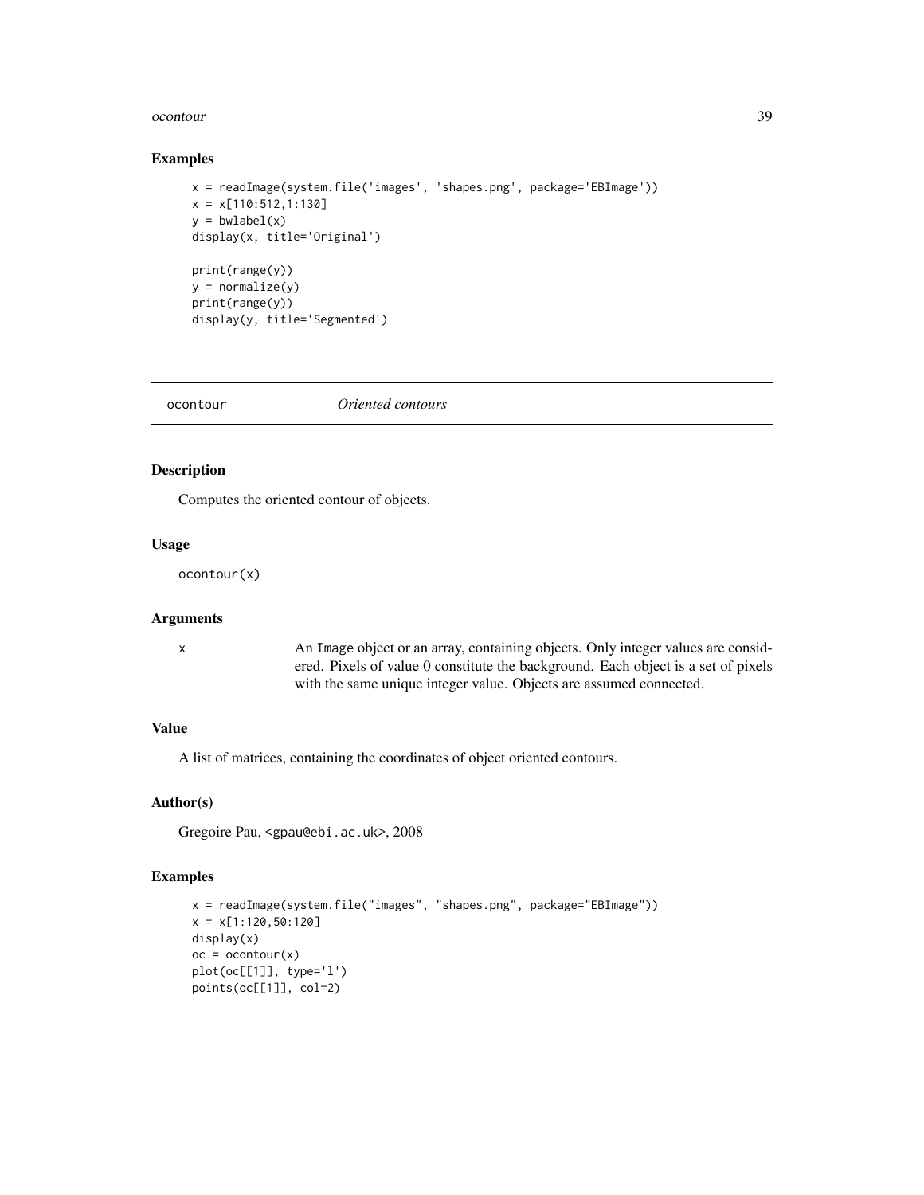## Examples

```
x = readImage(system.file('images', 'shapes.png', package='EBImage'))
x = x[110:512,1:130]
y = bwlabel(x)
display(x, title='Original')

print(range(y))
y = normalize(y)
print(range(y))
display(y, title='Segmented')
```

---

`ocontour` *Oriented contours*

---

## Description

Computes the oriented contour of objects.

## Usage

```
ocontour(x)
```

## Arguments

`x` An `Image` object or an array, containing objects. Only integer values are considered. Pixels of value 0 constitute the background. Each object is a set of pixels with the same unique integer value. Objects are assumed connected.

## Value

A list of matrices, containing the coordinates of object oriented contours.

## Author(s)

Gregoire Pau, <gpau@ebi.ac.uk>, 2008

## Examples

```
x = readImage(system.file("images", "shapes.png", package="EBImage"))
x = x[1:120,50:120]
display(x)
oc = ocontour(x)
plot(oc[[1]], type='l')
points(oc[[1]], col=2)
```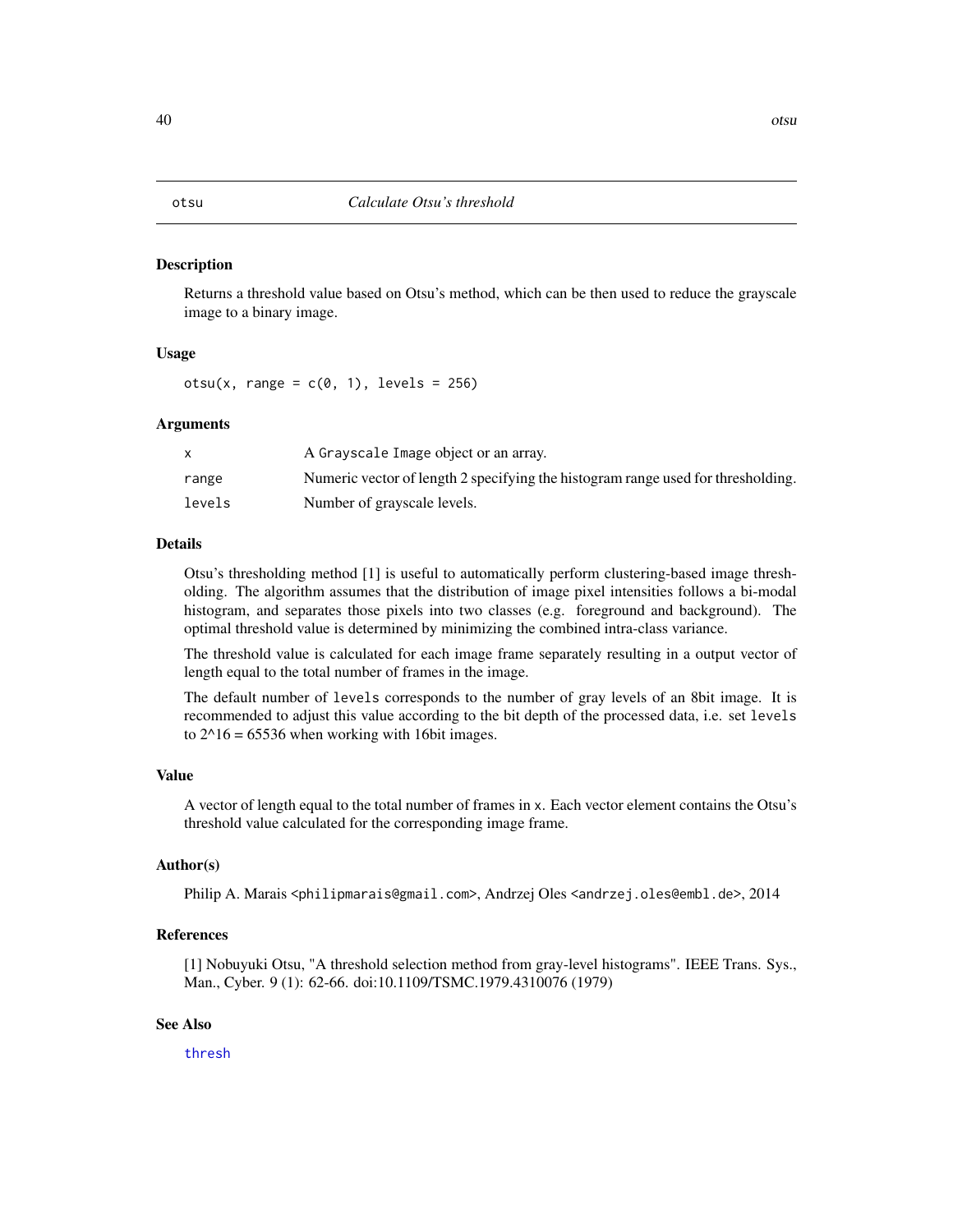# otsu — *Calculate Otsu's threshold*

## Description

Returns a threshold value based on Otsu's method, which can be then used to reduce the grayscale image to a binary image.

## Usage

```
otsu(x, range = c(0, 1), levels = 256)
```

## Arguments

| | |
|---|---|
| `x` | A `Grayscale` `Image` object or an array. |
| `range` | Numeric vector of length 2 specifying the histogram range used for thresholding. |
| `levels` | Number of grayscale levels. |

## Details

Otsu's thresholding method [1] is useful to automatically perform clustering-based image thresholding. The algorithm assumes that the distribution of image pixel intensities follows a bi-modal histogram, and separates those pixels into two classes (e.g. foreground and background). The optimal threshold value is determined by minimizing the combined intra-class variance.

The threshold value is calculated for each image frame separately resulting in a output vector of length equal to the total number of frames in the image.

The default number of `levels` corresponds to the number of gray levels of an 8bit image. It is recommended to adjust this value according to the bit depth of the processed data, i.e. set `levels` to $2^{16} = 65536$ when working with 16bit images.

## Value

A vector of length equal to the total number of frames in `x`. Each vector element contains the Otsu's threshold value calculated for the corresponding image frame.

## Author(s)

Philip A. Marais <philipmarais@gmail.com>, Andrzej Oles <andrzej.oles@embl.de>, 2014

## References

[1] Nobuyuki Otsu, "A threshold selection method from gray-level histograms". IEEE Trans. Sys., Man., Cyber. 9 (1): 62-66. doi:10.1109/TSMC.1979.4310076 (1979)

## See Also

`thresh`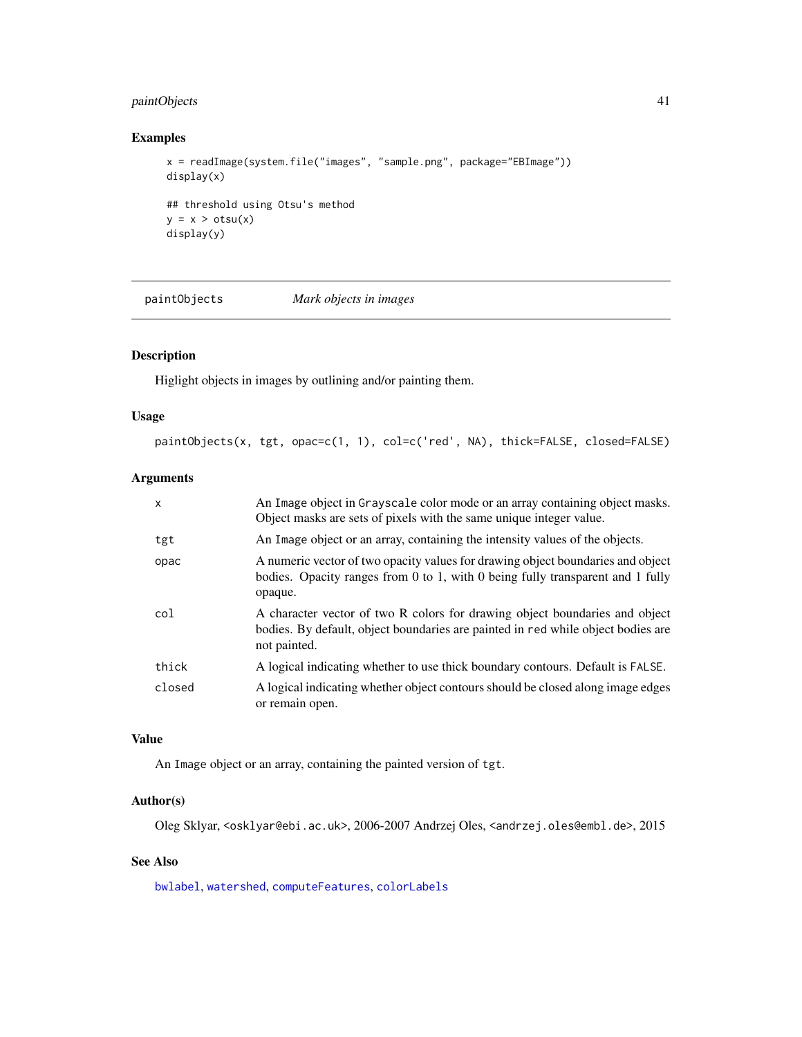## Examples

```
x = readImage(system.file("images", "sample.png", package="EBImage"))
display(x)

## threshold using Otsu's method
y = x > otsu(x)
display(y)
```

---

# paintObjects — *Mark objects in images*

---

## Description

Higlight objects in images by outlining and/or painting them.

## Usage

```
paintObjects(x, tgt, opac=c(1, 1), col=c('red', NA), thick=FALSE, closed=FALSE)
```

## Arguments

| | |
|---|---|
| `x` | An `Image` object in `Grayscale` color mode or an array containing object masks. Object masks are sets of pixels with the same unique integer value. |
| `tgt` | An `Image` object or an array, containing the intensity values of the objects. |
| `opac` | A numeric vector of two opacity values for drawing object boundaries and object bodies. Opacity ranges from 0 to 1, with 0 being fully transparent and 1 fully opaque. |
| `col` | A character vector of two R colors for drawing object boundaries and object bodies. By default, object boundaries are painted in `red` while object bodies are not painted. |
| `thick` | A logical indicating whether to use thick boundary contours. Default is `FALSE`. |
| `closed` | A logical indicating whether object contours should be closed along image edges or remain open. |

## Value

An `Image` object or an array, containing the painted version of `tgt`.

## Author(s)

Oleg Sklyar, <osklyar@ebi.ac.uk>, 2006-2007 Andrzej Oles, <andrzej.oles@embl.de>, 2015

## See Also

`bwlabel`, `watershed`, `computeFeatures`, `colorLabels`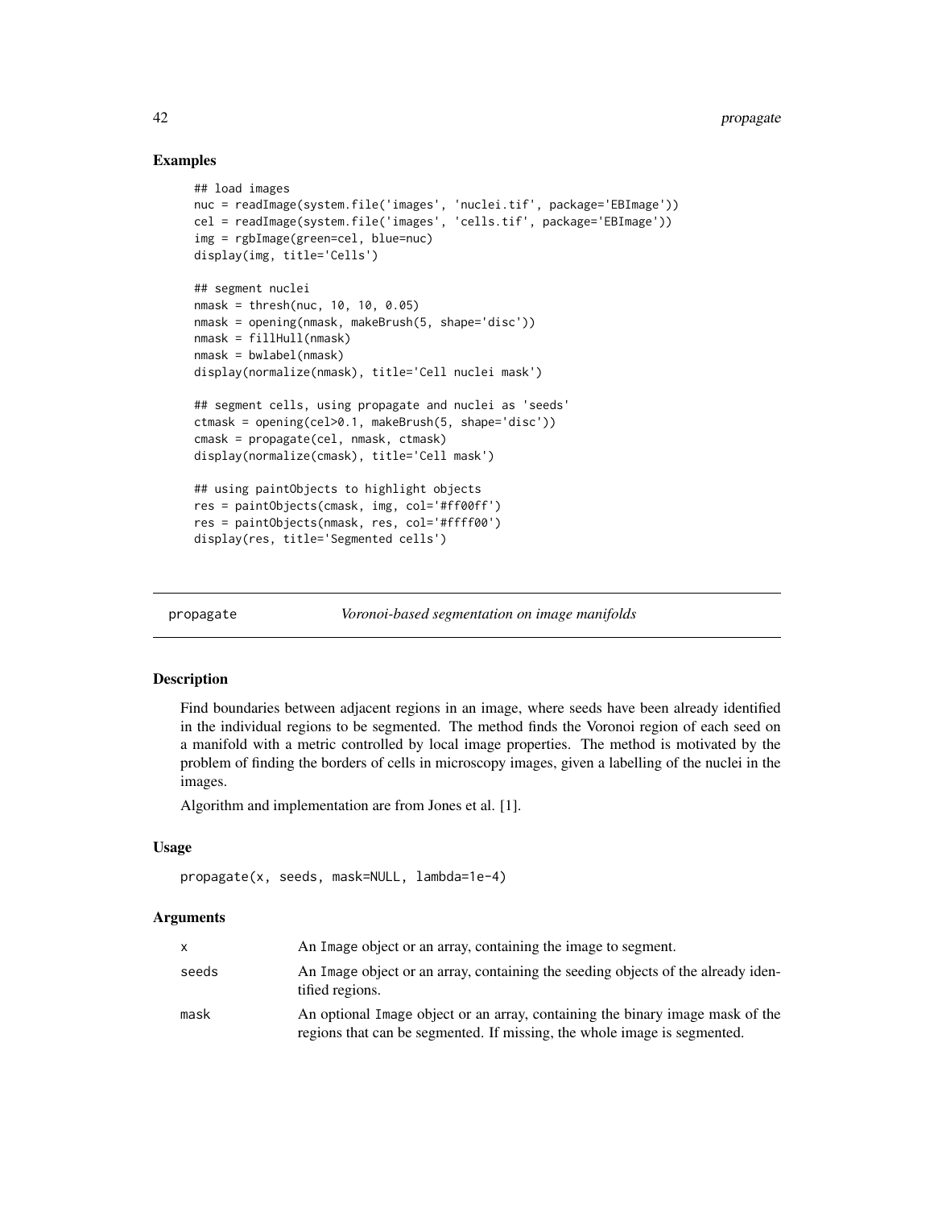## Examples

```
## load images
nuc = readImage(system.file('images', 'nuclei.tif', package='EBImage'))
cel = readImage(system.file('images', 'cells.tif', package='EBImage'))
img = rgbImage(green=cel, blue=nuc)
display(img, title='Cells')

## segment nuclei
nmask = thresh(nuc, 10, 10, 0.05)
nmask = opening(nmask, makeBrush(5, shape='disc'))
nmask = fillHull(nmask)
nmask = bwlabel(nmask)
display(normalize(nmask), title='Cell nuclei mask')

## segment cells, using propagate and nuclei as 'seeds'
ctmask = opening(cel>0.1, makeBrush(5, shape='disc'))
cmask = propagate(cel, nmask, ctmask)
display(normalize(cmask), title='Cell mask')

## using paintObjects to highlight objects
res = paintObjects(cmask, img, col='#ff00ff')
res = paintObjects(nmask, res, col='#ffff00')
display(res, title='Segmented cells')
```

---

# propagate — *Voronoi-based segmentation on image manifolds*

---

## Description

Find boundaries between adjacent regions in an image, where seeds have been already identified in the individual regions to be segmented. The method finds the Voronoi region of each seed on a manifold with a metric controlled by local image properties. The method is motivated by the problem of finding the borders of cells in microscopy images, given a labelling of the nuclei in the images.

Algorithm and implementation are from Jones et al. [1].

## Usage

```
propagate(x, seeds, mask=NULL, lambda=1e-4)
```

## Arguments

| | |
|---|---|
| `x` | An `Image` object or an array, containing the image to segment. |
| `seeds` | An `Image` object or an array, containing the seeding objects of the already identified regions. |
| `mask` | An optional `Image` object or an array, containing the binary image mask of the regions that can be segmented. If missing, the whole image is segmented. |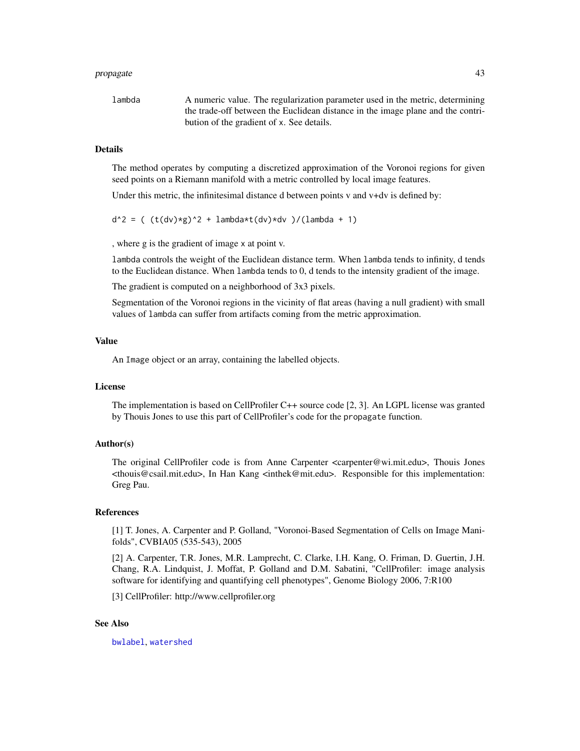lambda A numeric value. The regularization parameter used in the metric, determining the trade-off between the Euclidean distance in the image plane and the contribution of the gradient of x. See details.

### Details

The method operates by computing a discretized approximation of the Voronoi regions for given seed points on a Riemann manifold with a metric controlled by local image features.

Under this metric, the infinitesimal distance d between points v and v+dv is defined by:

```
d^2 = ( (t(dv)*g)^2 + lambda*t(dv)*dv )/(lambda + 1)
```

, where g is the gradient of image x at point v.

lambda controls the weight of the Euclidean distance term. When lambda tends to infinity, d tends to the Euclidean distance. When lambda tends to 0, d tends to the intensity gradient of the image.

The gradient is computed on a neighborhood of 3x3 pixels.

Segmentation of the Voronoi regions in the vicinity of flat areas (having a null gradient) with small values of lambda can suffer from artifacts coming from the metric approximation.

### Value

An Image object or an array, containing the labelled objects.

### License

The implementation is based on CellProfiler C++ source code [2, 3]. An LGPL license was granted by Thouis Jones to use this part of CellProfiler's code for the propagate function.

### Author(s)

The original CellProfiler code is from Anne Carpenter <carpenter@wi.mit.edu>, Thouis Jones <thouis@csail.mit.edu>, In Han Kang <inthek@mit.edu>. Responsible for this implementation: Greg Pau.

### References

[1] T. Jones, A. Carpenter and P. Golland, "Voronoi-Based Segmentation of Cells on Image Manifolds", CVBIA05 (535-543), 2005

[2] A. Carpenter, T.R. Jones, M.R. Lamprecht, C. Clarke, I.H. Kang, O. Friman, D. Guertin, J.H. Chang, R.A. Lindquist, J. Moffat, P. Golland and D.M. Sabatini, "CellProfiler: image analysis software for identifying and quantifying cell phenotypes", Genome Biology 2006, 7:R100

[3] CellProfiler: http://www.cellprofiler.org

### See Also

bwlabel, watershed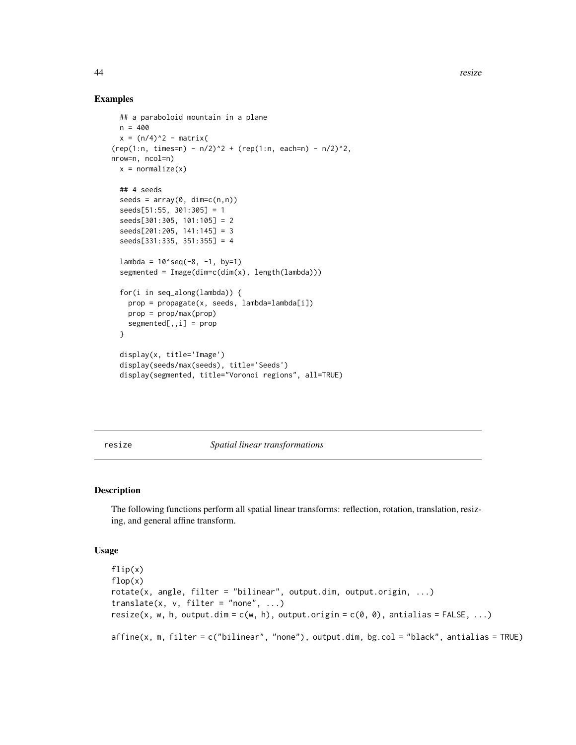## Examples

```
  ## a paraboloid mountain in a plane
  n = 400
  x = (n/4)^2 - matrix(
(rep(1:n, times=n) - n/2)^2 + (rep(1:n, each=n) - n/2)^2,
nrow=n, ncol=n)
  x = normalize(x)

  ## 4 seeds
  seeds = array(0, dim=c(n,n))
  seeds[51:55, 301:305] = 1
  seeds[301:305, 101:105] = 2
  seeds[201:205, 141:145] = 3
  seeds[331:335, 351:355] = 4

  lambda = 10^seq(-8, -1, by=1)
  segmented = Image(dim=c(dim(x), length(lambda)))

  for(i in seq_along(lambda)) {
    prop = propagate(x, seeds, lambda=lambda[i])
    prop = prop/max(prop)
    segmented[,,i] = prop
  }

  display(x, title='Image')
  display(seeds/max(seeds), title='Seeds')
  display(segmented, title="Voronoi regions", all=TRUE)
```

---

# resize — *Spatial linear transformations*

---

## Description

The following functions perform all spatial linear transforms: reflection, rotation, translation, resizing, and general affine transform.

## Usage

```
flip(x)
flop(x)
rotate(x, angle, filter = "bilinear", output.dim, output.origin, ...)
translate(x, v, filter = "none", ...)
resize(x, w, h, output.dim = c(w, h), output.origin = c(0, 0), antialias = FALSE, ...)

affine(x, m, filter = c("bilinear", "none"), output.dim, bg.col = "black", antialias = TRUE)
```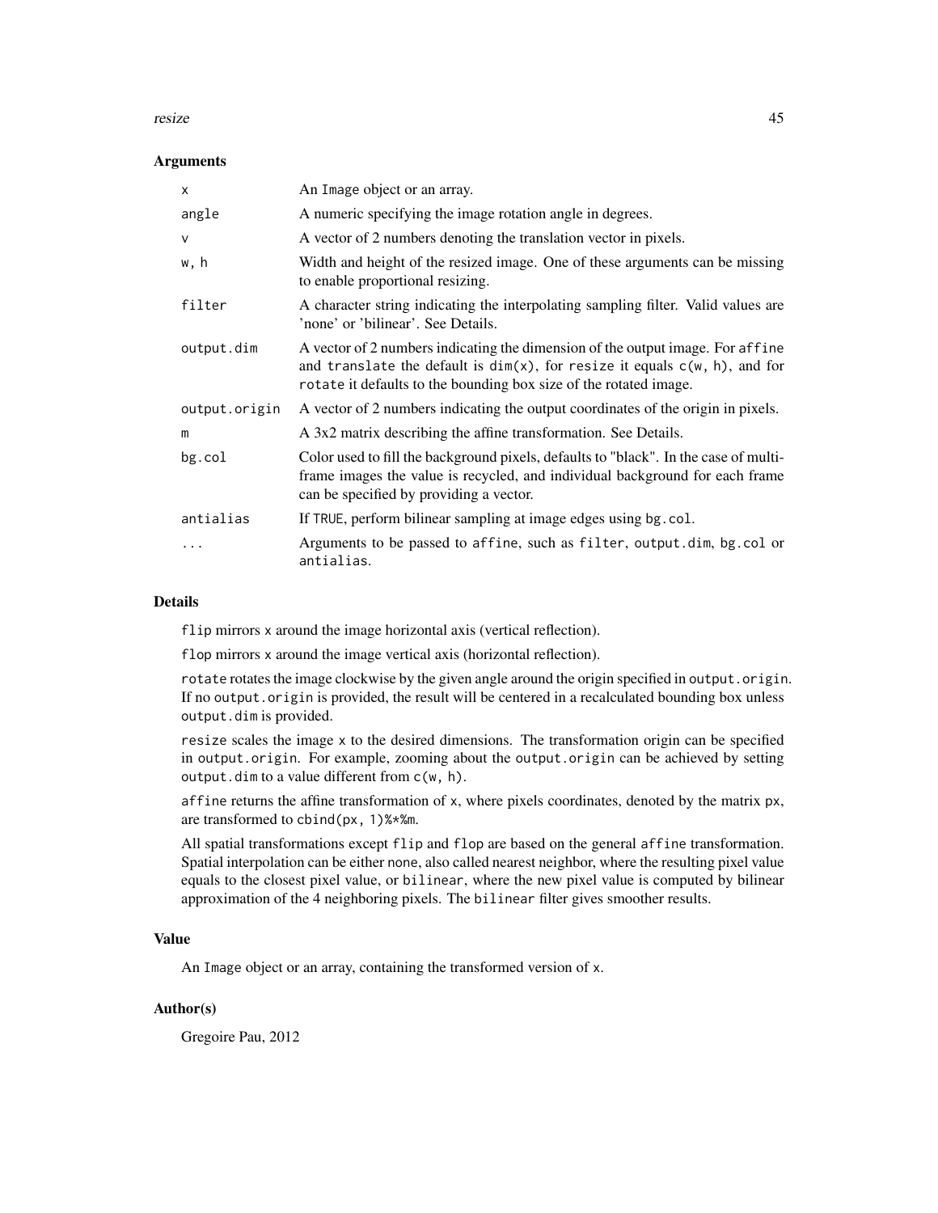### Arguments

| | |
|---|---|
| `x` | An `Image` object or an array. |
| `angle` | A numeric specifying the image rotation angle in degrees. |
| `v` | A vector of 2 numbers denoting the translation vector in pixels. |
| `w, h` | Width and height of the resized image. One of these arguments can be missing to enable proportional resizing. |
| `filter` | A character string indicating the interpolating sampling filter. Valid values are 'none' or 'bilinear'. See Details. |
| `output.dim` | A vector of 2 numbers indicating the dimension of the output image. For `affine` and `translate` the default is `dim(x)`, for `resize` it equals `c(w, h)`, and for `rotate` it defaults to the bounding box size of the rotated image. |
| `output.origin` | A vector of 2 numbers indicating the output coordinates of the origin in pixels. |
| `m` | A 3x2 matrix describing the affine transformation. See Details. |
| `bg.col` | Color used to fill the background pixels, defaults to "black". In the case of multi-frame images the value is recycled, and individual background for each frame can be specified by providing a vector. |
| `antialias` | If `TRUE`, perform bilinear sampling at image edges using `bg.col`. |
| `...` | Arguments to be passed to `affine`, such as `filter`, `output.dim`, `bg.col` or `antialias`. |

### Details

`flip` mirrors `x` around the image horizontal axis (vertical reflection).

`flop` mirrors `x` around the image vertical axis (horizontal reflection).

`rotate` rotates the image clockwise by the given angle around the origin specified in `output.origin`. If no `output.origin` is provided, the result will be centered in a recalculated bounding box unless `output.dim` is provided.

`resize` scales the image `x` to the desired dimensions. The transformation origin can be specified in `output.origin`. For example, zooming about the `output.origin` can be achieved by setting `output.dim` to a value different from `c(w, h)`.

`affine` returns the affine transformation of `x`, where pixels coordinates, denoted by the matrix `px`, are transformed to `cbind(px, 1)%*%m`.

All spatial transformations except `flip` and `flop` are based on the general `affine` transformation. Spatial interpolation can be either `none`, also called nearest neighbor, where the resulting pixel value equals to the closest pixel value, or `bilinear`, where the new pixel value is computed by bilinear approximation of the 4 neighboring pixels. The `bilinear` filter gives smoother results.

### Value

An `Image` object or an array, containing the transformed version of `x`.

### Author(s)

Gregoire Pau, 2012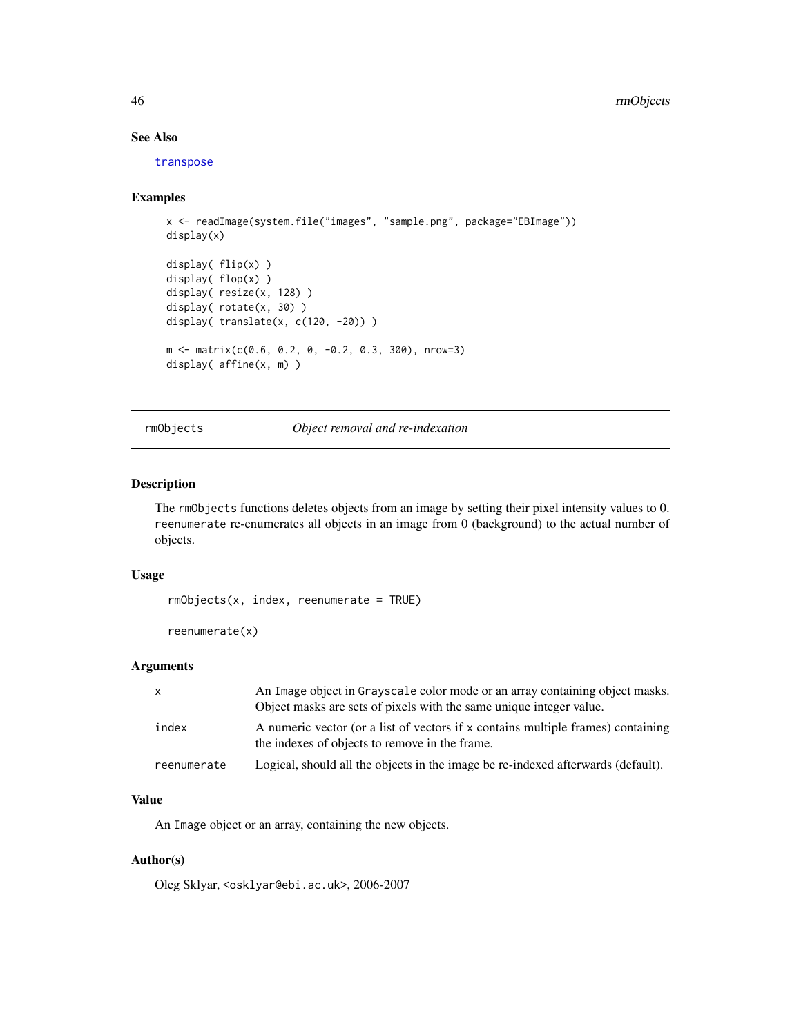### See Also

transpose

### Examples

```
x <- readImage(system.file("images", "sample.png", package="EBImage"))
display(x)

display( flip(x) )
display( flop(x) )
display( resize(x, 128) )
display( rotate(x, 30) )
display( translate(x, c(120, -20)) )

m <- matrix(c(0.6, 0.2, 0, -0.2, 0.3, 300), nrow=3)
display( affine(x, m) )
```

---

## rmObjects — *Object removal and re-indexation*

### Description

The `rmObjects` functions deletes objects from an image by setting their pixel intensity values to 0. `reenumerate` re-enumerates all objects in an image from 0 (background) to the actual number of objects.

### Usage

```
rmObjects(x, index, reenumerate = TRUE)

reenumerate(x)
```

### Arguments

| | |
|---|---|
| `x` | An `Image` object in `Grayscale` color mode or an array containing object masks. Object masks are sets of pixels with the same unique integer value. |
| `index` | A numeric vector (or a list of vectors if `x` contains multiple frames) containing the indexes of objects to remove in the frame. |
| `reenumerate` | Logical, should all the objects in the image be re-indexed afterwards (default). |

### Value

An `Image` object or an array, containing the new objects.

### Author(s)

Oleg Sklyar, <osklyar@ebi.ac.uk>, 2006-2007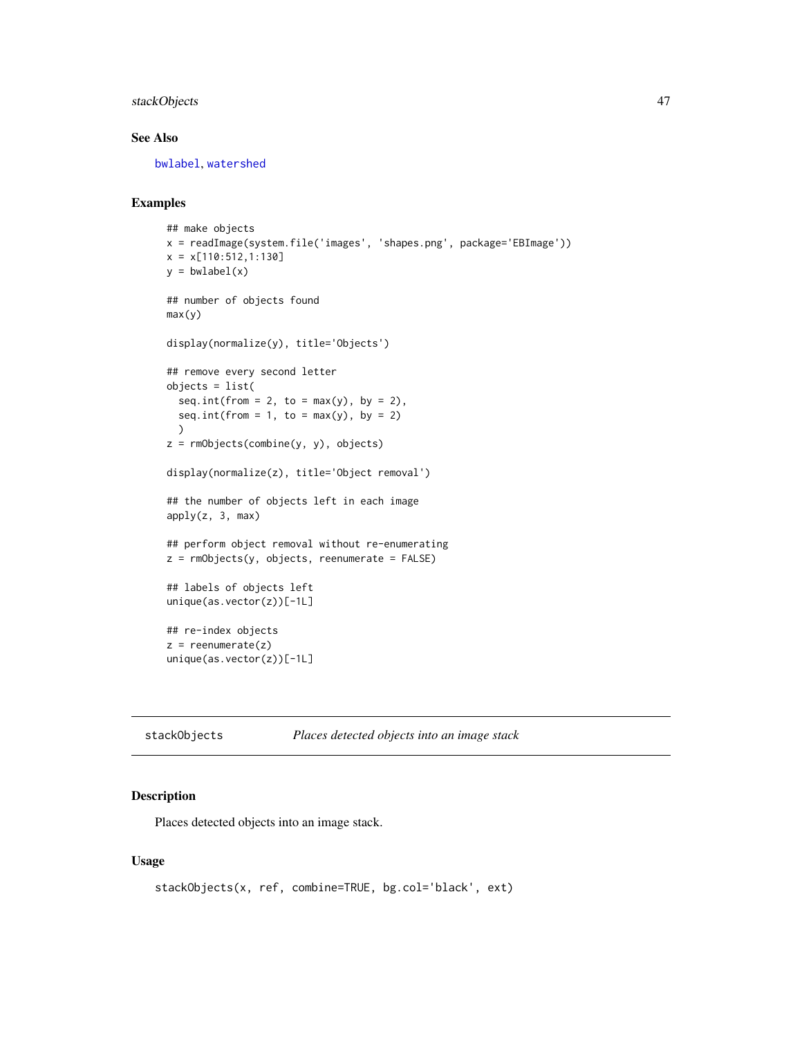### See Also

bwlabel, watershed

### Examples

```
## make objects
x = readImage(system.file('images', 'shapes.png', package='EBImage'))
x = x[110:512,1:130]
y = bwlabel(x)

## number of objects found
max(y)

display(normalize(y), title='Objects')

## remove every second letter
objects = list(
  seq.int(from = 2, to = max(y), by = 2),
  seq.int(from = 1, to = max(y), by = 2)
  )
z = rmObjects(combine(y, y), objects)

display(normalize(z), title='Object removal')

## the number of objects left in each image
apply(z, 3, max)

## perform object removal without re-enumerating
z = rmObjects(y, objects, reenumerate = FALSE)

## labels of objects left
unique(as.vector(z))[-1L]

## re-index objects
z = reenumerate(z)
unique(as.vector(z))[-1L]
```

---

## stackObjects — *Places detected objects into an image stack*

### Description

Places detected objects into an image stack.

### Usage

```
stackObjects(x, ref, combine=TRUE, bg.col='black', ext)
```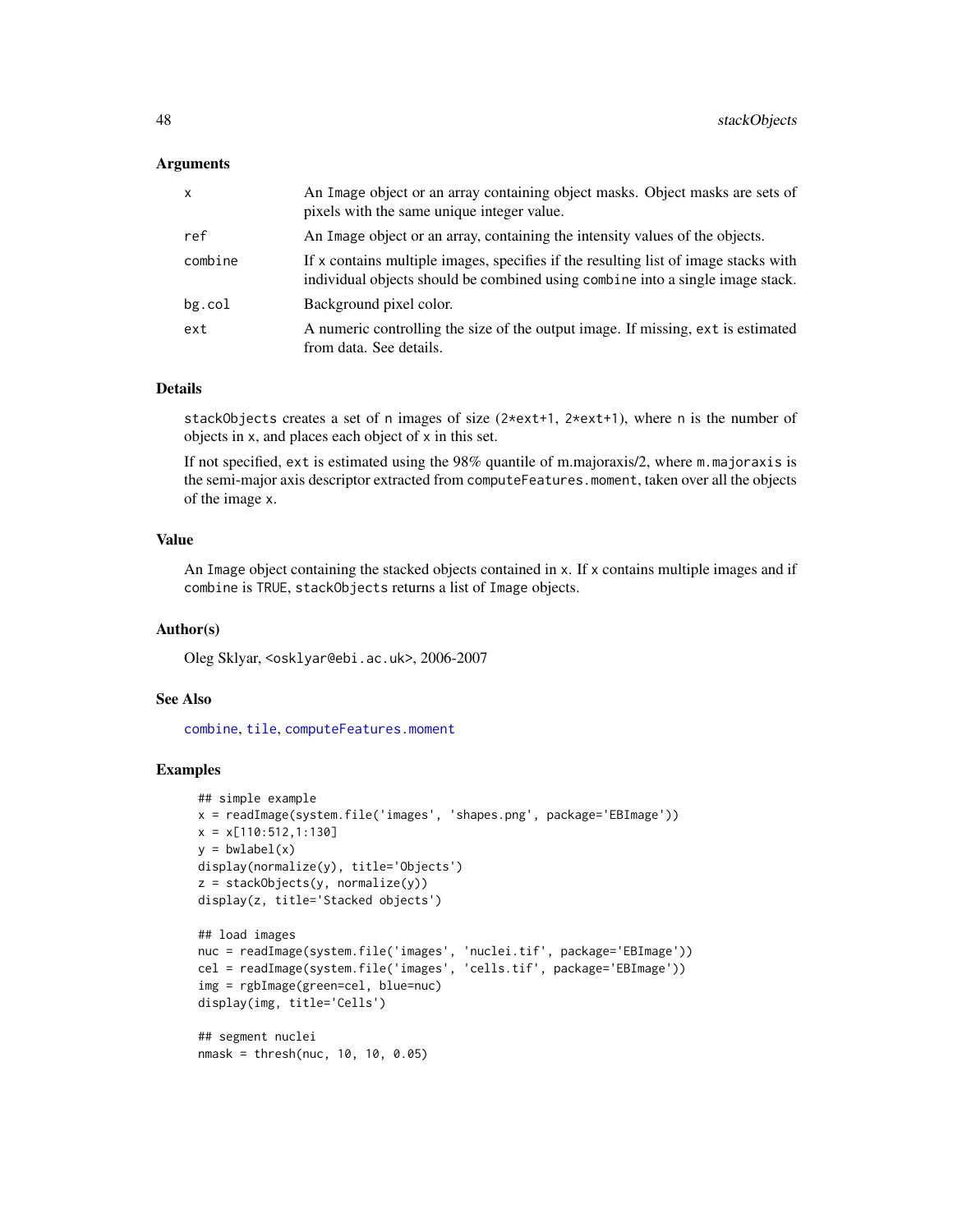## Arguments

| | |
|---|---|
| `x` | An `Image` object or an array containing object masks. Object masks are sets of pixels with the same unique integer value. |
| `ref` | An `Image` object or an array, containing the intensity values of the objects. |
| `combine` | If `x` contains multiple images, specifies if the resulting list of image stacks with individual objects should be combined using `combine` into a single image stack. |
| `bg.col` | Background pixel color. |
| `ext` | A numeric controlling the size of the output image. If missing, `ext` is estimated from data. See details. |

## Details

`stackObjects` creates a set of `n` images of size (`2*ext+1`, `2*ext+1`), where `n` is the number of objects in `x`, and places each object of `x` in this set.

If not specified, `ext` is estimated using the 98% quantile of m.majoraxis/2, where `m.majoraxis` is the semi-major axis descriptor extracted from `computeFeatures.moment`, taken over all the objects of the image `x`.

## Value

An `Image` object containing the stacked objects contained in `x`. If `x` contains multiple images and if `combine` is `TRUE`, `stackObjects` returns a list of `Image` objects.

## Author(s)

Oleg Sklyar, <osklyar@ebi.ac.uk>, 2006-2007

## See Also

`combine`, `tile`, `computeFeatures.moment`

## Examples

```
## simple example
x = readImage(system.file('images', 'shapes.png', package='EBImage'))
x = x[110:512,1:130]
y = bwlabel(x)
display(normalize(y), title='Objects')
z = stackObjects(y, normalize(y))
display(z, title='Stacked objects')

## load images
nuc = readImage(system.file('images', 'nuclei.tif', package='EBImage'))
cel = readImage(system.file('images', 'cells.tif', package='EBImage'))
img = rgbImage(green=cel, blue=nuc)
display(img, title='Cells')

## segment nuclei
nmask = thresh(nuc, 10, 10, 0.05)
```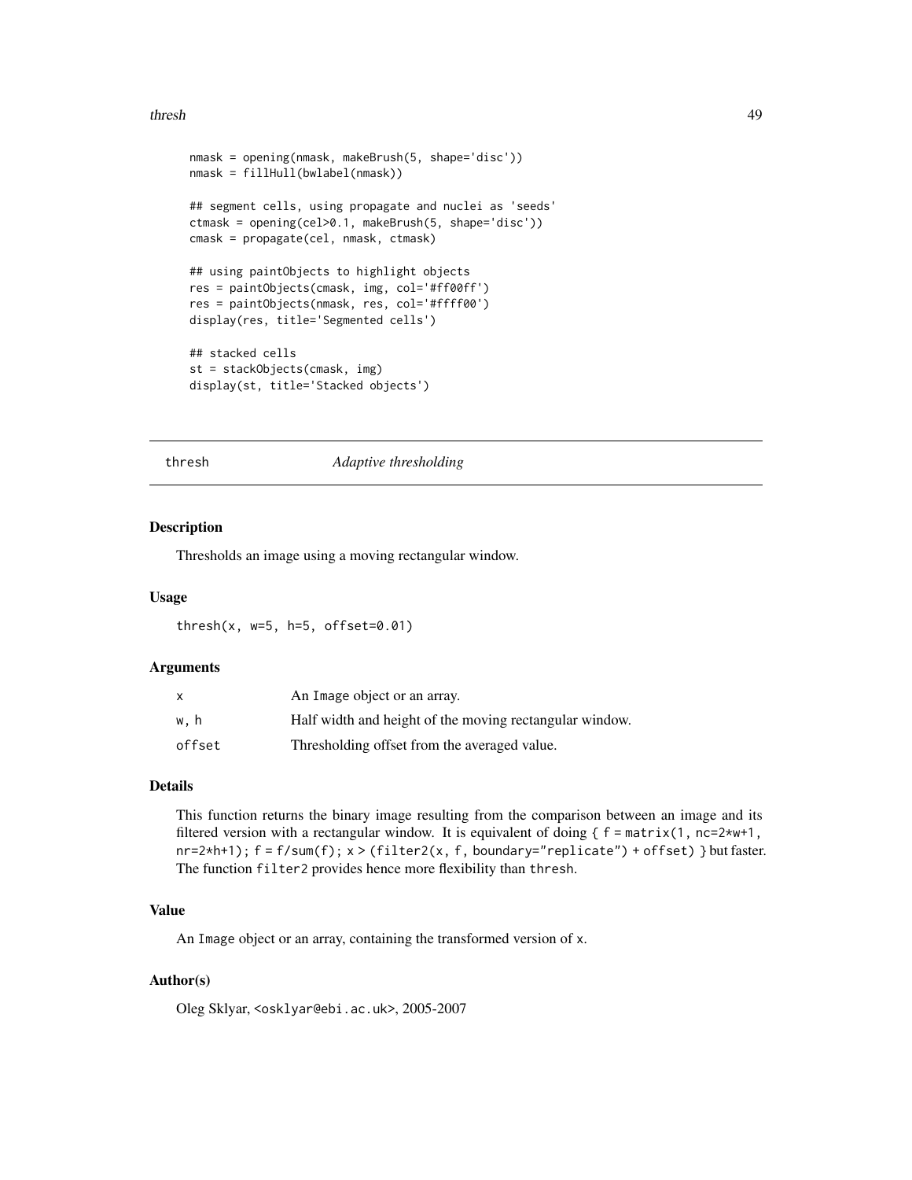```
nmask = opening(nmask, makeBrush(5, shape='disc'))
nmask = fillHull(bwlabel(nmask))

## segment cells, using propagate and nuclei as 'seeds'
ctmask = opening(cel>0.1, makeBrush(5, shape='disc'))
cmask = propagate(cel, nmask, ctmask)

## using paintObjects to highlight objects
res = paintObjects(cmask, img, col='#ff00ff')
res = paintObjects(nmask, res, col='#ffff00')
display(res, title='Segmented cells')

## stacked cells
st = stackObjects(cmask, img)
display(st, title='Stacked objects')
```

---

## thresh — *Adaptive thresholding*

### Description

Thresholds an image using a moving rectangular window.

### Usage

```
thresh(x, w=5, h=5, offset=0.01)
```

### Arguments

| | |
|---|---|
| `x` | An `Image` object or an array. |
| `w, h` | Half width and height of the moving rectangular window. |
| `offset` | Thresholding offset from the averaged value. |

### Details

This function returns the binary image resulting from the comparison between an image and its filtered version with a rectangular window. It is equivalent of doing { `f = matrix(1, nc=2*w+1, nr=2*h+1); f = f/sum(f); x > (filter2(x, f, boundary="replicate") + offset)` } but faster. The function `filter2` provides hence more flexibility than `thresh`.

### Value

An `Image` object or an array, containing the transformed version of `x`.

### Author(s)

Oleg Sklyar, <osklyar@ebi.ac.uk>, 2005-2007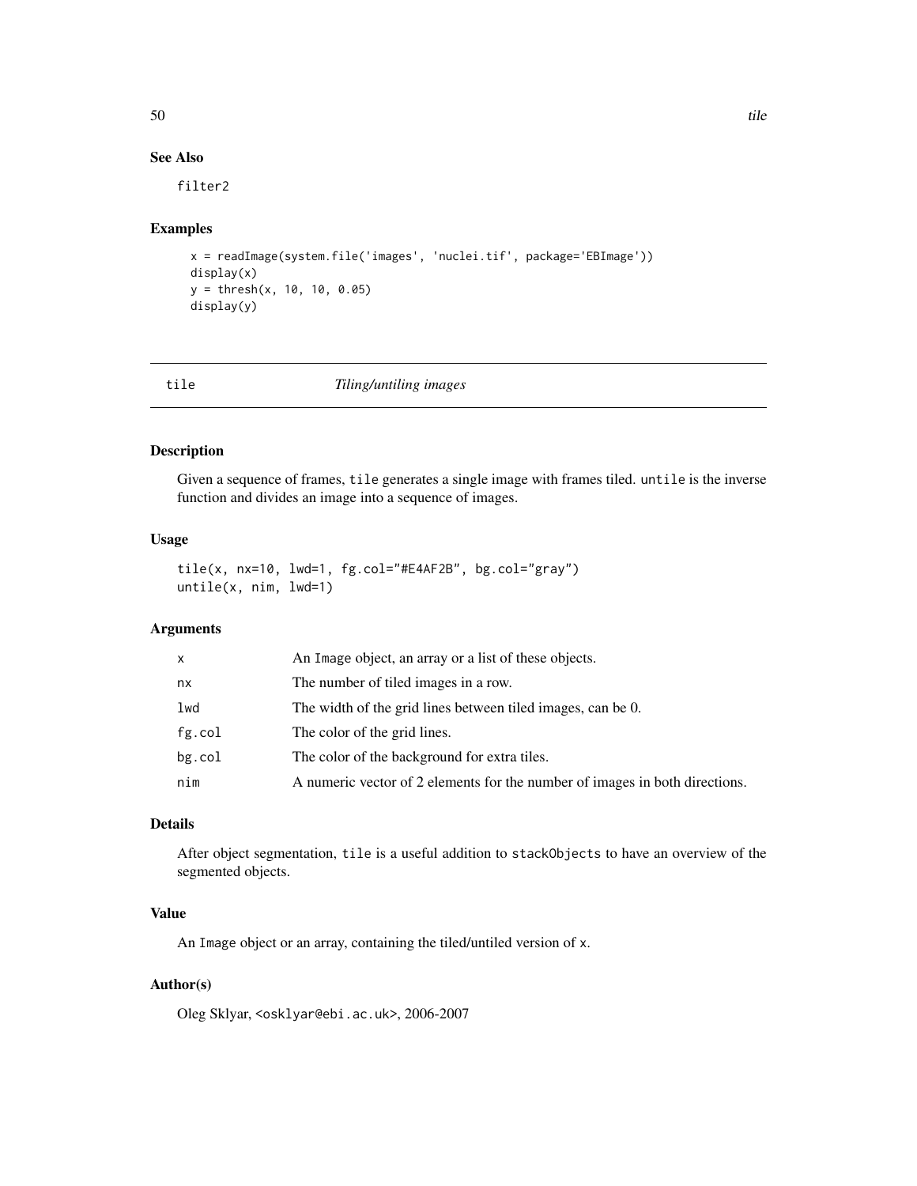## See Also

filter2

## Examples

```
x = readImage(system.file('images', 'nuclei.tif', package='EBImage'))
display(x)
y = thresh(x, 10, 10, 0.05)
display(y)
```

---

# tile *Tiling/untiling images*

---

## Description

Given a sequence of frames, `tile` generates a single image with frames tiled. `untile` is the inverse function and divides an image into a sequence of images.

## Usage

```
tile(x, nx=10, lwd=1, fg.col="#E4AF2B", bg.col="gray")
untile(x, nim, lwd=1)
```

## Arguments

| | |
|---|---|
| x | An Image object, an array or a list of these objects. |
| nx | The number of tiled images in a row. |
| lwd | The width of the grid lines between tiled images, can be 0. |
| fg.col | The color of the grid lines. |
| bg.col | The color of the background for extra tiles. |
| nim | A numeric vector of 2 elements for the number of images in both directions. |

## Details

After object segmentation, `tile` is a useful addition to `stackObjects` to have an overview of the segmented objects.

## Value

An Image object or an array, containing the tiled/untiled version of x.

## Author(s)

Oleg Sklyar, <osklyar@ebi.ac.uk>, 2006-2007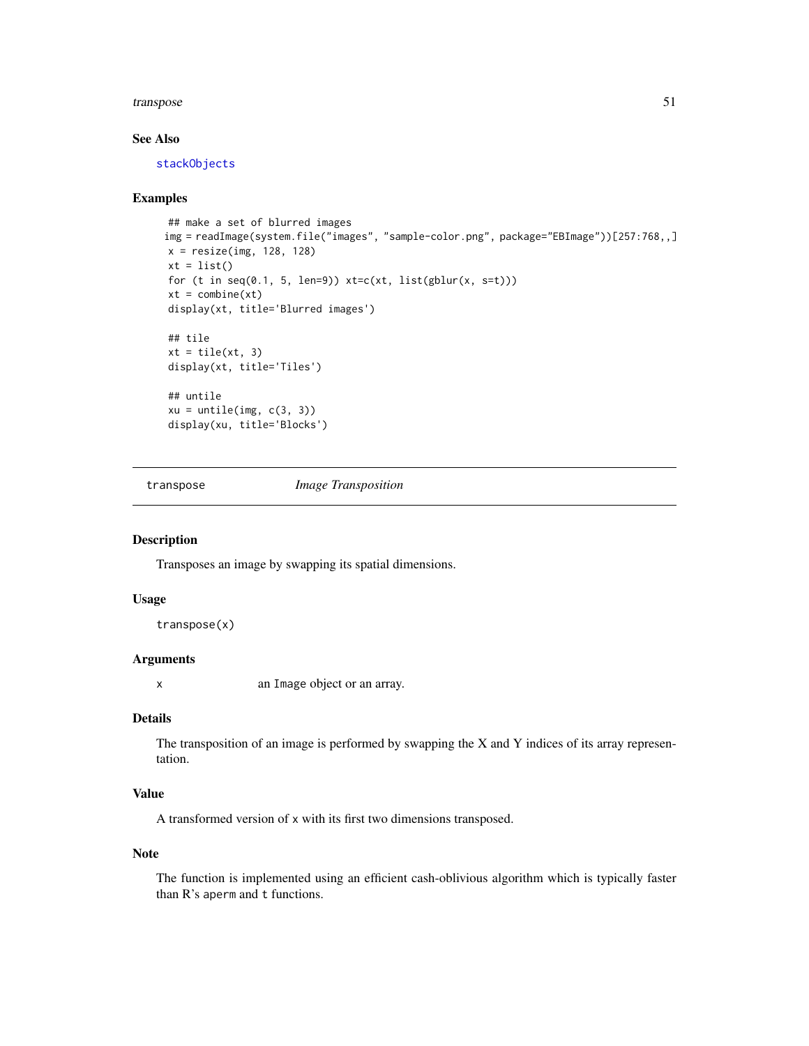### See Also

stackObjects

### Examples

```
## make a set of blurred images
img = readImage(system.file("images", "sample-color.png", package="EBImage"))[257:768,,]
x = resize(img, 128, 128)
xt = list()
for (t in seq(0.1, 5, len=9)) xt=c(xt, list(gblur(x, s=t)))
xt = combine(xt)
display(xt, title='Blurred images')

## tile
xt = tile(xt, 3)
display(xt, title='Tiles')

## untile
xu = untile(img, c(3, 3))
display(xu, title='Blocks')
```

---

## transpose *Image Transposition*

### Description

Transposes an image by swapping its spatial dimensions.

### Usage

```
transpose(x)
```

### Arguments

| | |
|---|---|
| x | an Image object or an array. |

### Details

The transposition of an image is performed by swapping the X and Y indices of its array representation.

### Value

A transformed version of x with its first two dimensions transposed.

### Note

The function is implemented using an efficient cash-oblivious algorithm which is typically faster than R's aperm and t functions.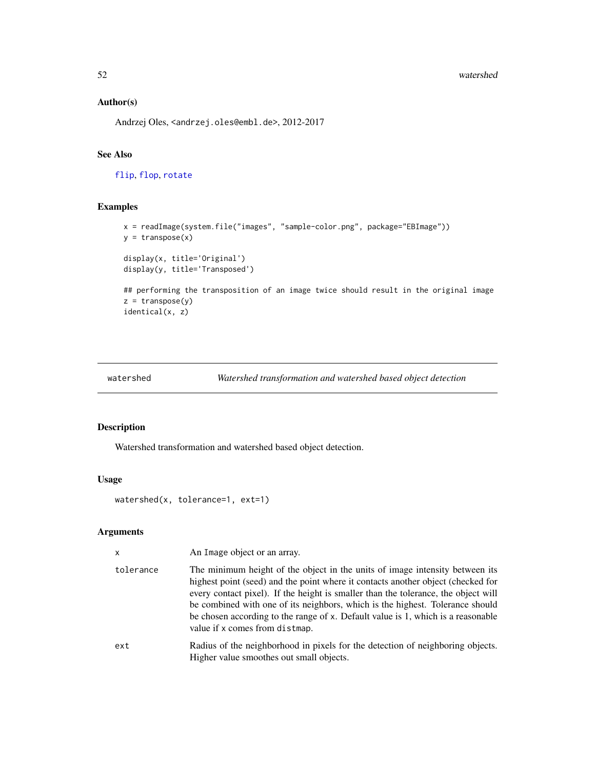### Author(s)

Andrzej Oles, <andrzej.oles@embl.de>, 2012-2017

### See Also

flip, flop, rotate

### Examples

```
x = readImage(system.file("images", "sample-color.png", package="EBImage"))
y = transpose(x)

display(x, title='Original')
display(y, title='Transposed')

## performing the transposition of an image twice should result in the original image
z = transpose(y)
identical(x, z)
```

---

## watershed — *Watershed transformation and watershed based object detection*

---

### Description

Watershed transformation and watershed based object detection.

### Usage

```
watershed(x, tolerance=1, ext=1)
```

### Arguments

| | |
|---|---|
| x | An Image object or an array. |
| tolerance | The minimum height of the object in the units of image intensity between its highest point (seed) and the point where it contacts another object (checked for every contact pixel). If the height is smaller than the tolerance, the object will be combined with one of its neighbors, which is the highest. Tolerance should be chosen according to the range of x. Default value is 1, which is a reasonable value if x comes from distmap. |
| ext | Radius of the neighborhood in pixels for the detection of neighboring objects. Higher value smoothes out small objects. |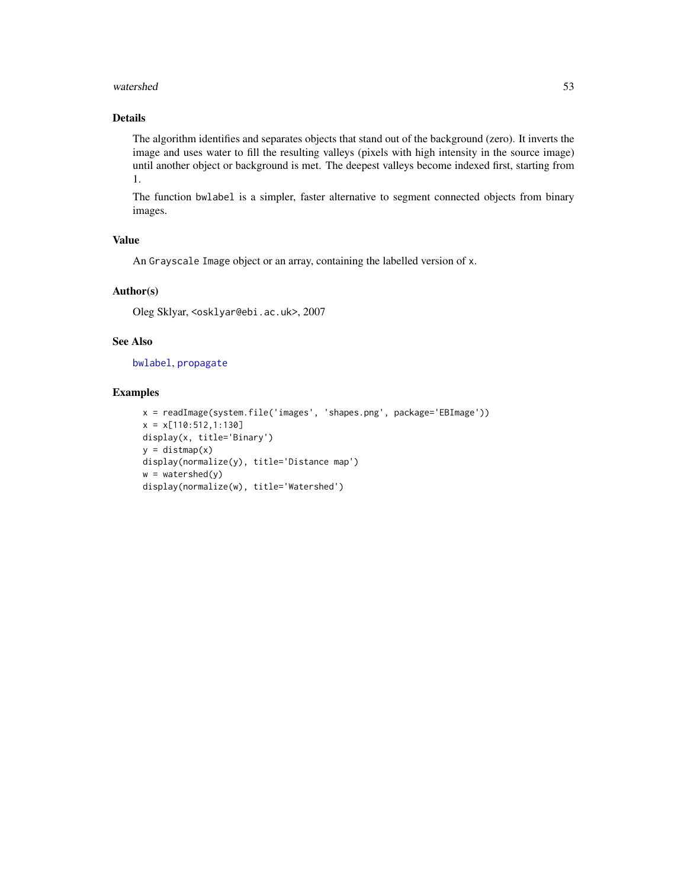## Details

The algorithm identifies and separates objects that stand out of the background (zero). It inverts the image and uses water to fill the resulting valleys (pixels with high intensity in the source image) until another object or background is met. The deepest valleys become indexed first, starting from 1.

The function `bwlabel` is a simpler, faster alternative to segment connected objects from binary images.

## Value

An `Grayscale Image` object or an array, containing the labelled version of `x`.

## Author(s)

Oleg Sklyar, `<osklyar@ebi.ac.uk>`, 2007

## See Also

`bwlabel`, `propagate`

## Examples

```
x = readImage(system.file('images', 'shapes.png', package='EBImage'))
x = x[110:512,1:130]
display(x, title='Binary')
y = distmap(x)
display(normalize(y), title='Distance map')
w = watershed(y)
display(normalize(w), title='Watershed')
```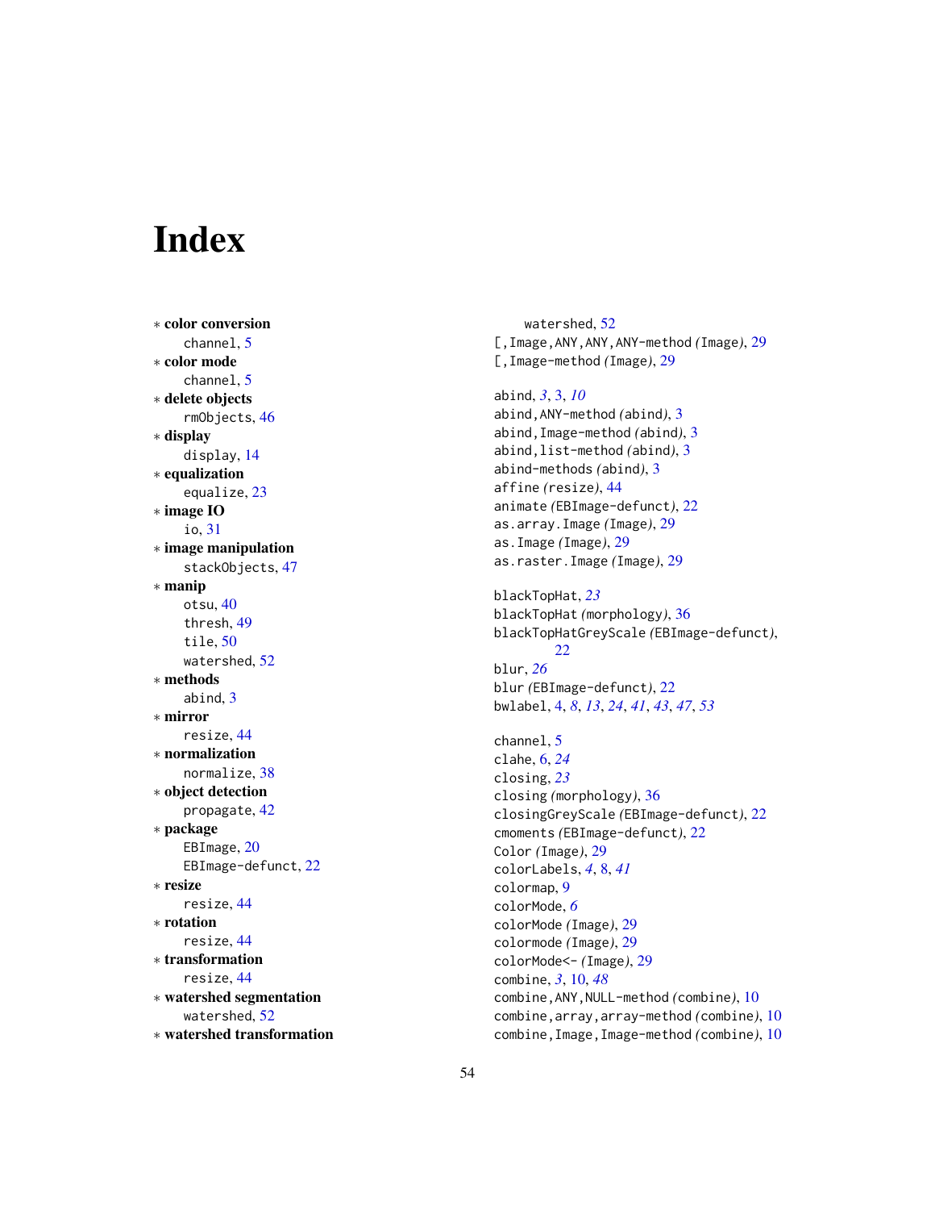# Index

∗ **color conversion**
  channel, 5
∗ **color mode**
  channel, 5
∗ **delete objects**
  rmObjects, 46
∗ **display**
  display, 14
∗ **equalization**
  equalize, 23
∗ **image IO**
  io, 31
∗ **image manipulation**
  stackObjects, 47
∗ **manip**
  otsu, 40
  thresh, 49
  tile, 50
  watershed, 52
∗ **methods**
  abind, 3
∗ **mirror**
  resize, 44
∗ **normalization**
  normalize, 38
∗ **object detection**
  propagate, 42
∗ **package**
  EBImage, 20
  EBImage-defunct, 22
∗ **resize**
  resize, 44
∗ **rotation**
  resize, 44
∗ **transformation**
  resize, 44
∗ **watershed segmentation**
  watershed, 52
∗ **watershed transformation**
  watershed, 52

[,Image,ANY,ANY-method *(*Image*)*, 29
[,Image-method *(*Image*)*, 29

abind, *3*, 3, *10*
abind,ANY-method *(*abind*)*, 3
abind,Image-method *(*abind*)*, 3
abind,list-method *(*abind*)*, 3
abind-methods *(*abind*)*, 3
affine *(*resize*)*, 44
animate *(*EBImage-defunct*)*, 22
as.array.Image *(*Image*)*, 29
as.Image *(*Image*)*, 29
as.raster.Image *(*Image*)*, 29

blackTopHat, *23*
blackTopHat *(*morphology*)*, 36
blackTopHatGreyScale *(*EBImage-defunct*)*, 22
blur, *26*
blur *(*EBImage-defunct*)*, 22
bwlabel, 4, *8*, *13*, *24*, *41*, *43*, *47*, *53*

channel, 5
clahe, 6, *24*
closing, *23*
closing *(*morphology*)*, 36
closingGreyScale *(*EBImage-defunct*)*, 22
cmoments *(*EBImage-defunct*)*, 22
Color *(*Image*)*, 29
colorLabels, *4*, 8, *41*
colormap, 9
colorMode, *6*
colorMode *(*Image*)*, 29
colormode *(*Image*)*, 29
colorMode<- *(*Image*)*, 29
combine, *3*, 10, *48*
combine,ANY,NULL-method *(*combine*)*, 10
combine,array,array-method *(*combine*)*, 10
combine,Image,Image-method *(*combine*)*, 10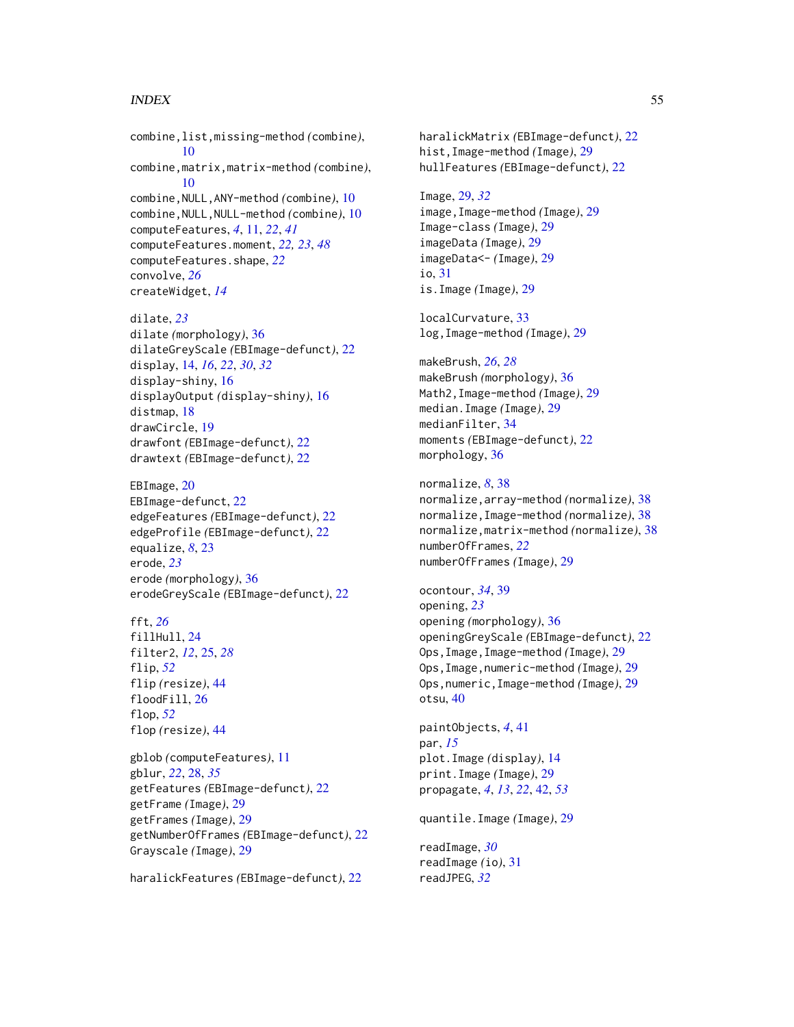combine,list,missing-method *(combine)*, 10
combine,matrix,matrix-method *(combine)*, 10
combine,NULL,ANY-method *(combine)*, 10
combine,NULL,NULL-method *(combine)*, 10
computeFeatures, *4*, 11, *22*, *41*
computeFeatures.moment, *22, 23*, *48*
computeFeatures.shape, *22*
convolve, *26*
createWidget, *14*

dilate, *23*
dilate *(morphology)*, 36
dilateGreyScale *(EBImage-defunct)*, 22
display, 14, *16*, *22*, *30*, *32*
display-shiny, 16
displayOutput *(display-shiny)*, 16
distmap, 18
drawCircle, 19
drawfont *(EBImage-defunct)*, 22
drawtext *(EBImage-defunct)*, 22

EBImage, 20
EBImage-defunct, 22
edgeFeatures *(EBImage-defunct)*, 22
edgeProfile *(EBImage-defunct)*, 22
equalize, *8*, 23
erode, *23*
erode *(morphology)*, 36
erodeGreyScale *(EBImage-defunct)*, 22

fft, *26*
fillHull, 24
filter2, *12*, 25, *28*
flip, *52*
flip *(resize)*, 44
floodFill, 26
flop, *52*
flop *(resize)*, 44

gblob *(computeFeatures)*, 11
gblur, *22*, 28, *35*
getFeatures *(EBImage-defunct)*, 22
getFrame *(Image)*, 29
getFrames *(Image)*, 29
getNumberOfFrames *(EBImage-defunct)*, 22
Grayscale *(Image)*, 29

haralickFeatures *(EBImage-defunct)*, 22
haralickMatrix *(EBImage-defunct)*, 22
hist,Image-method *(Image)*, 29
hullFeatures *(EBImage-defunct)*, 22

Image, 29, *32*
image,Image-method *(Image)*, 29
Image-class *(Image)*, 29
imageData *(Image)*, 29
imageData<- *(Image)*, 29
io, 31
is.Image *(Image)*, 29

localCurvature, 33
log,Image-method *(Image)*, 29

makeBrush, *26*, *28*
makeBrush *(morphology)*, 36
Math2,Image-method *(Image)*, 29
median.Image *(Image)*, 29
medianFilter, 34
moments *(EBImage-defunct)*, 22
morphology, 36

normalize, *8*, 38
normalize,array-method *(normalize)*, 38
normalize,Image-method *(normalize)*, 38
normalize,matrix-method *(normalize)*, 38
numberOfFrames, *22*
numberOfFrames *(Image)*, 29

ocontour, *34*, 39
opening, *23*
opening *(morphology)*, 36
openingGreyScale *(EBImage-defunct)*, 22
Ops,Image,Image-method *(Image)*, 29
Ops,Image,numeric-method *(Image)*, 29
Ops,numeric,Image-method *(Image)*, 29
otsu, 40

paintObjects, *4*, 41
par, *15*
plot.Image *(display)*, 14
print.Image *(Image)*, 29
propagate, *4*, *13*, *22*, 42, *53*

quantile.Image *(Image)*, 29

readImage, *30*
readImage *(io)*, 31
readJPEG, *32*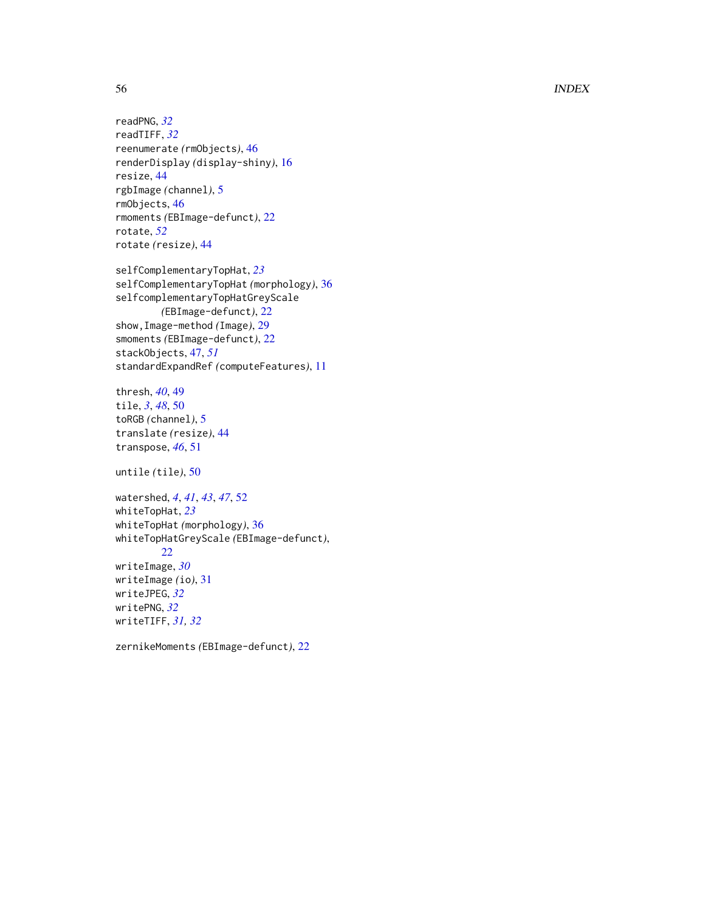readPNG, *32*
readTIFF, *32*
reenumerate *(*rmObjects*)*, 46
renderDisplay *(*display-shiny*)*, 16
resize, 44
rgbImage *(*channel*)*, 5
rmObjects, 46
rmoments *(*EBImage-defunct*)*, 22
rotate, *52*
rotate *(*resize*)*, 44

selfComplementaryTopHat, *23*
selfComplementaryTopHat *(*morphology*)*, 36
selfcomplementaryTopHatGreyScale
        *(*EBImage-defunct*)*, 22
show,Image-method *(*Image*)*, 29
smoments *(*EBImage-defunct*)*, 22
stackObjects, 47, *51*
standardExpandRef *(*computeFeatures*)*, 11

thresh, *40*, 49
tile, *3*, *48*, 50
toRGB *(*channel*)*, 5
translate *(*resize*)*, 44
transpose, *46*, 51

untile *(*tile*)*, 50

watershed, *4*, *41*, *43*, *47*, 52
whiteTopHat, *23*
whiteTopHat *(*morphology*)*, 36
whiteTopHatGreyScale *(*EBImage-defunct*)*,
        22
writeImage, *30*
writeImage *(*io*)*, 31
writeJPEG, *32*
writePNG, *32*
writeTIFF, *31, 32*

zernikeMoments *(*EBImage-defunct*)*, 22